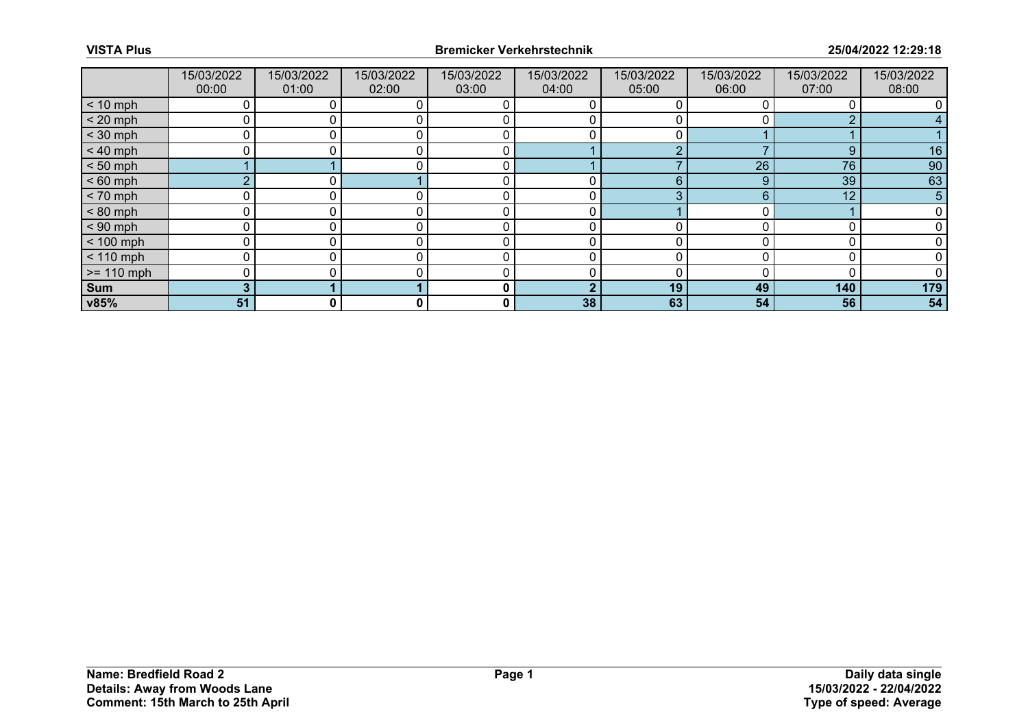| | 15/03/2022 00:00 | 15/03/2022 01:00 | 15/03/2022 02:00 | 15/03/2022 03:00 | 15/03/2022 04:00 | 15/03/2022 05:00 | 15/03/2022 06:00 | 15/03/2022 07:00 | 15/03/2022 08:00 |
|---|---|---|---|---|---|---|---|---|---|
| < 10 mph | 0 | 0 | 0 | 0 | 0 | 0 | 0 | 0 | 0 |
| < 20 mph | 0 | 0 | 0 | 0 | 0 | 0 | 0 | 2 | 4 |
| < 30 mph | 0 | 0 | 0 | 0 | 0 | 0 | 1 | 1 | 1 |
| < 40 mph | 0 | 0 | 0 | 0 | 1 | 2 | 7 | 9 | 16 |
| < 50 mph | 1 | 1 | 0 | 0 | 1 | 7 | 26 | 76 | 90 |
| < 60 mph | 2 | 0 | 1 | 0 | 0 | 6 | 9 | 39 | 63 |
| < 70 mph | 0 | 0 | 0 | 0 | 0 | 3 | 6 | 12 | 5 |
| < 80 mph | 0 | 0 | 0 | 0 | 0 | 1 | 0 | 1 | 0 |
| < 90 mph | 0 | 0 | 0 | 0 | 0 | 0 | 0 | 0 | 0 |
| < 100 mph | 0 | 0 | 0 | 0 | 0 | 0 | 0 | 0 | 0 |
| < 110 mph | 0 | 0 | 0 | 0 | 0 | 0 | 0 | 0 | 0 |
| >= 110 mph | 0 | 0 | 0 | 0 | 0 | 0 | 0 | 0 | 0 |
| **Sum** | **3** | **1** | **1** | **0** | **2** | **19** | **49** | **140** | **179** |
| **v85%** | **51** | **0** | **0** | **0** | **38** | **63** | **54** | **56** | **54** |

**Name: Bredfield Road 2**
**Details: Away from Woods Lane**
**Comment: 15th March to 25th April**

**Daily data single**
**15/03/2022 - 22/04/2022**
**Type of speed: Average**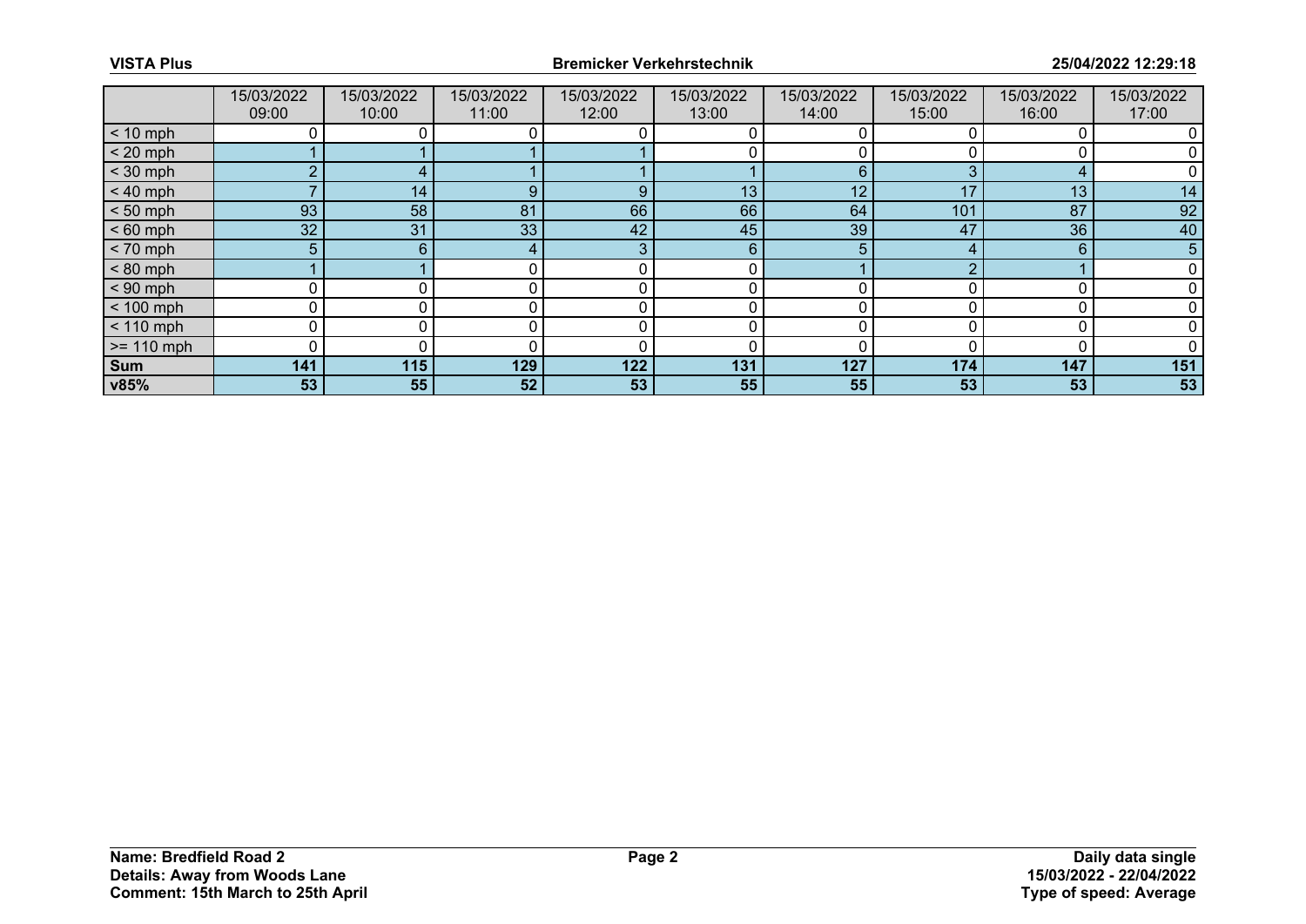| | 15/03/2022 09:00 | 15/03/2022 10:00 | 15/03/2022 11:00 | 15/03/2022 12:00 | 15/03/2022 13:00 | 15/03/2022 14:00 | 15/03/2022 15:00 | 15/03/2022 16:00 | 15/03/2022 17:00 |
|---|---|---|---|---|---|---|---|---|---|
| < 10 mph | 0 | 0 | 0 | 0 | 0 | 0 | 0 | 0 | 0 |
| < 20 mph | 1 | 1 | 1 | 1 | 0 | 0 | 0 | 0 | 0 |
| < 30 mph | 2 | 4 | 1 | 1 | 1 | 6 | 3 | 4 | 0 |
| < 40 mph | 7 | 14 | 9 | 9 | 13 | 12 | 17 | 13 | 14 |
| < 50 mph | 93 | 58 | 81 | 66 | 66 | 64 | 101 | 87 | 92 |
| < 60 mph | 32 | 31 | 33 | 42 | 45 | 39 | 47 | 36 | 40 |
| < 70 mph | 5 | 6 | 4 | 3 | 6 | 5 | 4 | 6 | 5 |
| < 80 mph | 1 | 1 | 0 | 0 | 0 | 1 | 2 | 1 | 0 |
| < 90 mph | 0 | 0 | 0 | 0 | 0 | 0 | 0 | 0 | 0 |
| < 100 mph | 0 | 0 | 0 | 0 | 0 | 0 | 0 | 0 | 0 |
| < 110 mph | 0 | 0 | 0 | 0 | 0 | 0 | 0 | 0 | 0 |
| >= 110 mph | 0 | 0 | 0 | 0 | 0 | 0 | 0 | 0 | 0 |
| **Sum** | **141** | **115** | **129** | **122** | **131** | **127** | **174** | **147** | **151** |
| **v85%** | **53** | **55** | **52** | **53** | **55** | **55** | **53** | **53** | **53** |

**Name: Bredfield Road 2**
**Details: Away from Woods Lane**
**Comment: 15th March to 25th April**

**Daily data single**
**15/03/2022 - 22/04/2022**
**Type of speed: Average**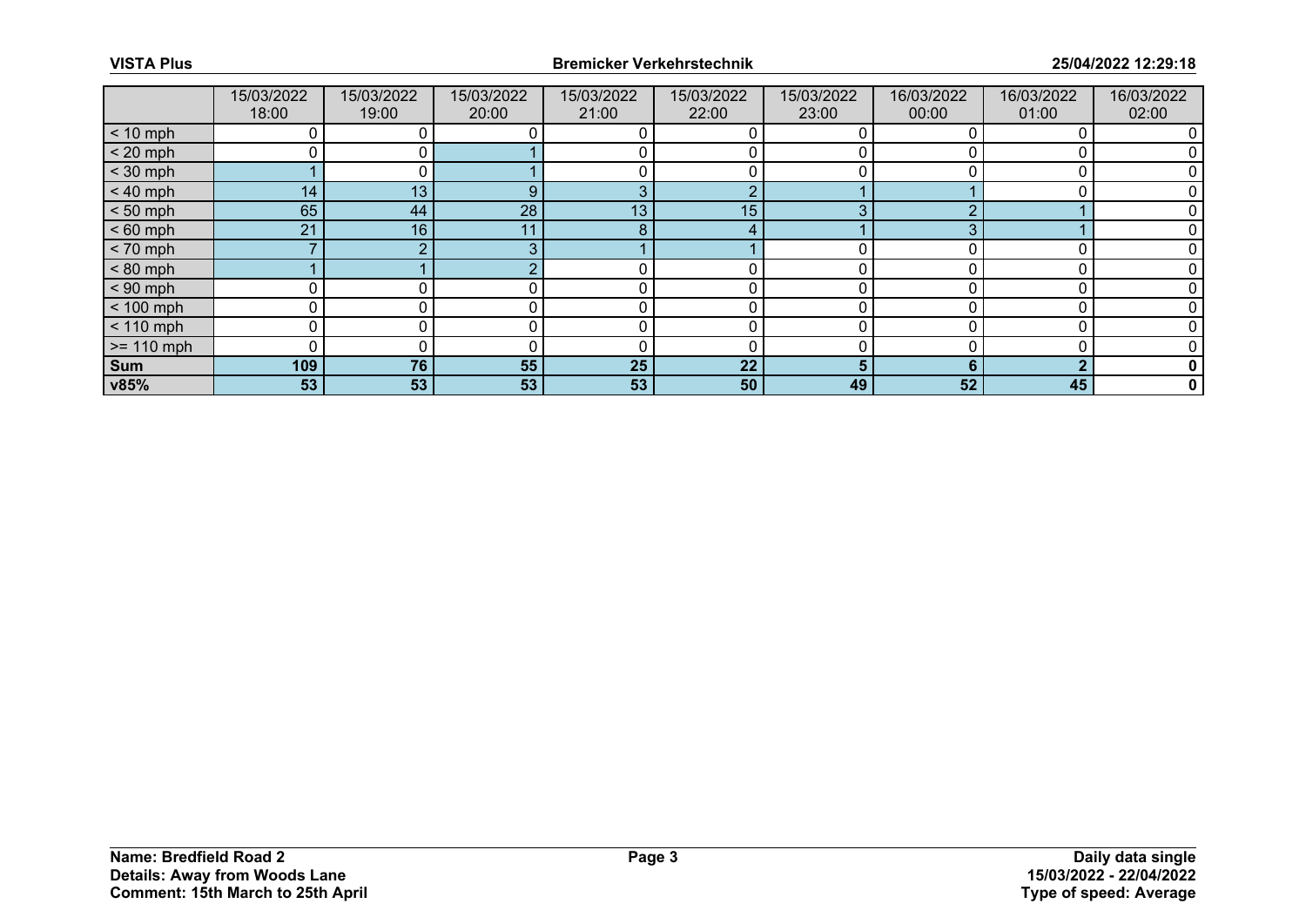| | 15/03/2022 18:00 | 15/03/2022 19:00 | 15/03/2022 20:00 | 15/03/2022 21:00 | 15/03/2022 22:00 | 15/03/2022 23:00 | 16/03/2022 00:00 | 16/03/2022 01:00 | 16/03/2022 02:00 |
|---|---|---|---|---|---|---|---|---|---|
| < 10 mph | 0 | 0 | 0 | 0 | 0 | 0 | 0 | 0 | 0 |
| < 20 mph | 0 | 0 | 1 | 0 | 0 | 0 | 0 | 0 | 0 |
| < 30 mph | 1 | 0 | 1 | 0 | 0 | 0 | 0 | 0 | 0 |
| < 40 mph | 14 | 13 | 9 | 3 | 2 | 1 | 1 | 0 | 0 |
| < 50 mph | 65 | 44 | 28 | 13 | 15 | 3 | 2 | 1 | 0 |
| < 60 mph | 21 | 16 | 11 | 8 | 4 | 1 | 3 | 1 | 0 |
| < 70 mph | 7 | 2 | 3 | 1 | 1 | 0 | 0 | 0 | 0 |
| < 80 mph | 1 | 1 | 2 | 0 | 0 | 0 | 0 | 0 | 0 |
| < 90 mph | 0 | 0 | 0 | 0 | 0 | 0 | 0 | 0 | 0 |
| < 100 mph | 0 | 0 | 0 | 0 | 0 | 0 | 0 | 0 | 0 |
| < 110 mph | 0 | 0 | 0 | 0 | 0 | 0 | 0 | 0 | 0 |
| >= 110 mph | 0 | 0 | 0 | 0 | 0 | 0 | 0 | 0 | 0 |
| **Sum** | **109** | **76** | **55** | **25** | **22** | **5** | **6** | **2** | **0** |
| **v85%** | **53** | **53** | **53** | **53** | **50** | **49** | **52** | **45** | **0** |

**Name: Bredfield Road 2**
**Details: Away from Woods Lane**
**Comment: 15th March to 25th April**

**Daily data single**
**15/03/2022 - 22/04/2022**
**Type of speed: Average**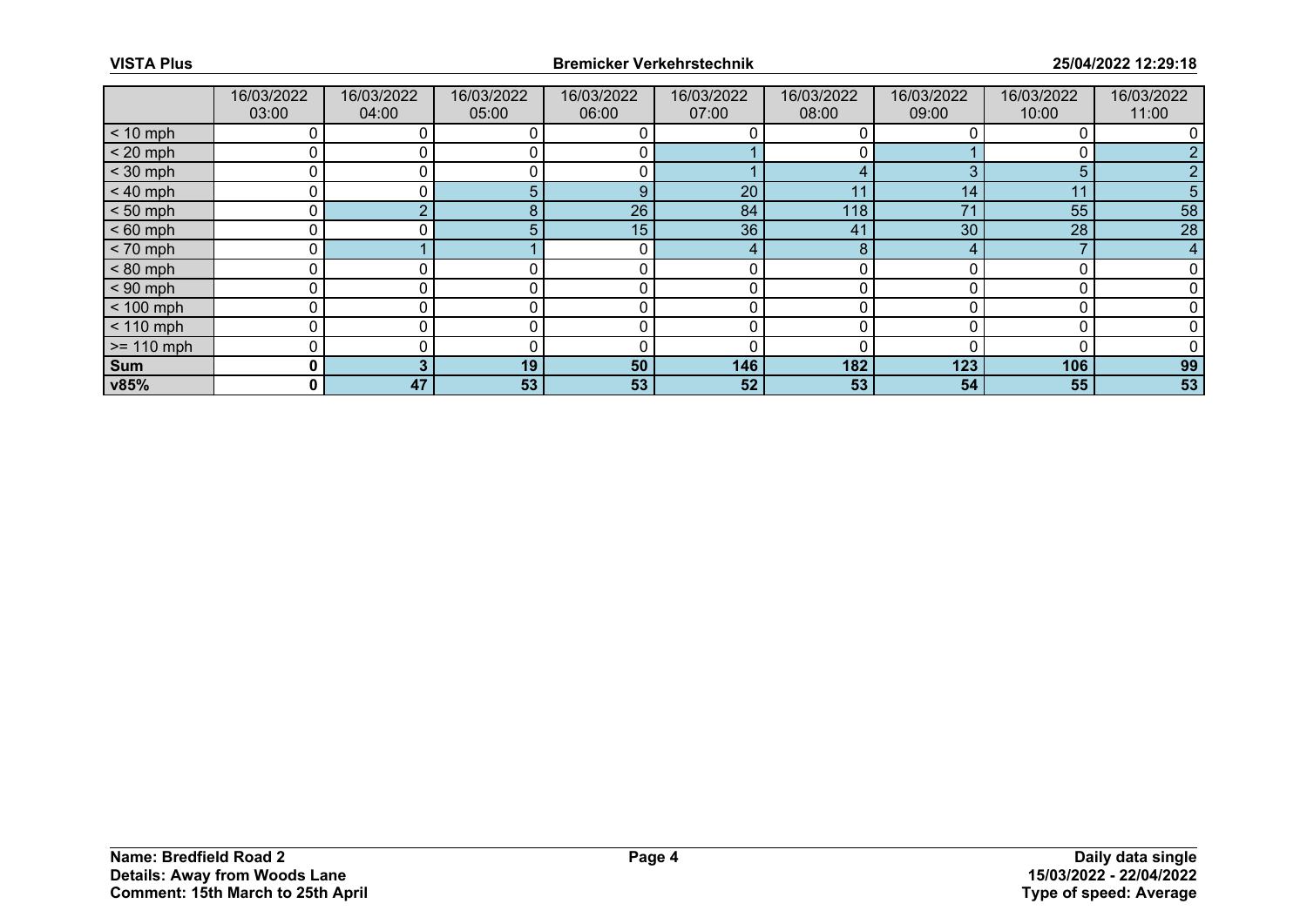| | 16/03/2022 03:00 | 16/03/2022 04:00 | 16/03/2022 05:00 | 16/03/2022 06:00 | 16/03/2022 07:00 | 16/03/2022 08:00 | 16/03/2022 09:00 | 16/03/2022 10:00 | 16/03/2022 11:00 |
|---|---|---|---|---|---|---|---|---|---|
| < 10 mph | 0 | 0 | 0 | 0 | 0 | 0 | 0 | 0 | 0 |
| < 20 mph | 0 | 0 | 0 | 0 | 1 | 0 | 1 | 0 | 2 |
| < 30 mph | 0 | 0 | 0 | 0 | 1 | 4 | 3 | 5 | 2 |
| < 40 mph | 0 | 0 | 5 | 9 | 20 | 11 | 14 | 11 | 5 |
| < 50 mph | 0 | 2 | 8 | 26 | 84 | 118 | 71 | 55 | 58 |
| < 60 mph | 0 | 0 | 5 | 15 | 36 | 41 | 30 | 28 | 28 |
| < 70 mph | 0 | 1 | 1 | 0 | 4 | 8 | 4 | 7 | 4 |
| < 80 mph | 0 | 0 | 0 | 0 | 0 | 0 | 0 | 0 | 0 |
| < 90 mph | 0 | 0 | 0 | 0 | 0 | 0 | 0 | 0 | 0 |
| < 100 mph | 0 | 0 | 0 | 0 | 0 | 0 | 0 | 0 | 0 |
| < 110 mph | 0 | 0 | 0 | 0 | 0 | 0 | 0 | 0 | 0 |
| >= 110 mph | 0 | 0 | 0 | 0 | 0 | 0 | 0 | 0 | 0 |
| **Sum** | **0** | **3** | **19** | **50** | **146** | **182** | **123** | **106** | **99** |
| **v85%** | **0** | **47** | **53** | **53** | **52** | **53** | **54** | **55** | **53** |

**Name: Bredfield Road 2**
**Details: Away from Woods Lane**
**Comment: 15th March to 25th April**

**Daily data single**
**15/03/2022 - 22/04/2022**
**Type of speed: Average**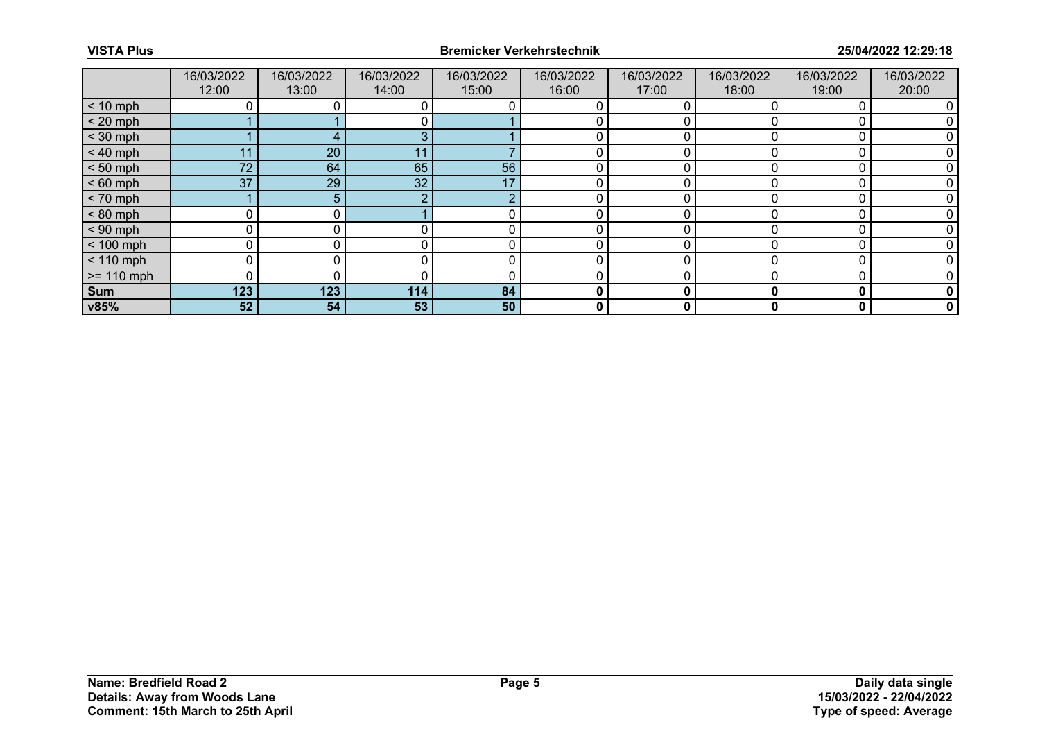| | 16/03/2022 12:00 | 16/03/2022 13:00 | 16/03/2022 14:00 | 16/03/2022 15:00 | 16/03/2022 16:00 | 16/03/2022 17:00 | 16/03/2022 18:00 | 16/03/2022 19:00 | 16/03/2022 20:00 |
|---|---|---|---|---|---|---|---|---|---|
| < 10 mph | 0 | 0 | 0 | 0 | 0 | 0 | 0 | 0 | 0 |
| < 20 mph | 1 | 1 | 0 | 1 | 0 | 0 | 0 | 0 | 0 |
| < 30 mph | 1 | 4 | 3 | 1 | 0 | 0 | 0 | 0 | 0 |
| < 40 mph | 11 | 20 | 11 | 7 | 0 | 0 | 0 | 0 | 0 |
| < 50 mph | 72 | 64 | 65 | 56 | 0 | 0 | 0 | 0 | 0 |
| < 60 mph | 37 | 29 | 32 | 17 | 0 | 0 | 0 | 0 | 0 |
| < 70 mph | 1 | 5 | 2 | 2 | 0 | 0 | 0 | 0 | 0 |
| < 80 mph | 0 | 0 | 1 | 0 | 0 | 0 | 0 | 0 | 0 |
| < 90 mph | 0 | 0 | 0 | 0 | 0 | 0 | 0 | 0 | 0 |
| < 100 mph | 0 | 0 | 0 | 0 | 0 | 0 | 0 | 0 | 0 |
| < 110 mph | 0 | 0 | 0 | 0 | 0 | 0 | 0 | 0 | 0 |
| >= 110 mph | 0 | 0 | 0 | 0 | 0 | 0 | 0 | 0 | 0 |
| **Sum** | **123** | **123** | **114** | **84** | **0** | **0** | **0** | **0** | **0** |
| **v85%** | **52** | **54** | **53** | **50** | **0** | **0** | **0** | **0** | **0** |

**Name: Bredfield Road 2**
**Details: Away from Woods Lane**
**Comment: 15th March to 25th April**

**Daily data single**
**15/03/2022 - 22/04/2022**
**Type of speed: Average**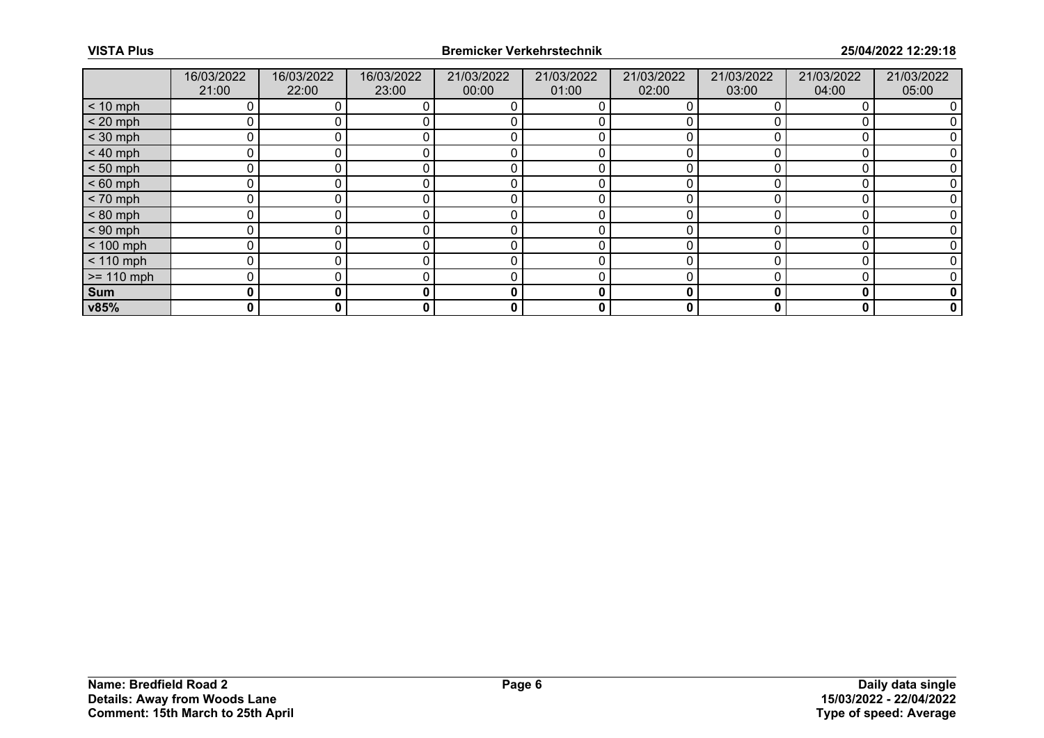| | 16/03/2022 21:00 | 16/03/2022 22:00 | 16/03/2022 23:00 | 21/03/2022 00:00 | 21/03/2022 01:00 | 21/03/2022 02:00 | 21/03/2022 03:00 | 21/03/2022 04:00 | 21/03/2022 05:00 |
|---|---|---|---|---|---|---|---|---|---|
| < 10 mph | 0 | 0 | 0 | 0 | 0 | 0 | 0 | 0 | 0 |
| < 20 mph | 0 | 0 | 0 | 0 | 0 | 0 | 0 | 0 | 0 |
| < 30 mph | 0 | 0 | 0 | 0 | 0 | 0 | 0 | 0 | 0 |
| < 40 mph | 0 | 0 | 0 | 0 | 0 | 0 | 0 | 0 | 0 |
| < 50 mph | 0 | 0 | 0 | 0 | 0 | 0 | 0 | 0 | 0 |
| < 60 mph | 0 | 0 | 0 | 0 | 0 | 0 | 0 | 0 | 0 |
| < 70 mph | 0 | 0 | 0 | 0 | 0 | 0 | 0 | 0 | 0 |
| < 80 mph | 0 | 0 | 0 | 0 | 0 | 0 | 0 | 0 | 0 |
| < 90 mph | 0 | 0 | 0 | 0 | 0 | 0 | 0 | 0 | 0 |
| < 100 mph | 0 | 0 | 0 | 0 | 0 | 0 | 0 | 0 | 0 |
| < 110 mph | 0 | 0 | 0 | 0 | 0 | 0 | 0 | 0 | 0 |
| >= 110 mph | 0 | 0 | 0 | 0 | 0 | 0 | 0 | 0 | 0 |
| **Sum** | **0** | **0** | **0** | **0** | **0** | **0** | **0** | **0** | **0** |
| **v85%** | **0** | **0** | **0** | **0** | **0** | **0** | **0** | **0** | **0** |

**Name: Bredfield Road 2**
**Details: Away from Woods Lane**
**Comment: 15th March to 25th April**

**Daily data single**
**15/03/2022 - 22/04/2022**
**Type of speed: Average**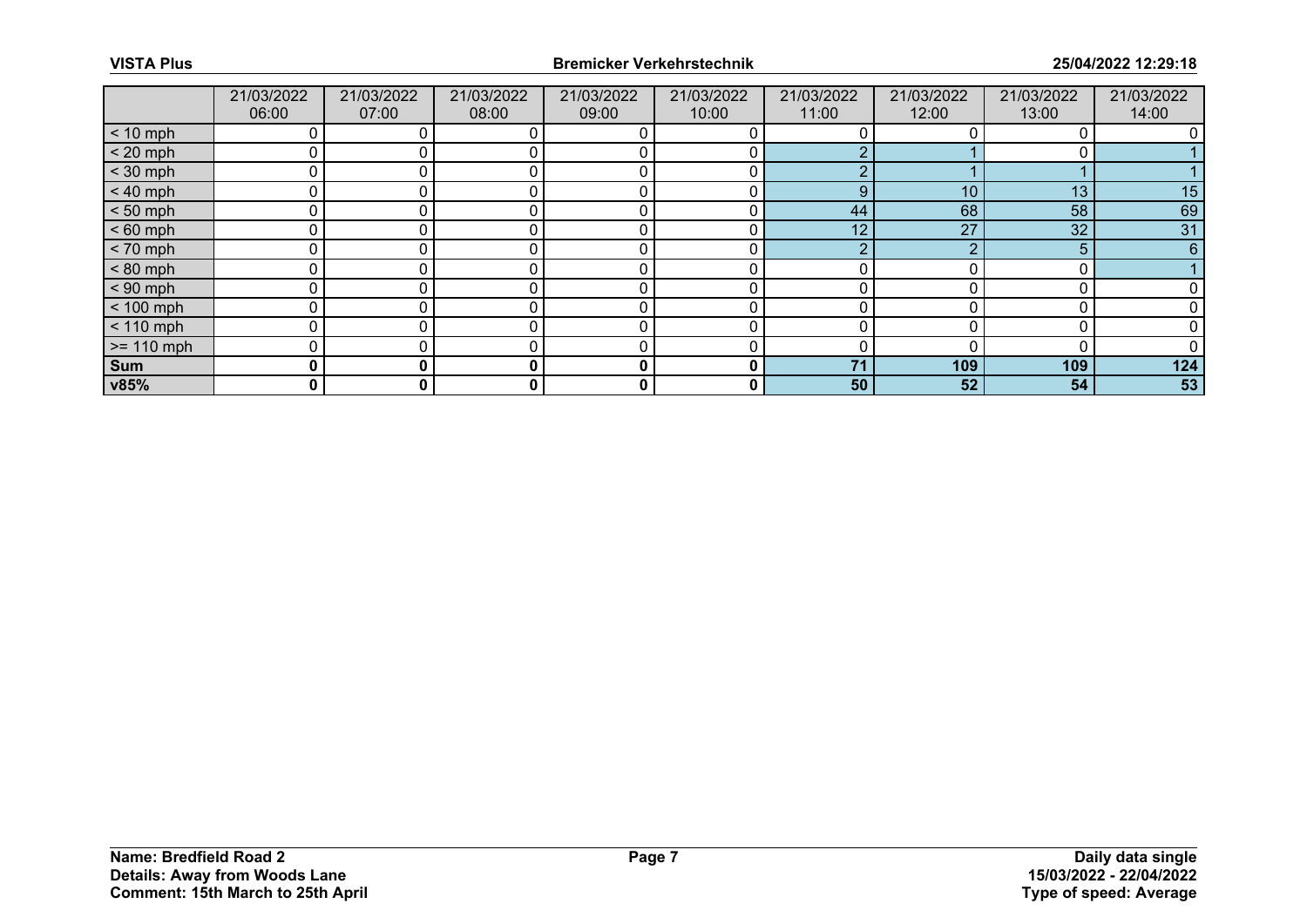| | 21/03/2022 06:00 | 21/03/2022 07:00 | 21/03/2022 08:00 | 21/03/2022 09:00 | 21/03/2022 10:00 | 21/03/2022 11:00 | 21/03/2022 12:00 | 21/03/2022 13:00 | 21/03/2022 14:00 |
|---|---|---|---|---|---|---|---|---|---|
| < 10 mph | 0 | 0 | 0 | 0 | 0 | 0 | 0 | 0 | 0 |
| < 20 mph | 0 | 0 | 0 | 0 | 0 | 2 | 1 | 0 | 1 |
| < 30 mph | 0 | 0 | 0 | 0 | 0 | 2 | 1 | 1 | 1 |
| < 40 mph | 0 | 0 | 0 | 0 | 0 | 9 | 10 | 13 | 15 |
| < 50 mph | 0 | 0 | 0 | 0 | 0 | 44 | 68 | 58 | 69 |
| < 60 mph | 0 | 0 | 0 | 0 | 0 | 12 | 27 | 32 | 31 |
| < 70 mph | 0 | 0 | 0 | 0 | 0 | 2 | 2 | 5 | 6 |
| < 80 mph | 0 | 0 | 0 | 0 | 0 | 0 | 0 | 0 | 1 |
| < 90 mph | 0 | 0 | 0 | 0 | 0 | 0 | 0 | 0 | 0 |
| < 100 mph | 0 | 0 | 0 | 0 | 0 | 0 | 0 | 0 | 0 |
| < 110 mph | 0 | 0 | 0 | 0 | 0 | 0 | 0 | 0 | 0 |
| >= 110 mph | 0 | 0 | 0 | 0 | 0 | 0 | 0 | 0 | 0 |
| **Sum** | **0** | **0** | **0** | **0** | **0** | **71** | **109** | **109** | **124** |
| **v85%** | **0** | **0** | **0** | **0** | **0** | **50** | **52** | **54** | **53** |

**Name: Bredfield Road 2**
**Details: Away from Woods Lane**
**Comment: 15th March to 25th April**

**Daily data single**
**15/03/2022 - 22/04/2022**
**Type of speed: Average**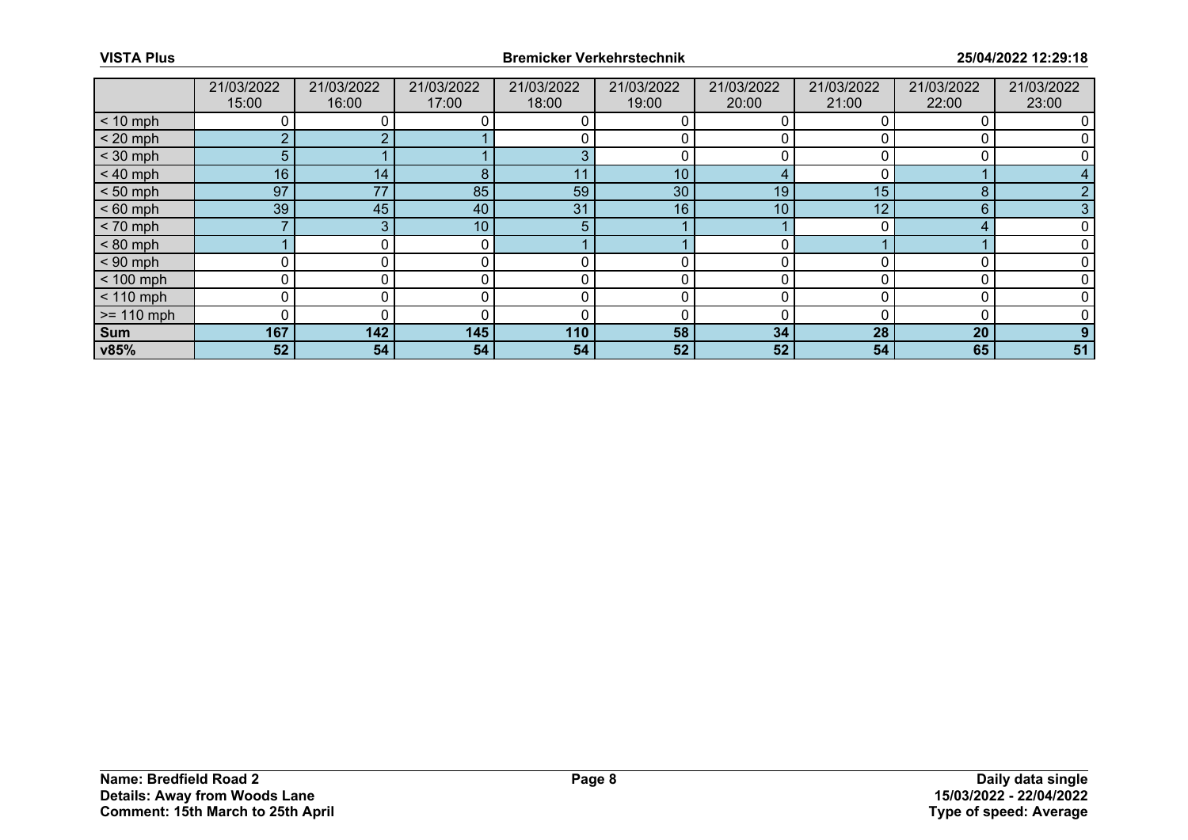| | 21/03/2022 15:00 | 21/03/2022 16:00 | 21/03/2022 17:00 | 21/03/2022 18:00 | 21/03/2022 19:00 | 21/03/2022 20:00 | 21/03/2022 21:00 | 21/03/2022 22:00 | 21/03/2022 23:00 |
|---|---|---|---|---|---|---|---|---|---|
| < 10 mph | 0 | 0 | 0 | 0 | 0 | 0 | 0 | 0 | 0 |
| < 20 mph | 2 | 2 | 1 | 0 | 0 | 0 | 0 | 0 | 0 |
| < 30 mph | 5 | 1 | 1 | 3 | 0 | 0 | 0 | 0 | 0 |
| < 40 mph | 16 | 14 | 8 | 11 | 10 | 4 | 0 | 1 | 4 |
| < 50 mph | 97 | 77 | 85 | 59 | 30 | 19 | 15 | 8 | 2 |
| < 60 mph | 39 | 45 | 40 | 31 | 16 | 10 | 12 | 6 | 3 |
| < 70 mph | 7 | 3 | 10 | 5 | 1 | 1 | 0 | 4 | 0 |
| < 80 mph | 1 | 0 | 0 | 1 | 1 | 0 | 1 | 1 | 0 |
| < 90 mph | 0 | 0 | 0 | 0 | 0 | 0 | 0 | 0 | 0 |
| < 100 mph | 0 | 0 | 0 | 0 | 0 | 0 | 0 | 0 | 0 |
| < 110 mph | 0 | 0 | 0 | 0 | 0 | 0 | 0 | 0 | 0 |
| >= 110 mph | 0 | 0 | 0 | 0 | 0 | 0 | 0 | 0 | 0 |
| **Sum** | **167** | **142** | **145** | **110** | **58** | **34** | **28** | **20** | **9** |
| **v85%** | **52** | **54** | **54** | **54** | **52** | **52** | **54** | **65** | **51** |

**Name: Bredfield Road 2**
**Details: Away from Woods Lane**
**Comment: 15th March to 25th April**

**Daily data single**
**15/03/2022 - 22/04/2022**
**Type of speed: Average**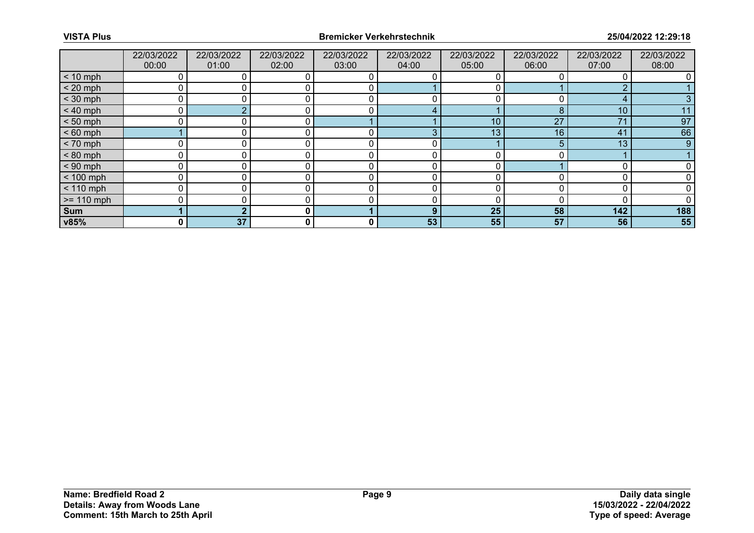| | 22/03/2022 00:00 | 22/03/2022 01:00 | 22/03/2022 02:00 | 22/03/2022 03:00 | 22/03/2022 04:00 | 22/03/2022 05:00 | 22/03/2022 06:00 | 22/03/2022 07:00 | 22/03/2022 08:00 |
|---|---|---|---|---|---|---|---|---|---|
| < 10 mph | 0 | 0 | 0 | 0 | 0 | 0 | 0 | 0 | 0 |
| < 20 mph | 0 | 0 | 0 | 0 | 1 | 0 | 1 | 2 | 1 |
| < 30 mph | 0 | 0 | 0 | 0 | 0 | 0 | 0 | 4 | 3 |
| < 40 mph | 0 | 2 | 0 | 0 | 4 | 1 | 8 | 10 | 11 |
| < 50 mph | 0 | 0 | 0 | 1 | 1 | 10 | 27 | 71 | 97 |
| < 60 mph | 1 | 0 | 0 | 0 | 3 | 13 | 16 | 41 | 66 |
| < 70 mph | 0 | 0 | 0 | 0 | 0 | 1 | 5 | 13 | 9 |
| < 80 mph | 0 | 0 | 0 | 0 | 0 | 0 | 0 | 1 | 1 |
| < 90 mph | 0 | 0 | 0 | 0 | 0 | 0 | 1 | 0 | 0 |
| < 100 mph | 0 | 0 | 0 | 0 | 0 | 0 | 0 | 0 | 0 |
| < 110 mph | 0 | 0 | 0 | 0 | 0 | 0 | 0 | 0 | 0 |
| >= 110 mph | 0 | 0 | 0 | 0 | 0 | 0 | 0 | 0 | 0 |
| **Sum** | **1** | **2** | **0** | **1** | **9** | **25** | **58** | **142** | **188** |
| **v85%** | **0** | **37** | **0** | **0** | **53** | **55** | **57** | **56** | **55** |

**Name: Bredfield Road 2**
**Details: Away from Woods Lane**
**Comment: 15th March to 25th April**

**Daily data single**
**15/03/2022 - 22/04/2022**
**Type of speed: Average**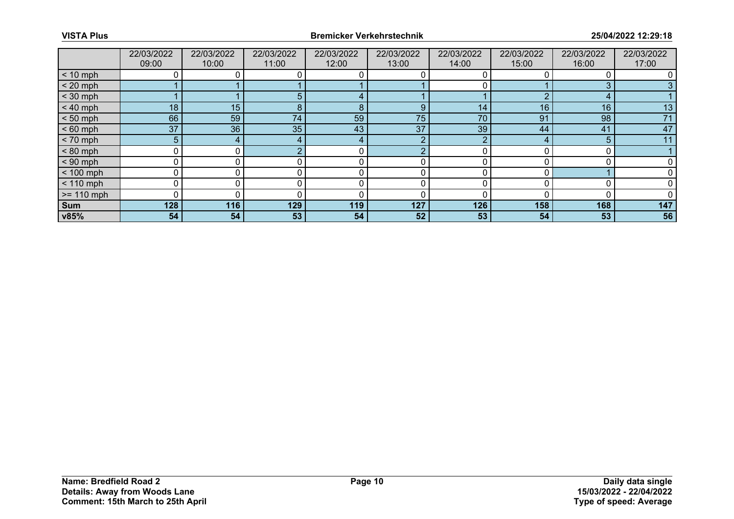| | 22/03/2022 09:00 | 22/03/2022 10:00 | 22/03/2022 11:00 | 22/03/2022 12:00 | 22/03/2022 13:00 | 22/03/2022 14:00 | 22/03/2022 15:00 | 22/03/2022 16:00 | 22/03/2022 17:00 |
|---|---|---|---|---|---|---|---|---|---|
| < 10 mph | 0 | 0 | 0 | 0 | 0 | 0 | 0 | 0 | 0 |
| < 20 mph | 1 | 1 | 1 | 1 | 1 | 0 | 1 | 3 | 3 |
| < 30 mph | 1 | 1 | 5 | 4 | 1 | 1 | 2 | 4 | 1 |
| < 40 mph | 18 | 15 | 8 | 8 | 9 | 14 | 16 | 16 | 13 |
| < 50 mph | 66 | 59 | 74 | 59 | 75 | 70 | 91 | 98 | 71 |
| < 60 mph | 37 | 36 | 35 | 43 | 37 | 39 | 44 | 41 | 47 |
| < 70 mph | 5 | 4 | 4 | 4 | 2 | 2 | 4 | 5 | 11 |
| < 80 mph | 0 | 0 | 2 | 0 | 2 | 0 | 0 | 0 | 1 |
| < 90 mph | 0 | 0 | 0 | 0 | 0 | 0 | 0 | 0 | 0 |
| < 100 mph | 0 | 0 | 0 | 0 | 0 | 0 | 0 | 1 | 0 |
| < 110 mph | 0 | 0 | 0 | 0 | 0 | 0 | 0 | 0 | 0 |
| >= 110 mph | 0 | 0 | 0 | 0 | 0 | 0 | 0 | 0 | 0 |
| **Sum** | **128** | **116** | **129** | **119** | **127** | **126** | **158** | **168** | **147** |
| **v85%** | **54** | **54** | **53** | **54** | **52** | **53** | **54** | **53** | **56** |

**Name: Bredfield Road 2**
**Details: Away from Woods Lane**
**Comment: 15th March to 25th April**

**Daily data single**
**15/03/2022 - 22/04/2022**
**Type of speed: Average**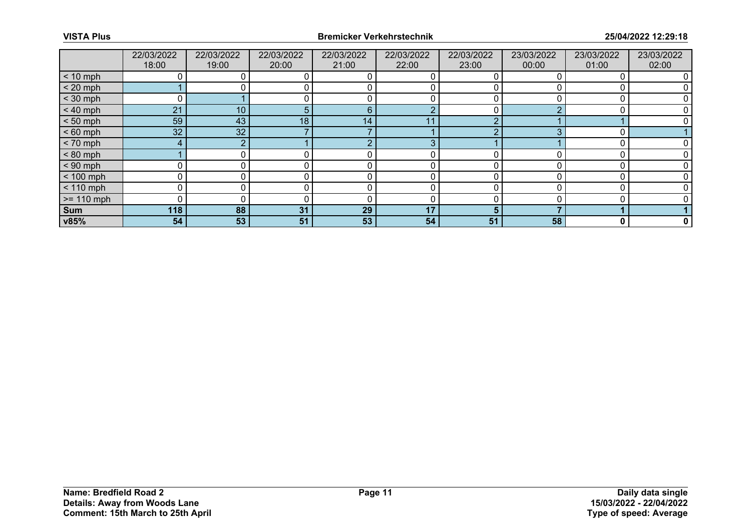| | 22/03/2022 18:00 | 22/03/2022 19:00 | 22/03/2022 20:00 | 22/03/2022 21:00 | 22/03/2022 22:00 | 22/03/2022 23:00 | 23/03/2022 00:00 | 23/03/2022 01:00 | 23/03/2022 02:00 |
|---|---|---|---|---|---|---|---|---|---|
| < 10 mph | 0 | 0 | 0 | 0 | 0 | 0 | 0 | 0 | 0 |
| < 20 mph | 1 | 0 | 0 | 0 | 0 | 0 | 0 | 0 | 0 |
| < 30 mph | 0 | 1 | 0 | 0 | 0 | 0 | 0 | 0 | 0 |
| < 40 mph | 21 | 10 | 5 | 6 | 2 | 0 | 2 | 0 | 0 |
| < 50 mph | 59 | 43 | 18 | 14 | 11 | 2 | 1 | 1 | 0 |
| < 60 mph | 32 | 32 | 7 | 7 | 1 | 2 | 3 | 0 | 1 |
| < 70 mph | 4 | 2 | 1 | 2 | 3 | 1 | 1 | 0 | 0 |
| < 80 mph | 1 | 0 | 0 | 0 | 0 | 0 | 0 | 0 | 0 |
| < 90 mph | 0 | 0 | 0 | 0 | 0 | 0 | 0 | 0 | 0 |
| < 100 mph | 0 | 0 | 0 | 0 | 0 | 0 | 0 | 0 | 0 |
| < 110 mph | 0 | 0 | 0 | 0 | 0 | 0 | 0 | 0 | 0 |
| >= 110 mph | 0 | 0 | 0 | 0 | 0 | 0 | 0 | 0 | 0 |
| **Sum** | **118** | **88** | **31** | **29** | **17** | **5** | **7** | **1** | **1** |
| **v85%** | **54** | **53** | **51** | **53** | **54** | **51** | **58** | **0** | **0** |

**Name: Bredfield Road 2**
**Details: Away from Woods Lane**
**Comment: 15th March to 25th April**

**Daily data single**
**15/03/2022 - 22/04/2022**
**Type of speed: Average**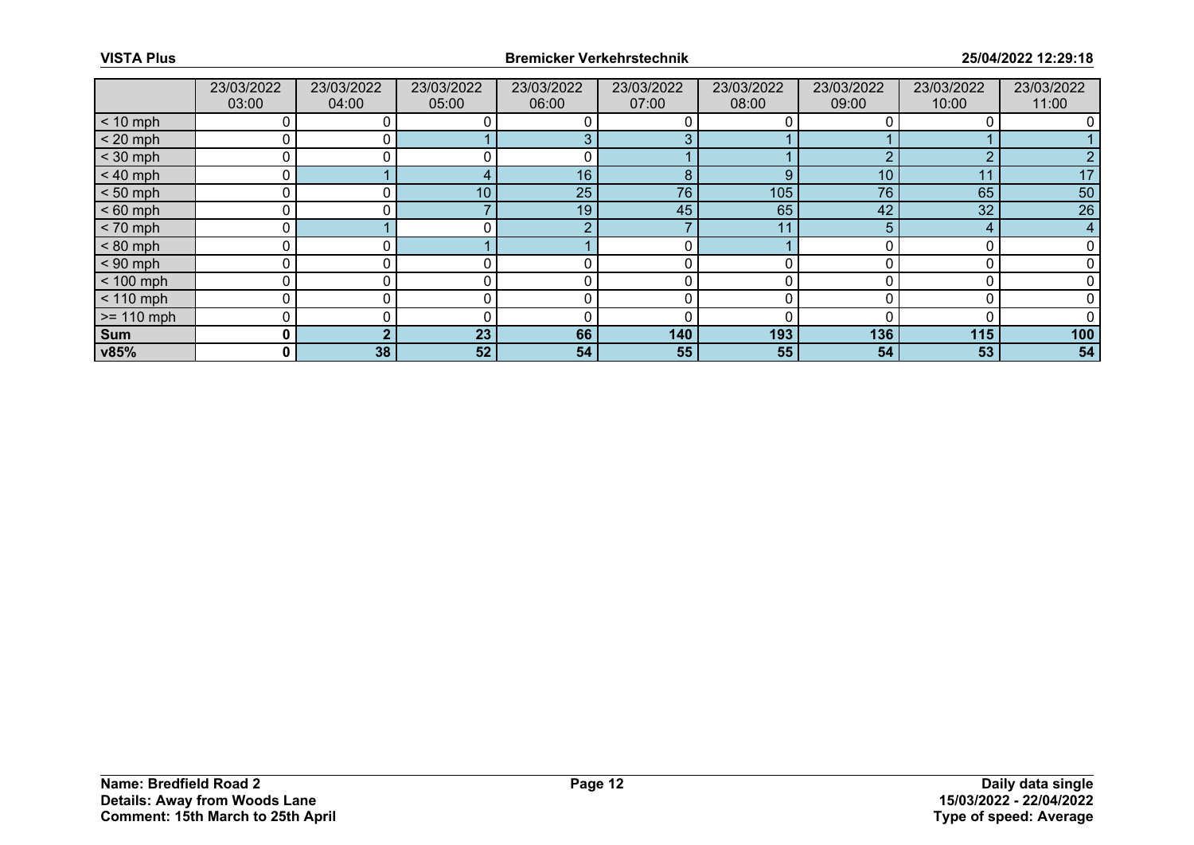| | 23/03/2022 03:00 | 23/03/2022 04:00 | 23/03/2022 05:00 | 23/03/2022 06:00 | 23/03/2022 07:00 | 23/03/2022 08:00 | 23/03/2022 09:00 | 23/03/2022 10:00 | 23/03/2022 11:00 |
|---|---|---|---|---|---|---|---|---|---|
| < 10 mph | 0 | 0 | 0 | 0 | 0 | 0 | 0 | 0 | 0 |
| < 20 mph | 0 | 0 | 1 | 3 | 3 | 1 | 1 | 1 | 1 |
| < 30 mph | 0 | 0 | 0 | 0 | 1 | 1 | 2 | 2 | 2 |
| < 40 mph | 0 | 1 | 4 | 16 | 8 | 9 | 10 | 11 | 17 |
| < 50 mph | 0 | 0 | 10 | 25 | 76 | 105 | 76 | 65 | 50 |
| < 60 mph | 0 | 0 | 7 | 19 | 45 | 65 | 42 | 32 | 26 |
| < 70 mph | 0 | 1 | 0 | 2 | 7 | 11 | 5 | 4 | 4 |
| < 80 mph | 0 | 0 | 1 | 1 | 0 | 1 | 0 | 0 | 0 |
| < 90 mph | 0 | 0 | 0 | 0 | 0 | 0 | 0 | 0 | 0 |
| < 100 mph | 0 | 0 | 0 | 0 | 0 | 0 | 0 | 0 | 0 |
| < 110 mph | 0 | 0 | 0 | 0 | 0 | 0 | 0 | 0 | 0 |
| >= 110 mph | 0 | 0 | 0 | 0 | 0 | 0 | 0 | 0 | 0 |
| **Sum** | **0** | **2** | **23** | **66** | **140** | **193** | **136** | **115** | **100** |
| **v85%** | **0** | **38** | **52** | **54** | **55** | **55** | **54** | **53** | **54** |

**Name: Bredfield Road 2**
**Details: Away from Woods Lane**
**Comment: 15th March to 25th April**

**Daily data single**
**15/03/2022 - 22/04/2022**
**Type of speed: Average**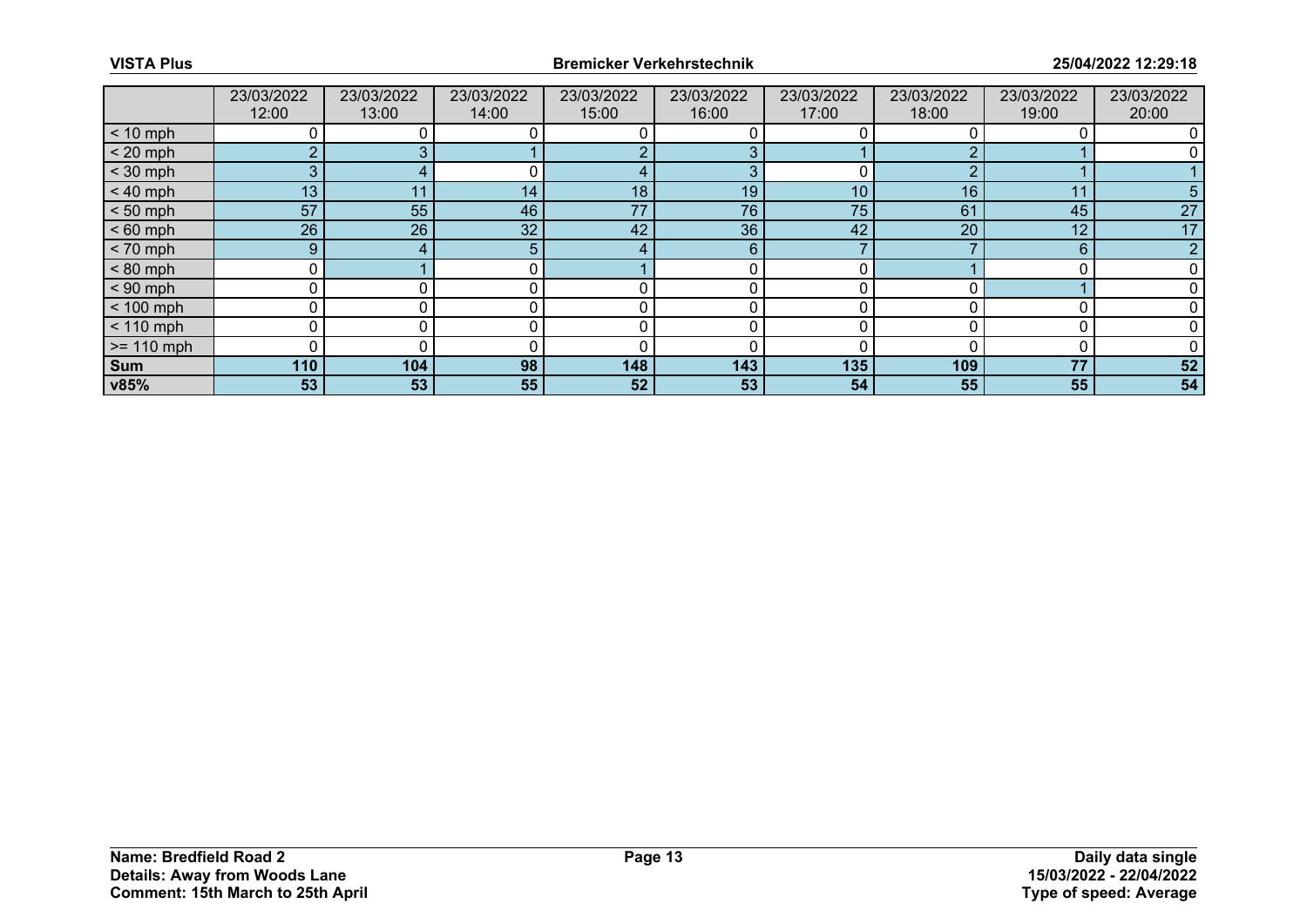| | 23/03/2022 12:00 | 23/03/2022 13:00 | 23/03/2022 14:00 | 23/03/2022 15:00 | 23/03/2022 16:00 | 23/03/2022 17:00 | 23/03/2022 18:00 | 23/03/2022 19:00 | 23/03/2022 20:00 |
|---|---|---|---|---|---|---|---|---|---|
| < 10 mph | 0 | 0 | 0 | 0 | 0 | 0 | 0 | 0 | 0 |
| < 20 mph | 2 | 3 | 1 | 2 | 3 | 1 | 2 | 1 | 0 |
| < 30 mph | 3 | 4 | 0 | 4 | 3 | 0 | 2 | 1 | 1 |
| < 40 mph | 13 | 11 | 14 | 18 | 19 | 10 | 16 | 11 | 5 |
| < 50 mph | 57 | 55 | 46 | 77 | 76 | 75 | 61 | 45 | 27 |
| < 60 mph | 26 | 26 | 32 | 42 | 36 | 42 | 20 | 12 | 17 |
| < 70 mph | 9 | 4 | 5 | 4 | 6 | 7 | 7 | 6 | 2 |
| < 80 mph | 0 | 1 | 0 | 1 | 0 | 0 | 1 | 0 | 0 |
| < 90 mph | 0 | 0 | 0 | 0 | 0 | 0 | 0 | 1 | 0 |
| < 100 mph | 0 | 0 | 0 | 0 | 0 | 0 | 0 | 0 | 0 |
| < 110 mph | 0 | 0 | 0 | 0 | 0 | 0 | 0 | 0 | 0 |
| >= 110 mph | 0 | 0 | 0 | 0 | 0 | 0 | 0 | 0 | 0 |
| **Sum** | **110** | **104** | **98** | **148** | **143** | **135** | **109** | **77** | **52** |
| **v85%** | **53** | **53** | **55** | **52** | **53** | **54** | **55** | **55** | **54** |

**Name: Bredfield Road 2**
**Details: Away from Woods Lane**
**Comment: 15th March to 25th April**

**Daily data single**
**15/03/2022 - 22/04/2022**
**Type of speed: Average**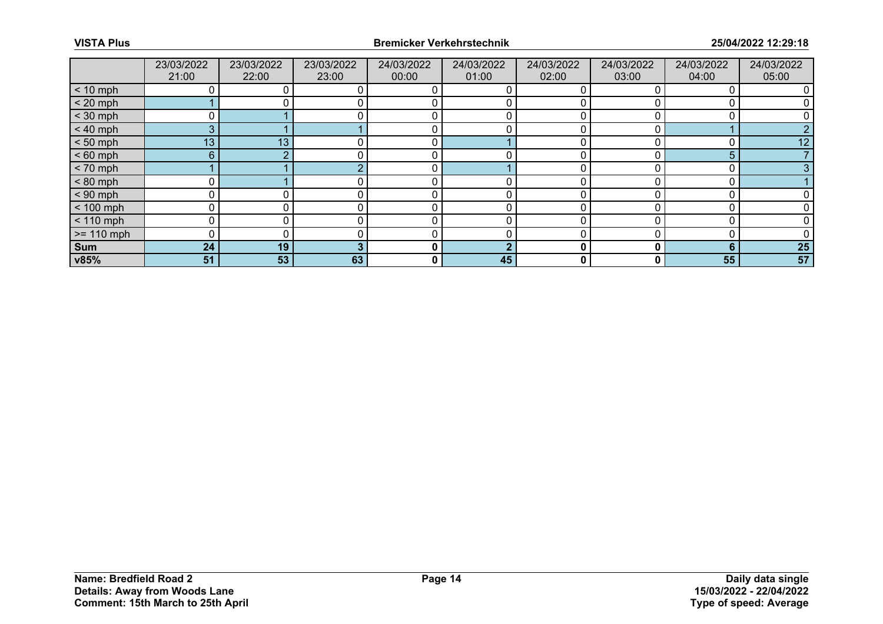| | 23/03/2022 21:00 | 23/03/2022 22:00 | 23/03/2022 23:00 | 24/03/2022 00:00 | 24/03/2022 01:00 | 24/03/2022 02:00 | 24/03/2022 03:00 | 24/03/2022 04:00 | 24/03/2022 05:00 |
|---|---|---|---|---|---|---|---|---|---|
| < 10 mph | 0 | 0 | 0 | 0 | 0 | 0 | 0 | 0 | 0 |
| < 20 mph | 1 | 0 | 0 | 0 | 0 | 0 | 0 | 0 | 0 |
| < 30 mph | 0 | 1 | 0 | 0 | 0 | 0 | 0 | 0 | 0 |
| < 40 mph | 3 | 1 | 1 | 0 | 0 | 0 | 0 | 1 | 2 |
| < 50 mph | 13 | 13 | 0 | 0 | 1 | 0 | 0 | 0 | 12 |
| < 60 mph | 6 | 2 | 0 | 0 | 0 | 0 | 0 | 5 | 7 |
| < 70 mph | 1 | 1 | 2 | 0 | 1 | 0 | 0 | 0 | 3 |
| < 80 mph | 0 | 1 | 0 | 0 | 0 | 0 | 0 | 0 | 1 |
| < 90 mph | 0 | 0 | 0 | 0 | 0 | 0 | 0 | 0 | 0 |
| < 100 mph | 0 | 0 | 0 | 0 | 0 | 0 | 0 | 0 | 0 |
| < 110 mph | 0 | 0 | 0 | 0 | 0 | 0 | 0 | 0 | 0 |
| >= 110 mph | 0 | 0 | 0 | 0 | 0 | 0 | 0 | 0 | 0 |
| **Sum** | **24** | **19** | **3** | **0** | **2** | **0** | **0** | **6** | **25** |
| **v85%** | **51** | **53** | **63** | **0** | **45** | **0** | **0** | **55** | **57** |

**Name: Bredfield Road 2**
**Details: Away from Woods Lane**
**Comment: 15th March to 25th April**

**Daily data single**
**15/03/2022 - 22/04/2022**
**Type of speed: Average**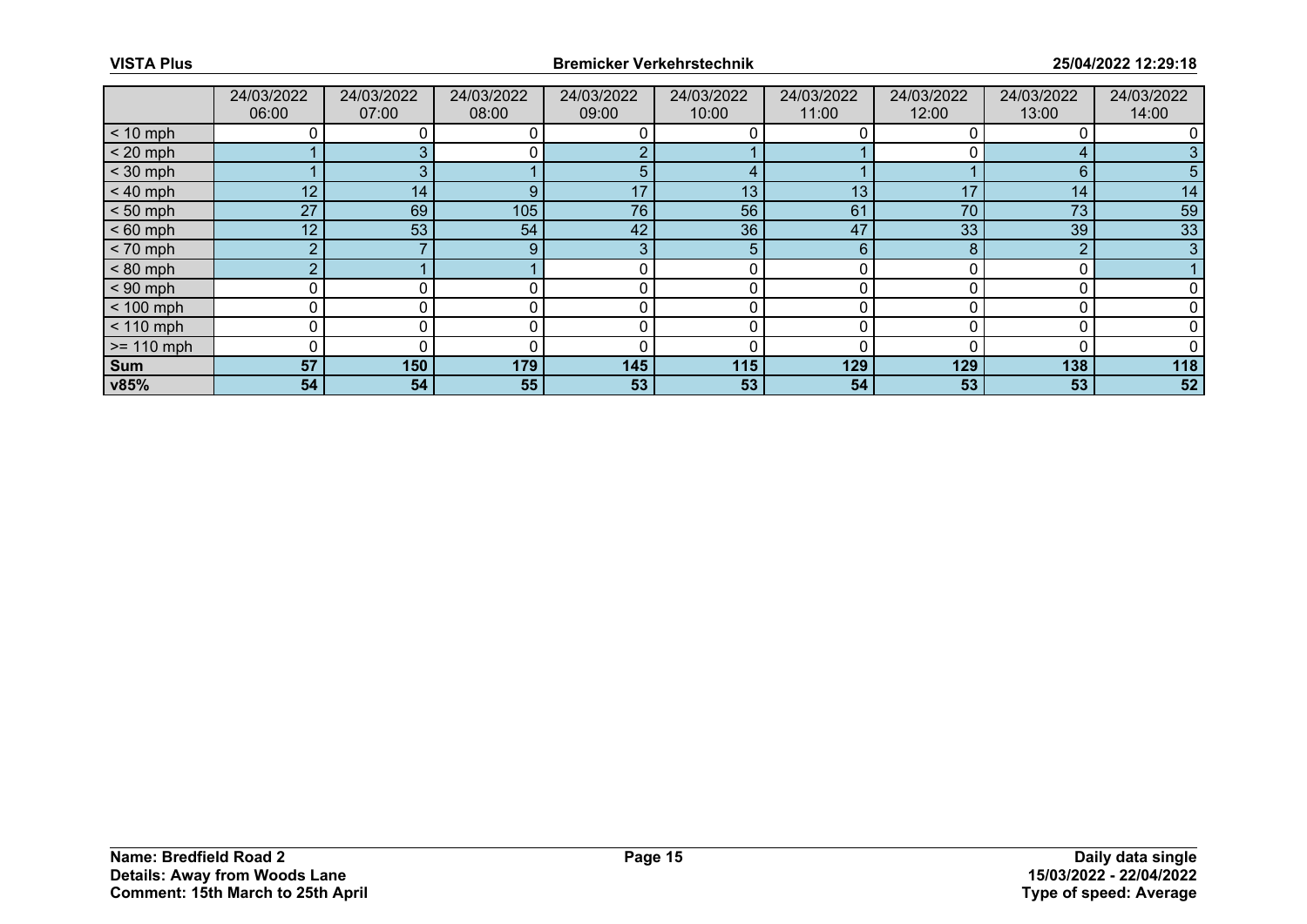| | 24/03/2022 06:00 | 24/03/2022 07:00 | 24/03/2022 08:00 | 24/03/2022 09:00 | 24/03/2022 10:00 | 24/03/2022 11:00 | 24/03/2022 12:00 | 24/03/2022 13:00 | 24/03/2022 14:00 |
|---|---|---|---|---|---|---|---|---|---|
| < 10 mph | 0 | 0 | 0 | 0 | 0 | 0 | 0 | 0 | 0 |
| < 20 mph | 1 | 3 | 0 | 2 | 1 | 1 | 0 | 4 | 3 |
| < 30 mph | 1 | 3 | 1 | 5 | 4 | 1 | 1 | 6 | 5 |
| < 40 mph | 12 | 14 | 9 | 17 | 13 | 13 | 17 | 14 | 14 |
| < 50 mph | 27 | 69 | 105 | 76 | 56 | 61 | 70 | 73 | 59 |
| < 60 mph | 12 | 53 | 54 | 42 | 36 | 47 | 33 | 39 | 33 |
| < 70 mph | 2 | 7 | 9 | 3 | 5 | 6 | 8 | 2 | 3 |
| < 80 mph | 2 | 1 | 1 | 0 | 0 | 0 | 0 | 0 | 1 |
| < 90 mph | 0 | 0 | 0 | 0 | 0 | 0 | 0 | 0 | 0 |
| < 100 mph | 0 | 0 | 0 | 0 | 0 | 0 | 0 | 0 | 0 |
| < 110 mph | 0 | 0 | 0 | 0 | 0 | 0 | 0 | 0 | 0 |
| >= 110 mph | 0 | 0 | 0 | 0 | 0 | 0 | 0 | 0 | 0 |
| **Sum** | **57** | **150** | **179** | **145** | **115** | **129** | **129** | **138** | **118** |
| **v85%** | **54** | **54** | **55** | **53** | **53** | **54** | **53** | **53** | **52** |

**Name: Bredfield Road 2**
**Details: Away from Woods Lane**
**Comment: 15th March to 25th April**

**Daily data single**
**15/03/2022 - 22/04/2022**
**Type of speed: Average**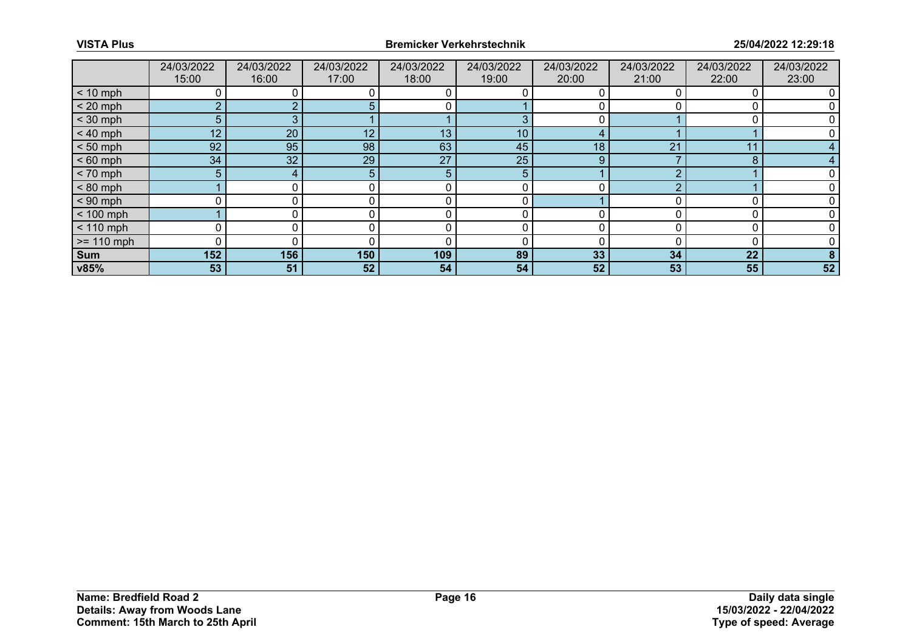| | 24/03/2022 15:00 | 24/03/2022 16:00 | 24/03/2022 17:00 | 24/03/2022 18:00 | 24/03/2022 19:00 | 24/03/2022 20:00 | 24/03/2022 21:00 | 24/03/2022 22:00 | 24/03/2022 23:00 |
|---|---|---|---|---|---|---|---|---|---|
| < 10 mph | 0 | 0 | 0 | 0 | 0 | 0 | 0 | 0 | 0 |
| < 20 mph | 2 | 2 | 5 | 0 | 1 | 0 | 0 | 0 | 0 |
| < 30 mph | 5 | 3 | 1 | 1 | 3 | 0 | 1 | 0 | 0 |
| < 40 mph | 12 | 20 | 12 | 13 | 10 | 4 | 1 | 1 | 0 |
| < 50 mph | 92 | 95 | 98 | 63 | 45 | 18 | 21 | 11 | 4 |
| < 60 mph | 34 | 32 | 29 | 27 | 25 | 9 | 7 | 8 | 4 |
| < 70 mph | 5 | 4 | 5 | 5 | 5 | 1 | 2 | 1 | 0 |
| < 80 mph | 1 | 0 | 0 | 0 | 0 | 0 | 2 | 1 | 0 |
| < 90 mph | 0 | 0 | 0 | 0 | 0 | 1 | 0 | 0 | 0 |
| < 100 mph | 1 | 0 | 0 | 0 | 0 | 0 | 0 | 0 | 0 |
| < 110 mph | 0 | 0 | 0 | 0 | 0 | 0 | 0 | 0 | 0 |
| >= 110 mph | 0 | 0 | 0 | 0 | 0 | 0 | 0 | 0 | 0 |
| **Sum** | **152** | **156** | **150** | **109** | **89** | **33** | **34** | **22** | **8** |
| **v85%** | **53** | **51** | **52** | **54** | **54** | **52** | **53** | **55** | **52** |

**Name: Bredfield Road 2**
**Details: Away from Woods Lane**
**Comment: 15th March to 25th April**

**Daily data single**
**15/03/2022 - 22/04/2022**
**Type of speed: Average**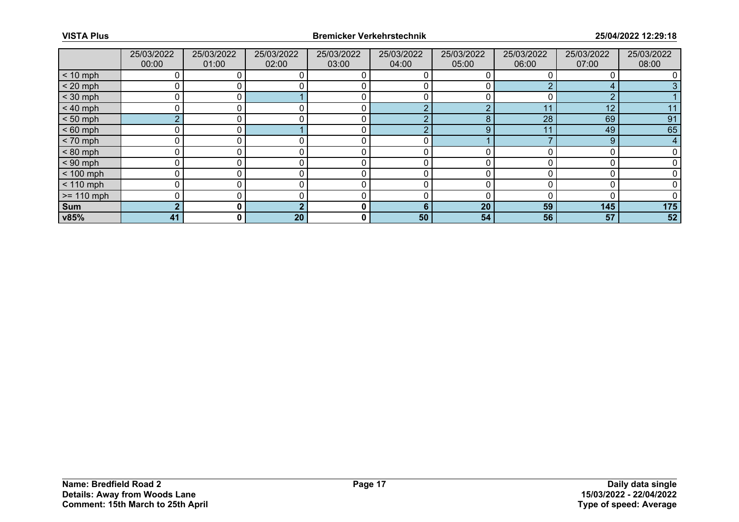| | 25/03/2022 00:00 | 25/03/2022 01:00 | 25/03/2022 02:00 | 25/03/2022 03:00 | 25/03/2022 04:00 | 25/03/2022 05:00 | 25/03/2022 06:00 | 25/03/2022 07:00 | 25/03/2022 08:00 |
|---|---|---|---|---|---|---|---|---|---|
| < 10 mph | 0 | 0 | 0 | 0 | 0 | 0 | 0 | 0 | 0 |
| < 20 mph | 0 | 0 | 0 | 0 | 0 | 0 | 2 | 4 | 3 |
| < 30 mph | 0 | 0 | 1 | 0 | 0 | 0 | 0 | 2 | 1 |
| < 40 mph | 0 | 0 | 0 | 0 | 2 | 2 | 11 | 12 | 11 |
| < 50 mph | 2 | 0 | 0 | 0 | 2 | 8 | 28 | 69 | 91 |
| < 60 mph | 0 | 0 | 1 | 0 | 2 | 9 | 11 | 49 | 65 |
| < 70 mph | 0 | 0 | 0 | 0 | 0 | 1 | 7 | 9 | 4 |
| < 80 mph | 0 | 0 | 0 | 0 | 0 | 0 | 0 | 0 | 0 |
| < 90 mph | 0 | 0 | 0 | 0 | 0 | 0 | 0 | 0 | 0 |
| < 100 mph | 0 | 0 | 0 | 0 | 0 | 0 | 0 | 0 | 0 |
| < 110 mph | 0 | 0 | 0 | 0 | 0 | 0 | 0 | 0 | 0 |
| >= 110 mph | 0 | 0 | 0 | 0 | 0 | 0 | 0 | 0 | 0 |
| **Sum** | **2** | **0** | **2** | **0** | **6** | **20** | **59** | **145** | **175** |
| **v85%** | **41** | **0** | **20** | **0** | **50** | **54** | **56** | **57** | **52** |

**Name: Bredfield Road 2**
**Details: Away from Woods Lane**
**Comment: 15th March to 25th April**

**Daily data single**
**15/03/2022 - 22/04/2022**
**Type of speed: Average**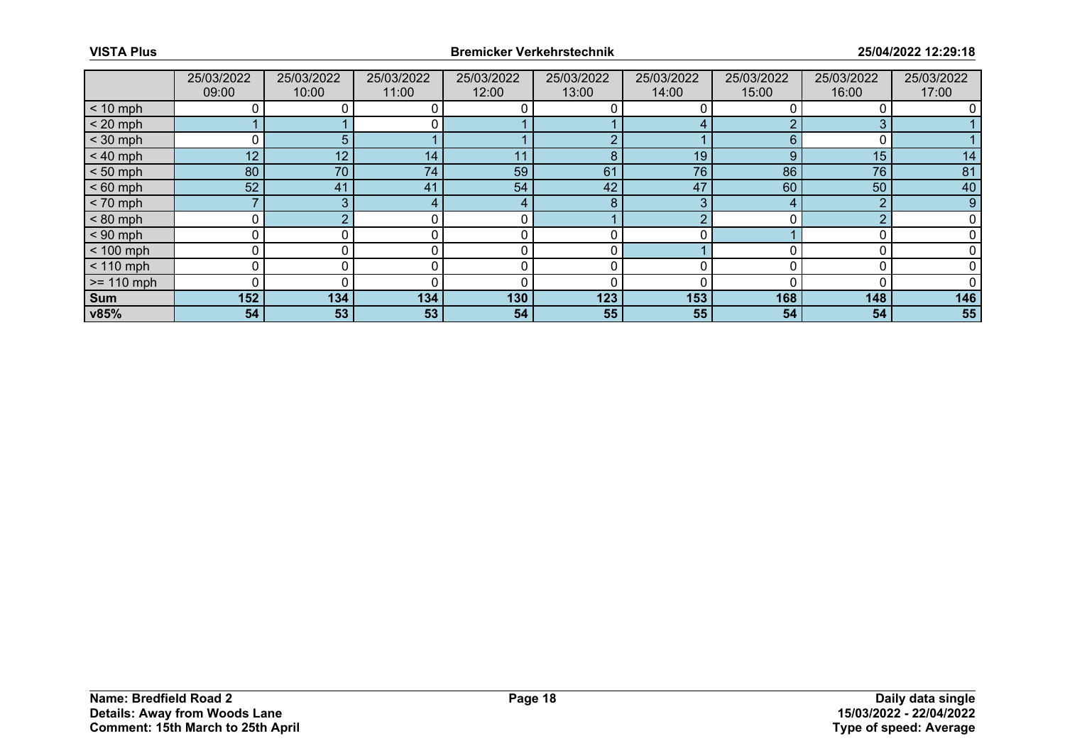| | 25/03/2022 09:00 | 25/03/2022 10:00 | 25/03/2022 11:00 | 25/03/2022 12:00 | 25/03/2022 13:00 | 25/03/2022 14:00 | 25/03/2022 15:00 | 25/03/2022 16:00 | 25/03/2022 17:00 |
|---|---|---|---|---|---|---|---|---|---|
| < 10 mph | 0 | 0 | 0 | 0 | 0 | 0 | 0 | 0 | 0 |
| < 20 mph | 1 | 1 | 0 | 1 | 1 | 4 | 2 | 3 | 1 |
| < 30 mph | 0 | 5 | 1 | 1 | 2 | 1 | 6 | 0 | 1 |
| < 40 mph | 12 | 12 | 14 | 11 | 8 | 19 | 9 | 15 | 14 |
| < 50 mph | 80 | 70 | 74 | 59 | 61 | 76 | 86 | 76 | 81 |
| < 60 mph | 52 | 41 | 41 | 54 | 42 | 47 | 60 | 50 | 40 |
| < 70 mph | 7 | 3 | 4 | 4 | 8 | 3 | 4 | 2 | 9 |
| < 80 mph | 0 | 2 | 0 | 0 | 1 | 2 | 0 | 2 | 0 |
| < 90 mph | 0 | 0 | 0 | 0 | 0 | 0 | 1 | 0 | 0 |
| < 100 mph | 0 | 0 | 0 | 0 | 0 | 1 | 0 | 0 | 0 |
| < 110 mph | 0 | 0 | 0 | 0 | 0 | 0 | 0 | 0 | 0 |
| >= 110 mph | 0 | 0 | 0 | 0 | 0 | 0 | 0 | 0 | 0 |
| **Sum** | **152** | **134** | **134** | **130** | **123** | **153** | **168** | **148** | **146** |
| **v85%** | **54** | **53** | **53** | **54** | **55** | **55** | **54** | **54** | **55** |

**Name: Bredfield Road 2**
**Details: Away from Woods Lane**
**Comment: 15th March to 25th April**

**Daily data single**
**15/03/2022 - 22/04/2022**
**Type of speed: Average**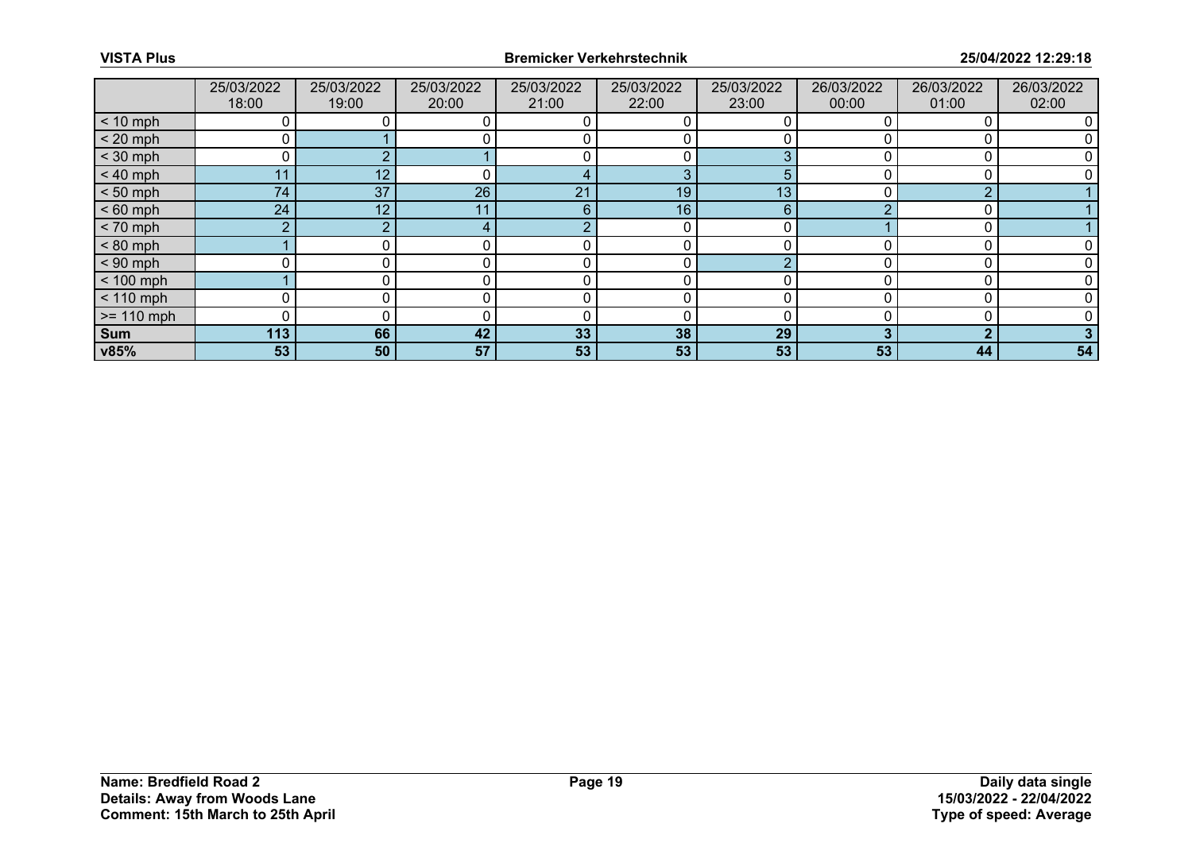| | 25/03/2022 18:00 | 25/03/2022 19:00 | 25/03/2022 20:00 | 25/03/2022 21:00 | 25/03/2022 22:00 | 25/03/2022 23:00 | 26/03/2022 00:00 | 26/03/2022 01:00 | 26/03/2022 02:00 |
|---|---|---|---|---|---|---|---|---|---|
| < 10 mph | 0 | 0 | 0 | 0 | 0 | 0 | 0 | 0 | 0 |
| < 20 mph | 0 | 1 | 0 | 0 | 0 | 0 | 0 | 0 | 0 |
| < 30 mph | 0 | 2 | 1 | 0 | 0 | 3 | 0 | 0 | 0 |
| < 40 mph | 11 | 12 | 0 | 4 | 3 | 5 | 0 | 0 | 0 |
| < 50 mph | 74 | 37 | 26 | 21 | 19 | 13 | 0 | 2 | 1 |
| < 60 mph | 24 | 12 | 11 | 6 | 16 | 6 | 2 | 0 | 1 |
| < 70 mph | 2 | 2 | 4 | 2 | 0 | 0 | 1 | 0 | 1 |
| < 80 mph | 1 | 0 | 0 | 0 | 0 | 0 | 0 | 0 | 0 |
| < 90 mph | 0 | 0 | 0 | 0 | 0 | 2 | 0 | 0 | 0 |
| < 100 mph | 1 | 0 | 0 | 0 | 0 | 0 | 0 | 0 | 0 |
| < 110 mph | 0 | 0 | 0 | 0 | 0 | 0 | 0 | 0 | 0 |
| >= 110 mph | 0 | 0 | 0 | 0 | 0 | 0 | 0 | 0 | 0 |
| **Sum** | **113** | **66** | **42** | **33** | **38** | **29** | **3** | **2** | **3** |
| **v85%** | **53** | **50** | **57** | **53** | **53** | **53** | **53** | **44** | **54** |

**Name: Bredfield Road 2**
**Details: Away from Woods Lane**
**Comment: 15th March to 25th April**

**Daily data single**
**15/03/2022 - 22/04/2022**
**Type of speed: Average**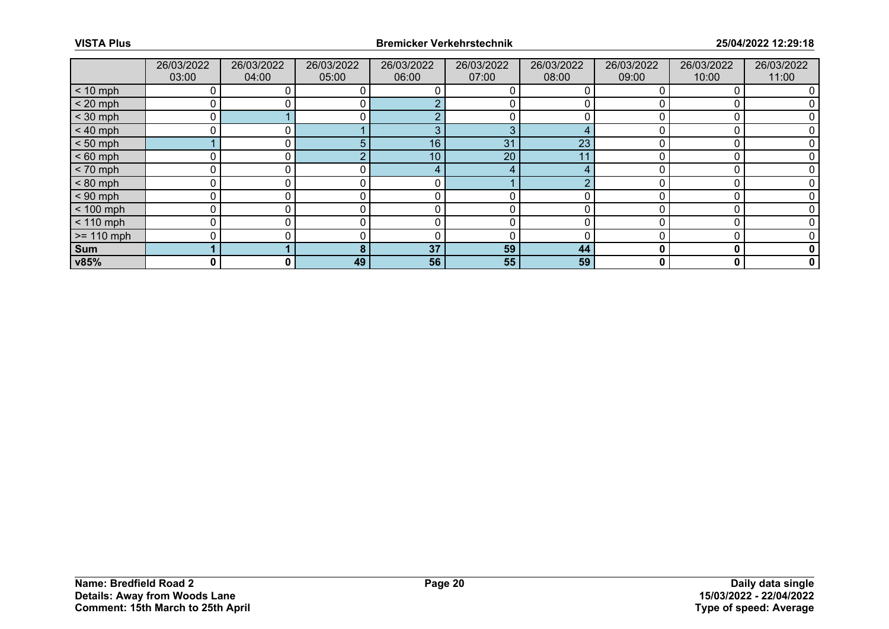| | 26/03/2022 03:00 | 26/03/2022 04:00 | 26/03/2022 05:00 | 26/03/2022 06:00 | 26/03/2022 07:00 | 26/03/2022 08:00 | 26/03/2022 09:00 | 26/03/2022 10:00 | 26/03/2022 11:00 |
|---|---|---|---|---|---|---|---|---|---|
| < 10 mph | 0 | 0 | 0 | 0 | 0 | 0 | 0 | 0 | 0 |
| < 20 mph | 0 | 0 | 0 | 2 | 0 | 0 | 0 | 0 | 0 |
| < 30 mph | 0 | 1 | 0 | 2 | 0 | 0 | 0 | 0 | 0 |
| < 40 mph | 0 | 0 | 1 | 3 | 3 | 4 | 0 | 0 | 0 |
| < 50 mph | 1 | 0 | 5 | 16 | 31 | 23 | 0 | 0 | 0 |
| < 60 mph | 0 | 0 | 2 | 10 | 20 | 11 | 0 | 0 | 0 |
| < 70 mph | 0 | 0 | 0 | 4 | 4 | 4 | 0 | 0 | 0 |
| < 80 mph | 0 | 0 | 0 | 0 | 1 | 2 | 0 | 0 | 0 |
| < 90 mph | 0 | 0 | 0 | 0 | 0 | 0 | 0 | 0 | 0 |
| < 100 mph | 0 | 0 | 0 | 0 | 0 | 0 | 0 | 0 | 0 |
| < 110 mph | 0 | 0 | 0 | 0 | 0 | 0 | 0 | 0 | 0 |
| >= 110 mph | 0 | 0 | 0 | 0 | 0 | 0 | 0 | 0 | 0 |
| **Sum** | **1** | **1** | **8** | **37** | **59** | **44** | **0** | **0** | **0** |
| **v85%** | **0** | **0** | **49** | **56** | **55** | **59** | **0** | **0** | **0** |

**Name: Bredfield Road 2**
**Details: Away from Woods Lane**
**Comment: 15th March to 25th April**

**Daily data single**
**15/03/2022 - 22/04/2022**
**Type of speed: Average**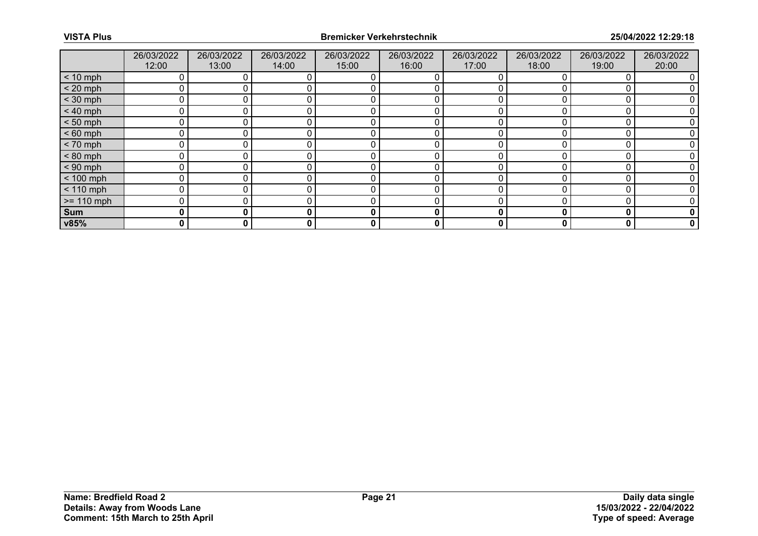| | 26/03/2022 12:00 | 26/03/2022 13:00 | 26/03/2022 14:00 | 26/03/2022 15:00 | 26/03/2022 16:00 | 26/03/2022 17:00 | 26/03/2022 18:00 | 26/03/2022 19:00 | 26/03/2022 20:00 |
|---|---|---|---|---|---|---|---|---|---|
| < 10 mph | 0 | 0 | 0 | 0 | 0 | 0 | 0 | 0 | 0 |
| < 20 mph | 0 | 0 | 0 | 0 | 0 | 0 | 0 | 0 | 0 |
| < 30 mph | 0 | 0 | 0 | 0 | 0 | 0 | 0 | 0 | 0 |
| < 40 mph | 0 | 0 | 0 | 0 | 0 | 0 | 0 | 0 | 0 |
| < 50 mph | 0 | 0 | 0 | 0 | 0 | 0 | 0 | 0 | 0 |
| < 60 mph | 0 | 0 | 0 | 0 | 0 | 0 | 0 | 0 | 0 |
| < 70 mph | 0 | 0 | 0 | 0 | 0 | 0 | 0 | 0 | 0 |
| < 80 mph | 0 | 0 | 0 | 0 | 0 | 0 | 0 | 0 | 0 |
| < 90 mph | 0 | 0 | 0 | 0 | 0 | 0 | 0 | 0 | 0 |
| < 100 mph | 0 | 0 | 0 | 0 | 0 | 0 | 0 | 0 | 0 |
| < 110 mph | 0 | 0 | 0 | 0 | 0 | 0 | 0 | 0 | 0 |
| >= 110 mph | 0 | 0 | 0 | 0 | 0 | 0 | 0 | 0 | 0 |
| **Sum** | **0** | **0** | **0** | **0** | **0** | **0** | **0** | **0** | **0** |
| **v85%** | **0** | **0** | **0** | **0** | **0** | **0** | **0** | **0** | **0** |

**Name: Bredfield Road 2**
**Details: Away from Woods Lane**
**Comment: 15th March to 25th April**

**Daily data single**
**15/03/2022 - 22/04/2022**
**Type of speed: Average**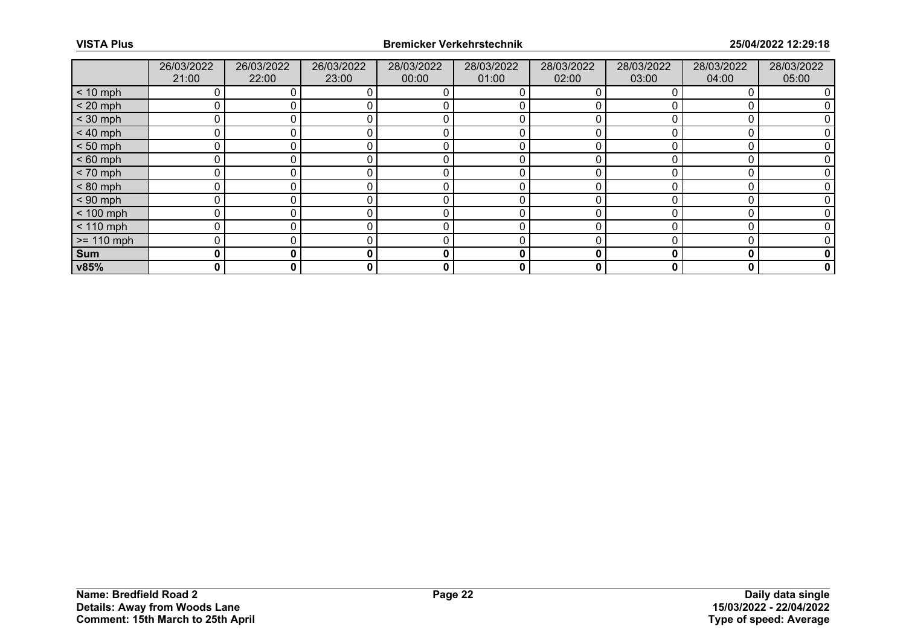| | 26/03/2022 21:00 | 26/03/2022 22:00 | 26/03/2022 23:00 | 28/03/2022 00:00 | 28/03/2022 01:00 | 28/03/2022 02:00 | 28/03/2022 03:00 | 28/03/2022 04:00 | 28/03/2022 05:00 |
|---|---|---|---|---|---|---|---|---|---|
| < 10 mph | 0 | 0 | 0 | 0 | 0 | 0 | 0 | 0 | 0 |
| < 20 mph | 0 | 0 | 0 | 0 | 0 | 0 | 0 | 0 | 0 |
| < 30 mph | 0 | 0 | 0 | 0 | 0 | 0 | 0 | 0 | 0 |
| < 40 mph | 0 | 0 | 0 | 0 | 0 | 0 | 0 | 0 | 0 |
| < 50 mph | 0 | 0 | 0 | 0 | 0 | 0 | 0 | 0 | 0 |
| < 60 mph | 0 | 0 | 0 | 0 | 0 | 0 | 0 | 0 | 0 |
| < 70 mph | 0 | 0 | 0 | 0 | 0 | 0 | 0 | 0 | 0 |
| < 80 mph | 0 | 0 | 0 | 0 | 0 | 0 | 0 | 0 | 0 |
| < 90 mph | 0 | 0 | 0 | 0 | 0 | 0 | 0 | 0 | 0 |
| < 100 mph | 0 | 0 | 0 | 0 | 0 | 0 | 0 | 0 | 0 |
| < 110 mph | 0 | 0 | 0 | 0 | 0 | 0 | 0 | 0 | 0 |
| >= 110 mph | 0 | 0 | 0 | 0 | 0 | 0 | 0 | 0 | 0 |
| **Sum** | **0** | **0** | **0** | **0** | **0** | **0** | **0** | **0** | **0** |
| **v85%** | **0** | **0** | **0** | **0** | **0** | **0** | **0** | **0** | **0** |

**Name: Bredfield Road 2**
**Details: Away from Woods Lane**
**Comment: 15th March to 25th April**

**Daily data single**
**15/03/2022 - 22/04/2022**
**Type of speed: Average**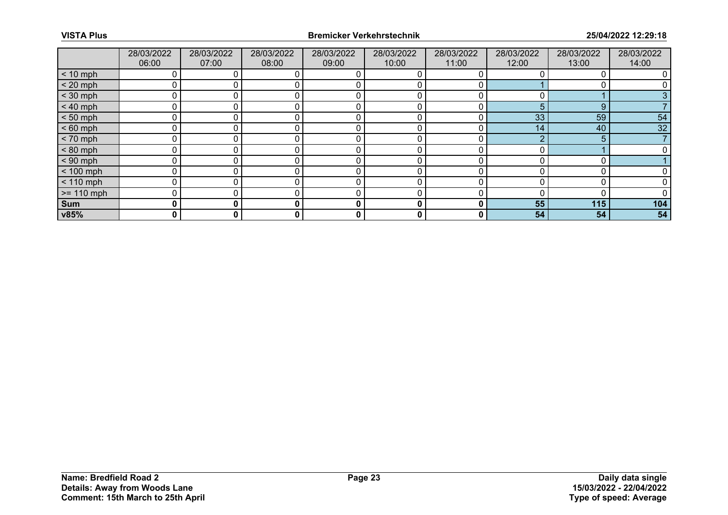| | 28/03/2022 06:00 | 28/03/2022 07:00 | 28/03/2022 08:00 | 28/03/2022 09:00 | 28/03/2022 10:00 | 28/03/2022 11:00 | 28/03/2022 12:00 | 28/03/2022 13:00 | 28/03/2022 14:00 |
|---|---|---|---|---|---|---|---|---|---|
| < 10 mph | 0 | 0 | 0 | 0 | 0 | 0 | 0 | 0 | 0 |
| < 20 mph | 0 | 0 | 0 | 0 | 0 | 0 | 1 | 0 | 0 |
| < 30 mph | 0 | 0 | 0 | 0 | 0 | 0 | 0 | 1 | 3 |
| < 40 mph | 0 | 0 | 0 | 0 | 0 | 0 | 5 | 9 | 7 |
| < 50 mph | 0 | 0 | 0 | 0 | 0 | 0 | 33 | 59 | 54 |
| < 60 mph | 0 | 0 | 0 | 0 | 0 | 0 | 14 | 40 | 32 |
| < 70 mph | 0 | 0 | 0 | 0 | 0 | 0 | 2 | 5 | 7 |
| < 80 mph | 0 | 0 | 0 | 0 | 0 | 0 | 0 | 1 | 0 |
| < 90 mph | 0 | 0 | 0 | 0 | 0 | 0 | 0 | 0 | 1 |
| < 100 mph | 0 | 0 | 0 | 0 | 0 | 0 | 0 | 0 | 0 |
| < 110 mph | 0 | 0 | 0 | 0 | 0 | 0 | 0 | 0 | 0 |
| >= 110 mph | 0 | 0 | 0 | 0 | 0 | 0 | 0 | 0 | 0 |
| **Sum** | **0** | **0** | **0** | **0** | **0** | **0** | **55** | **115** | **104** |
| **v85%** | **0** | **0** | **0** | **0** | **0** | **0** | **54** | **54** | **54** |

**Name: Bredfield Road 2**
**Details: Away from Woods Lane**
**Comment: 15th March to 25th April**

**Daily data single**
**15/03/2022 - 22/04/2022**
**Type of speed: Average**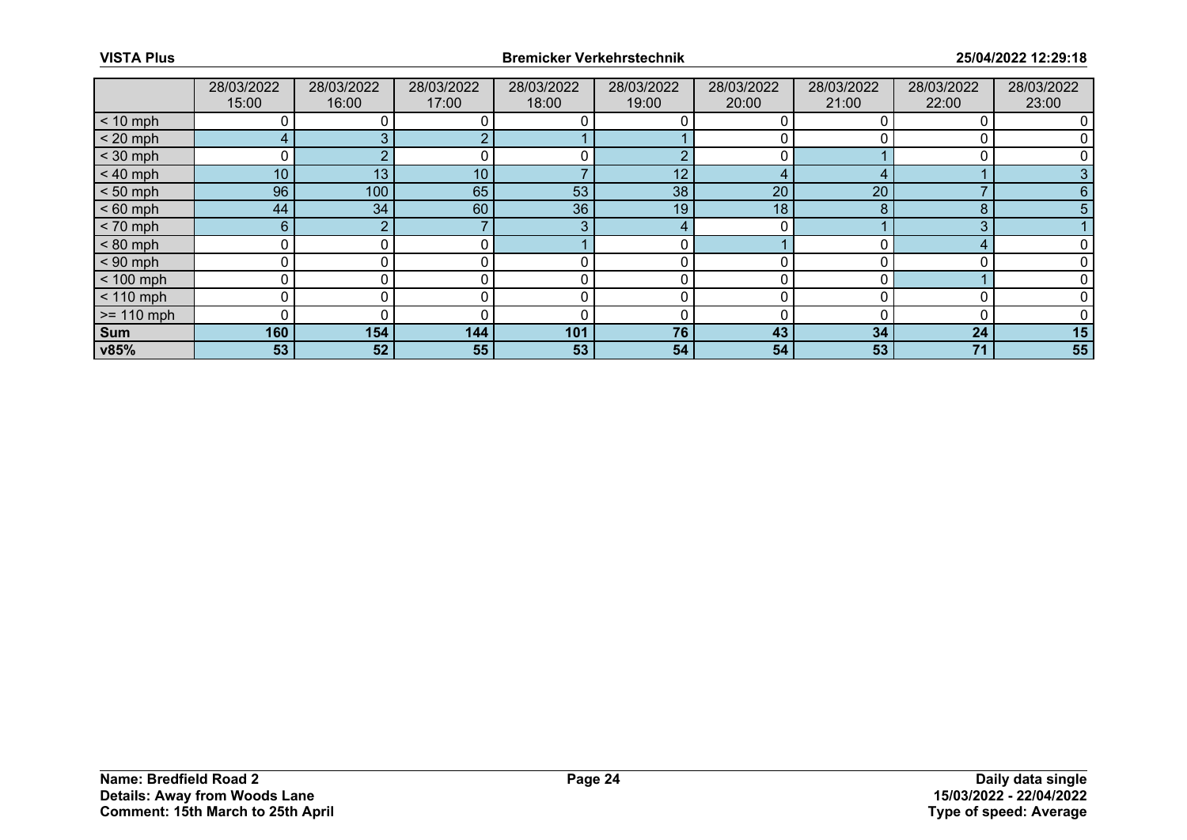| | 28/03/2022 15:00 | 28/03/2022 16:00 | 28/03/2022 17:00 | 28/03/2022 18:00 | 28/03/2022 19:00 | 28/03/2022 20:00 | 28/03/2022 21:00 | 28/03/2022 22:00 | 28/03/2022 23:00 |
|---|---|---|---|---|---|---|---|---|---|
| < 10 mph | 0 | 0 | 0 | 0 | 0 | 0 | 0 | 0 | 0 |
| < 20 mph | 4 | 3 | 2 | 1 | 1 | 0 | 0 | 0 | 0 |
| < 30 mph | 0 | 2 | 0 | 0 | 2 | 0 | 1 | 0 | 0 |
| < 40 mph | 10 | 13 | 10 | 7 | 12 | 4 | 4 | 1 | 3 |
| < 50 mph | 96 | 100 | 65 | 53 | 38 | 20 | 20 | 7 | 6 |
| < 60 mph | 44 | 34 | 60 | 36 | 19 | 18 | 8 | 8 | 5 |
| < 70 mph | 6 | 2 | 7 | 3 | 4 | 0 | 1 | 3 | 1 |
| < 80 mph | 0 | 0 | 0 | 1 | 0 | 1 | 0 | 4 | 0 |
| < 90 mph | 0 | 0 | 0 | 0 | 0 | 0 | 0 | 0 | 0 |
| < 100 mph | 0 | 0 | 0 | 0 | 0 | 0 | 0 | 1 | 0 |
| < 110 mph | 0 | 0 | 0 | 0 | 0 | 0 | 0 | 0 | 0 |
| >= 110 mph | 0 | 0 | 0 | 0 | 0 | 0 | 0 | 0 | 0 |
| **Sum** | **160** | **154** | **144** | **101** | **76** | **43** | **34** | **24** | **15** |
| **v85%** | **53** | **52** | **55** | **53** | **54** | **54** | **53** | **71** | **55** |

**Name: Bredfield Road 2**
**Details: Away from Woods Lane**
**Comment: 15th March to 25th April**

**Daily data single**
**15/03/2022 - 22/04/2022**
**Type of speed: Average**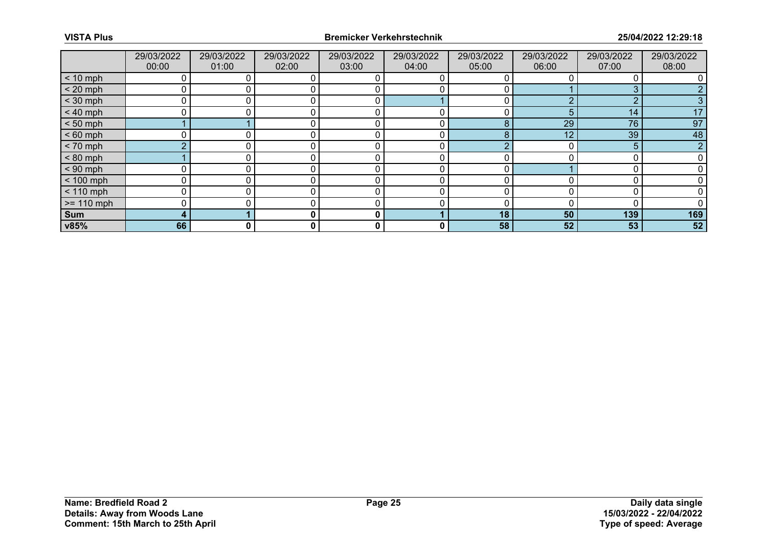| | 29/03/2022 00:00 | 29/03/2022 01:00 | 29/03/2022 02:00 | 29/03/2022 03:00 | 29/03/2022 04:00 | 29/03/2022 05:00 | 29/03/2022 06:00 | 29/03/2022 07:00 | 29/03/2022 08:00 |
|---|---|---|---|---|---|---|---|---|---|
| < 10 mph | 0 | 0 | 0 | 0 | 0 | 0 | 0 | 0 | 0 |
| < 20 mph | 0 | 0 | 0 | 0 | 0 | 0 | 1 | 3 | 2 |
| < 30 mph | 0 | 0 | 0 | 0 | 1 | 0 | 2 | 2 | 3 |
| < 40 mph | 0 | 0 | 0 | 0 | 0 | 0 | 5 | 14 | 17 |
| < 50 mph | 1 | 1 | 0 | 0 | 0 | 8 | 29 | 76 | 97 |
| < 60 mph | 0 | 0 | 0 | 0 | 0 | 8 | 12 | 39 | 48 |
| < 70 mph | 2 | 0 | 0 | 0 | 0 | 2 | 0 | 5 | 2 |
| < 80 mph | 1 | 0 | 0 | 0 | 0 | 0 | 0 | 0 | 0 |
| < 90 mph | 0 | 0 | 0 | 0 | 0 | 0 | 1 | 0 | 0 |
| < 100 mph | 0 | 0 | 0 | 0 | 0 | 0 | 0 | 0 | 0 |
| < 110 mph | 0 | 0 | 0 | 0 | 0 | 0 | 0 | 0 | 0 |
| >= 110 mph | 0 | 0 | 0 | 0 | 0 | 0 | 0 | 0 | 0 |
| **Sum** | **4** | **1** | **0** | **0** | **1** | **18** | **50** | **139** | **169** |
| **v85%** | **66** | **0** | **0** | **0** | **0** | **58** | **52** | **53** | **52** |

**Name: Bredfield Road 2**
**Details: Away from Woods Lane**
**Comment: 15th March to 25th April**

**Daily data single**
**15/03/2022 - 22/04/2022**
**Type of speed: Average**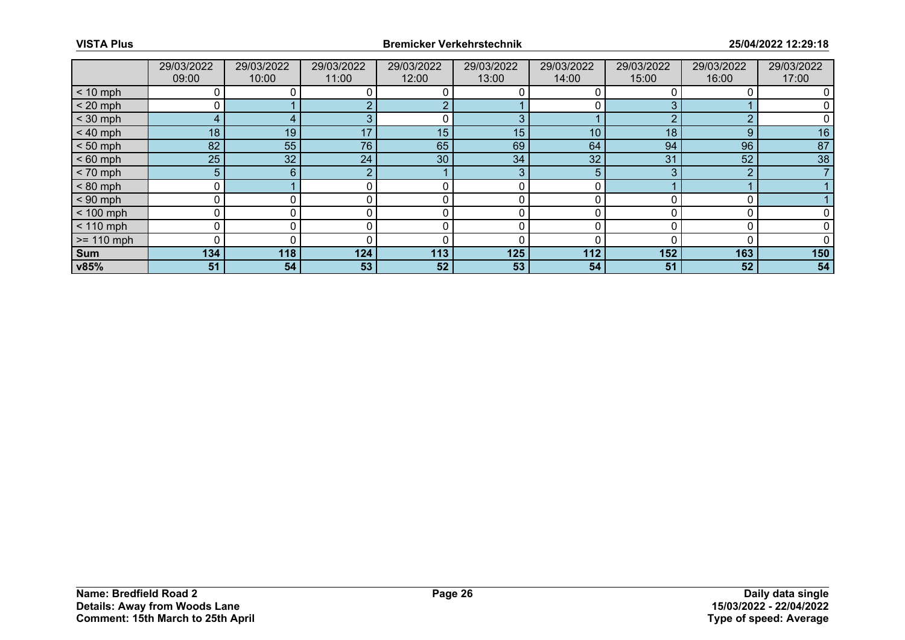| | 29/03/2022 09:00 | 29/03/2022 10:00 | 29/03/2022 11:00 | 29/03/2022 12:00 | 29/03/2022 13:00 | 29/03/2022 14:00 | 29/03/2022 15:00 | 29/03/2022 16:00 | 29/03/2022 17:00 |
|---|---|---|---|---|---|---|---|---|---|
| < 10 mph | 0 | 0 | 0 | 0 | 0 | 0 | 0 | 0 | 0 |
| < 20 mph | 0 | 1 | 2 | 2 | 1 | 0 | 3 | 1 | 0 |
| < 30 mph | 4 | 4 | 3 | 0 | 3 | 1 | 2 | 2 | 0 |
| < 40 mph | 18 | 19 | 17 | 15 | 15 | 10 | 18 | 9 | 16 |
| < 50 mph | 82 | 55 | 76 | 65 | 69 | 64 | 94 | 96 | 87 |
| < 60 mph | 25 | 32 | 24 | 30 | 34 | 32 | 31 | 52 | 38 |
| < 70 mph | 5 | 6 | 2 | 1 | 3 | 5 | 3 | 2 | 7 |
| < 80 mph | 0 | 1 | 0 | 0 | 0 | 0 | 1 | 1 | 1 |
| < 90 mph | 0 | 0 | 0 | 0 | 0 | 0 | 0 | 0 | 1 |
| < 100 mph | 0 | 0 | 0 | 0 | 0 | 0 | 0 | 0 | 0 |
| < 110 mph | 0 | 0 | 0 | 0 | 0 | 0 | 0 | 0 | 0 |
| >= 110 mph | 0 | 0 | 0 | 0 | 0 | 0 | 0 | 0 | 0 |
| **Sum** | **134** | **118** | **124** | **113** | **125** | **112** | **152** | **163** | **150** |
| **v85%** | **51** | **54** | **53** | **52** | **53** | **54** | **51** | **52** | **54** |

**Name: Bredfield Road 2**
**Details: Away from Woods Lane**
**Comment: 15th March to 25th April**

**Daily data single**
**15/03/2022 - 22/04/2022**
**Type of speed: Average**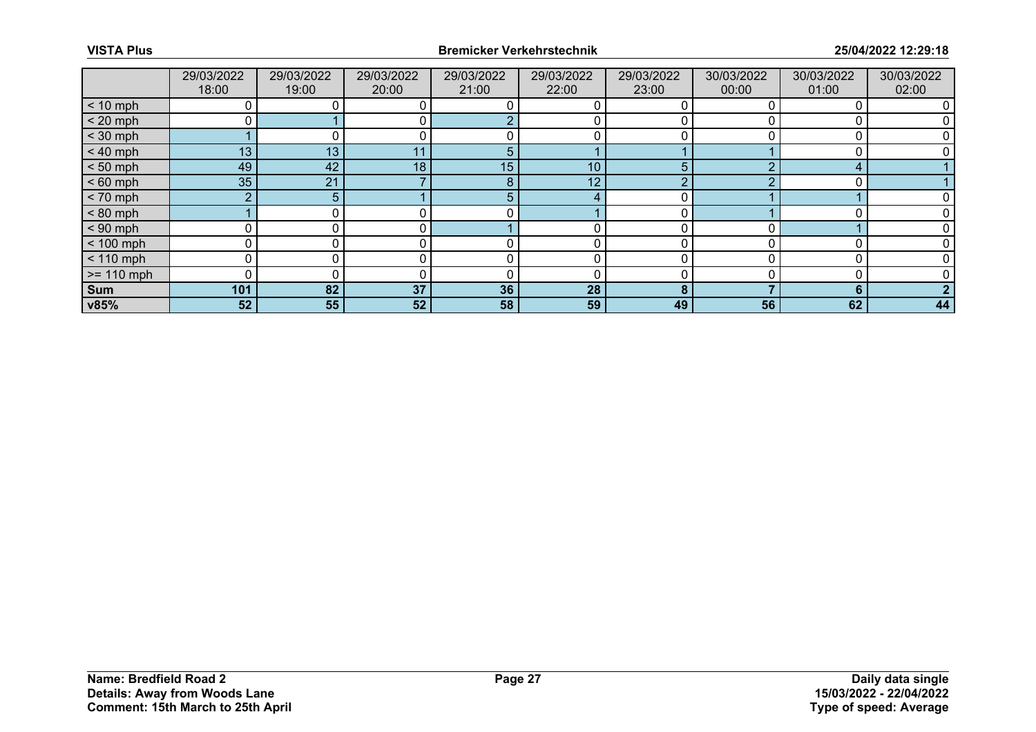| | 29/03/2022 18:00 | 29/03/2022 19:00 | 29/03/2022 20:00 | 29/03/2022 21:00 | 29/03/2022 22:00 | 29/03/2022 23:00 | 30/03/2022 00:00 | 30/03/2022 01:00 | 30/03/2022 02:00 |
|---|---|---|---|---|---|---|---|---|---|
| < 10 mph | 0 | 0 | 0 | 0 | 0 | 0 | 0 | 0 | 0 |
| < 20 mph | 0 | 1 | 0 | 2 | 0 | 0 | 0 | 0 | 0 |
| < 30 mph | 1 | 0 | 0 | 0 | 0 | 0 | 0 | 0 | 0 |
| < 40 mph | 13 | 13 | 11 | 5 | 1 | 1 | 1 | 0 | 0 |
| < 50 mph | 49 | 42 | 18 | 15 | 10 | 5 | 2 | 4 | 1 |
| < 60 mph | 35 | 21 | 7 | 8 | 12 | 2 | 2 | 0 | 1 |
| < 70 mph | 2 | 5 | 1 | 5 | 4 | 0 | 1 | 1 | 0 |
| < 80 mph | 1 | 0 | 0 | 0 | 1 | 0 | 1 | 0 | 0 |
| < 90 mph | 0 | 0 | 0 | 1 | 0 | 0 | 0 | 1 | 0 |
| < 100 mph | 0 | 0 | 0 | 0 | 0 | 0 | 0 | 0 | 0 |
| < 110 mph | 0 | 0 | 0 | 0 | 0 | 0 | 0 | 0 | 0 |
| >= 110 mph | 0 | 0 | 0 | 0 | 0 | 0 | 0 | 0 | 0 |
| **Sum** | **101** | **82** | **37** | **36** | **28** | **8** | **7** | **6** | **2** |
| **v85%** | **52** | **55** | **52** | **58** | **59** | **49** | **56** | **62** | **44** |

**Name: Bredfield Road 2**
**Details: Away from Woods Lane**
**Comment: 15th March to 25th April**

**Daily data single**
**15/03/2022 - 22/04/2022**
**Type of speed: Average**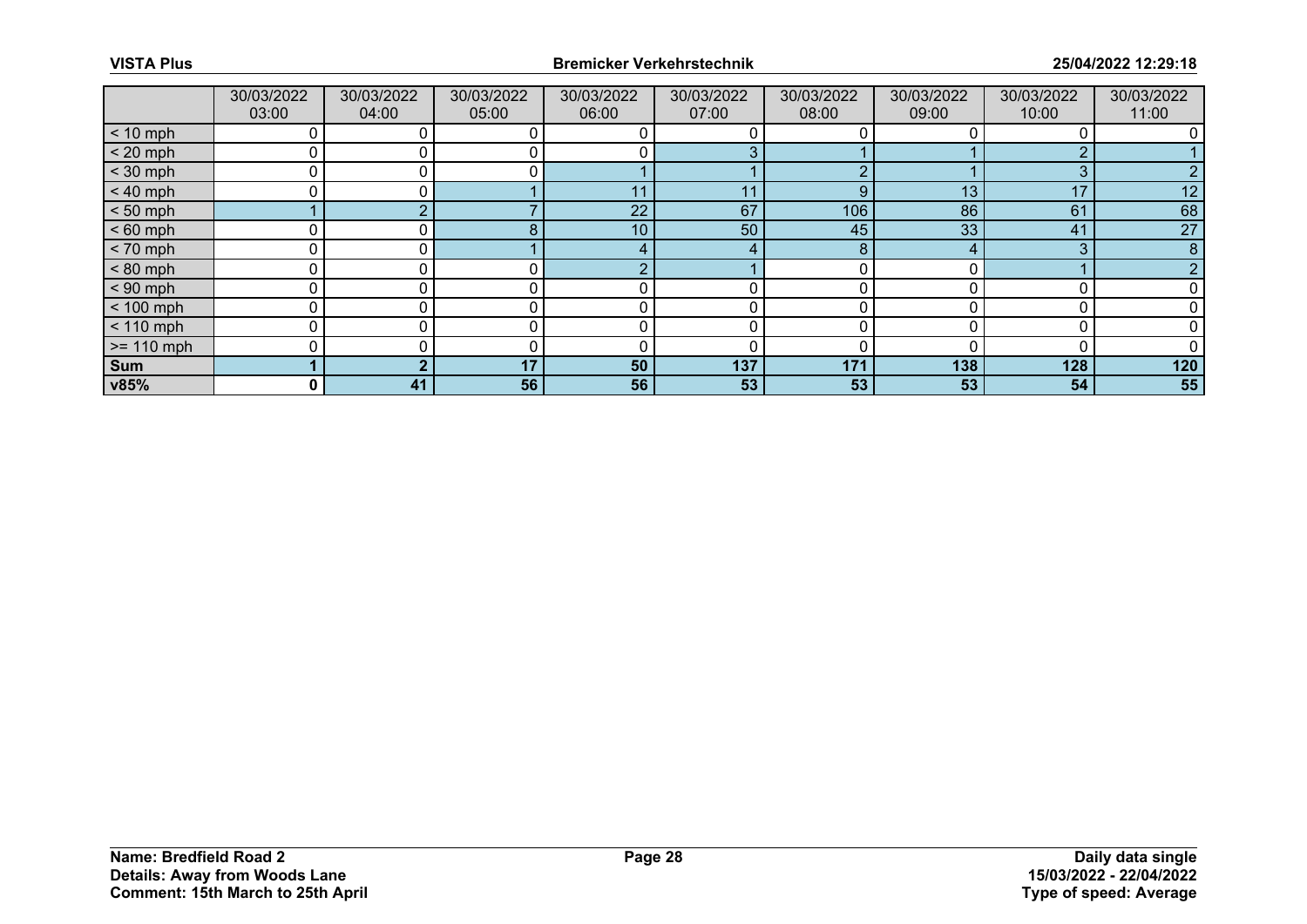|  | 30/03/2022 03:00 | 30/03/2022 04:00 | 30/03/2022 05:00 | 30/03/2022 06:00 | 30/03/2022 07:00 | 30/03/2022 08:00 | 30/03/2022 09:00 | 30/03/2022 10:00 | 30/03/2022 11:00 |
|---|---|---|---|---|---|---|---|---|---|
| < 10 mph | 0 | 0 | 0 | 0 | 0 | 0 | 0 | 0 | 0 |
| < 20 mph | 0 | 0 | 0 | 0 | 3 | 1 | 1 | 2 | 1 |
| < 30 mph | 0 | 0 | 0 | 1 | 1 | 2 | 1 | 3 | 2 |
| < 40 mph | 0 | 0 | 1 | 11 | 11 | 9 | 13 | 17 | 12 |
| < 50 mph | 1 | 2 | 7 | 22 | 67 | 106 | 86 | 61 | 68 |
| < 60 mph | 0 | 0 | 8 | 10 | 50 | 45 | 33 | 41 | 27 |
| < 70 mph | 0 | 0 | 1 | 4 | 4 | 8 | 4 | 3 | 8 |
| < 80 mph | 0 | 0 | 0 | 2 | 1 | 0 | 0 | 1 | 2 |
| < 90 mph | 0 | 0 | 0 | 0 | 0 | 0 | 0 | 0 | 0 |
| < 100 mph | 0 | 0 | 0 | 0 | 0 | 0 | 0 | 0 | 0 |
| < 110 mph | 0 | 0 | 0 | 0 | 0 | 0 | 0 | 0 | 0 |
| >= 110 mph | 0 | 0 | 0 | 0 | 0 | 0 | 0 | 0 | 0 |
| **Sum** | **1** | **2** | **17** | **50** | **137** | **171** | **138** | **128** | **120** |
| **v85%** | **0** | **41** | **56** | **56** | **53** | **53** | **53** | **54** | **55** |

**Name: Bredfield Road 2**
**Details: Away from Woods Lane**
**Comment: 15th March to 25th April**

**Daily data single**
**15/03/2022 - 22/04/2022**
**Type of speed: Average**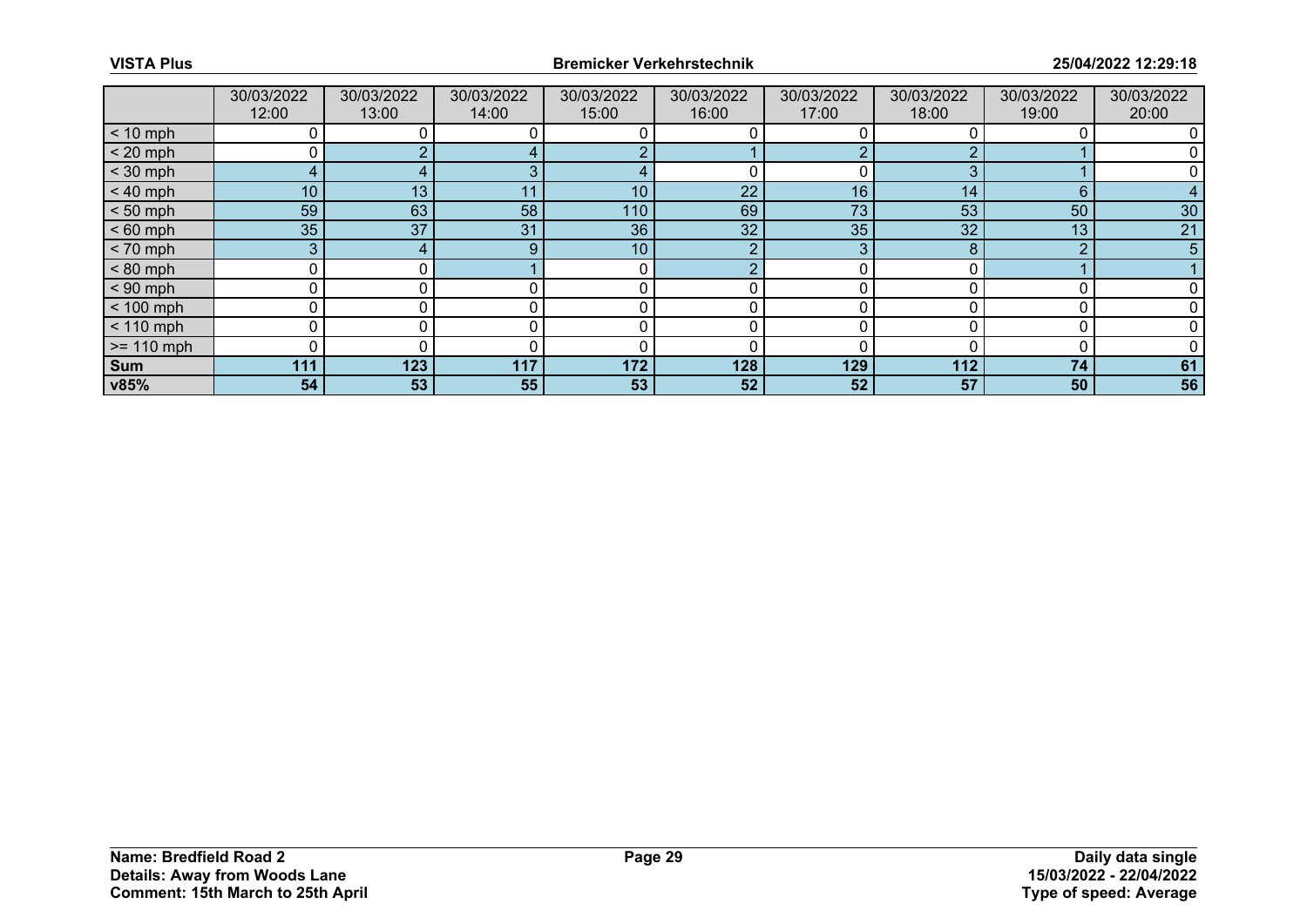| | 30/03/2022 12:00 | 30/03/2022 13:00 | 30/03/2022 14:00 | 30/03/2022 15:00 | 30/03/2022 16:00 | 30/03/2022 17:00 | 30/03/2022 18:00 | 30/03/2022 19:00 | 30/03/2022 20:00 |
|---|---|---|---|---|---|---|---|---|---|
| < 10 mph | 0 | 0 | 0 | 0 | 0 | 0 | 0 | 0 | 0 |
| < 20 mph | 0 | 2 | 4 | 2 | 1 | 2 | 2 | 1 | 0 |
| < 30 mph | 4 | 4 | 3 | 4 | 0 | 0 | 3 | 1 | 0 |
| < 40 mph | 10 | 13 | 11 | 10 | 22 | 16 | 14 | 6 | 4 |
| < 50 mph | 59 | 63 | 58 | 110 | 69 | 73 | 53 | 50 | 30 |
| < 60 mph | 35 | 37 | 31 | 36 | 32 | 35 | 32 | 13 | 21 |
| < 70 mph | 3 | 4 | 9 | 10 | 2 | 3 | 8 | 2 | 5 |
| < 80 mph | 0 | 0 | 1 | 0 | 2 | 0 | 0 | 1 | 1 |
| < 90 mph | 0 | 0 | 0 | 0 | 0 | 0 | 0 | 0 | 0 |
| < 100 mph | 0 | 0 | 0 | 0 | 0 | 0 | 0 | 0 | 0 |
| < 110 mph | 0 | 0 | 0 | 0 | 0 | 0 | 0 | 0 | 0 |
| >= 110 mph | 0 | 0 | 0 | 0 | 0 | 0 | 0 | 0 | 0 |
| **Sum** | **111** | **123** | **117** | **172** | **128** | **129** | **112** | **74** | **61** |
| **v85%** | **54** | **53** | **55** | **53** | **52** | **52** | **57** | **50** | **56** |

**Name: Bredfield Road 2**
**Details: Away from Woods Lane**
**Comment: 15th March to 25th April**

**Daily data single**
**15/03/2022 - 22/04/2022**
**Type of speed: Average**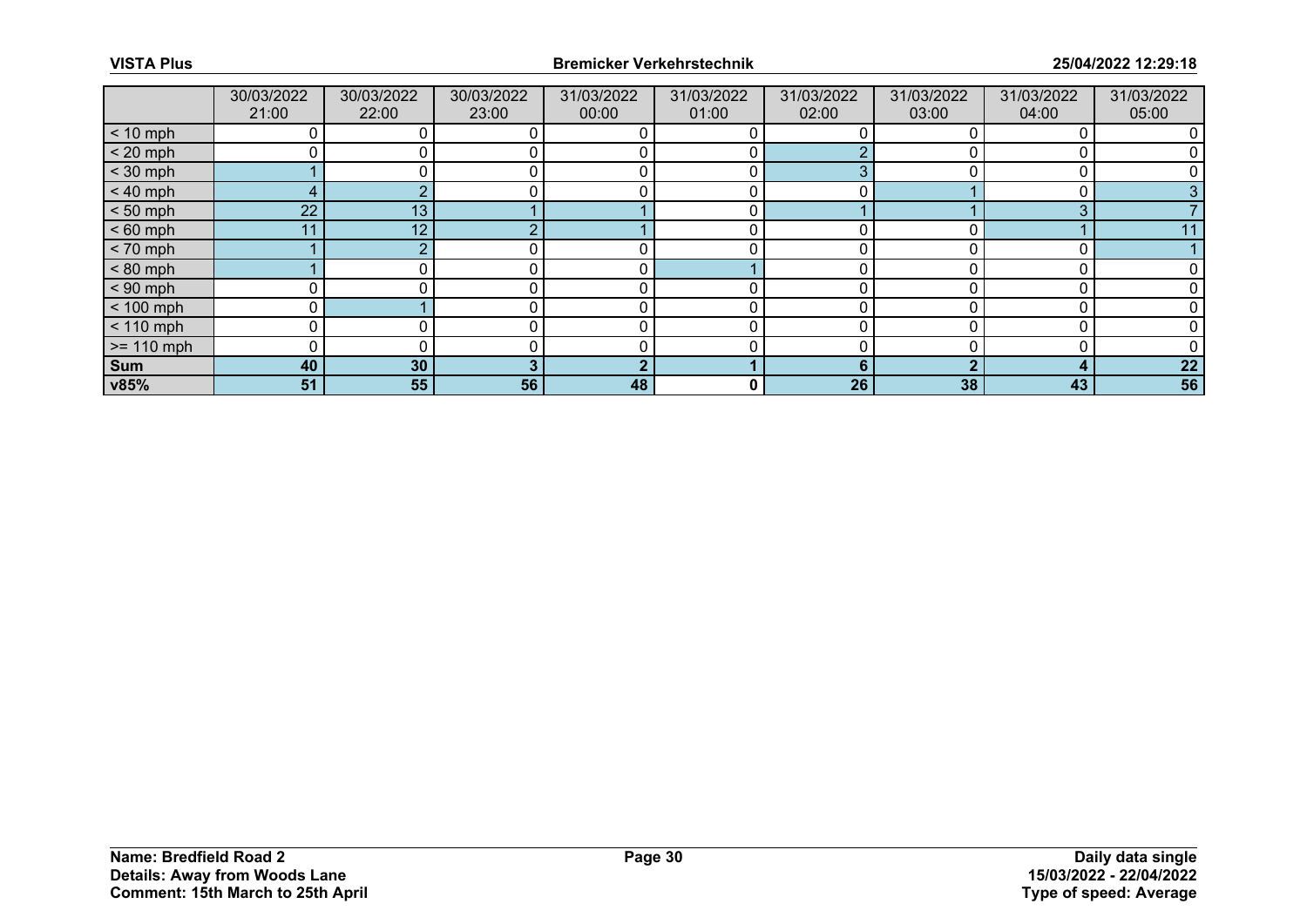| | 30/03/2022 21:00 | 30/03/2022 22:00 | 30/03/2022 23:00 | 31/03/2022 00:00 | 31/03/2022 01:00 | 31/03/2022 02:00 | 31/03/2022 03:00 | 31/03/2022 04:00 | 31/03/2022 05:00 |
|---|---|---|---|---|---|---|---|---|---|
| < 10 mph | 0 | 0 | 0 | 0 | 0 | 0 | 0 | 0 | 0 |
| < 20 mph | 0 | 0 | 0 | 0 | 0 | 2 | 0 | 0 | 0 |
| < 30 mph | 1 | 0 | 0 | 0 | 0 | 3 | 0 | 0 | 0 |
| < 40 mph | 4 | 2 | 0 | 0 | 0 | 0 | 1 | 0 | 3 |
| < 50 mph | 22 | 13 | 1 | 1 | 0 | 1 | 1 | 3 | 7 |
| < 60 mph | 11 | 12 | 2 | 1 | 0 | 0 | 0 | 1 | 11 |
| < 70 mph | 1 | 2 | 0 | 0 | 0 | 0 | 0 | 0 | 1 |
| < 80 mph | 1 | 0 | 0 | 0 | 1 | 0 | 0 | 0 | 0 |
| < 90 mph | 0 | 0 | 0 | 0 | 0 | 0 | 0 | 0 | 0 |
| < 100 mph | 0 | 1 | 0 | 0 | 0 | 0 | 0 | 0 | 0 |
| < 110 mph | 0 | 0 | 0 | 0 | 0 | 0 | 0 | 0 | 0 |
| >= 110 mph | 0 | 0 | 0 | 0 | 0 | 0 | 0 | 0 | 0 |
| **Sum** | **40** | **30** | **3** | **2** | **1** | **6** | **2** | **4** | **22** |
| **v85%** | **51** | **55** | **56** | **48** | **0** | **26** | **38** | **43** | **56** |

**Name: Bredfield Road 2**
**Details: Away from Woods Lane**
**Comment: 15th March to 25th April**

**Daily data single**
**15/03/2022 - 22/04/2022**
**Type of speed: Average**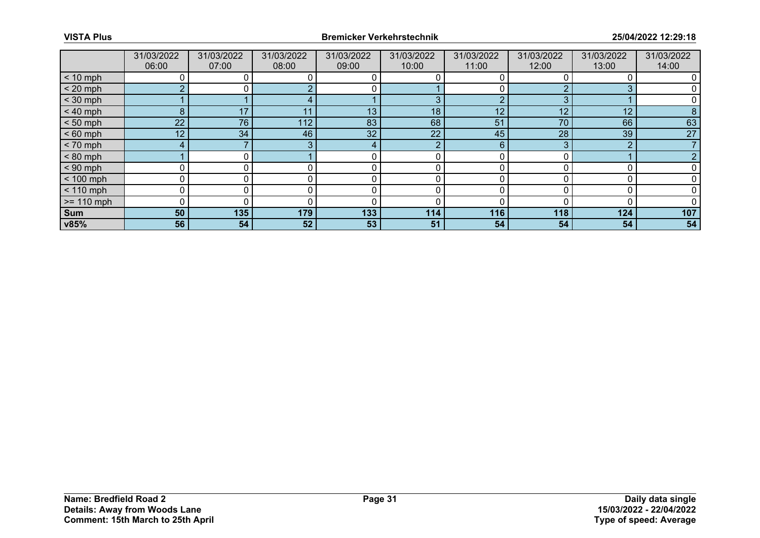| | 31/03/2022 06:00 | 31/03/2022 07:00 | 31/03/2022 08:00 | 31/03/2022 09:00 | 31/03/2022 10:00 | 31/03/2022 11:00 | 31/03/2022 12:00 | 31/03/2022 13:00 | 31/03/2022 14:00 |
|---|---|---|---|---|---|---|---|---|---|
| < 10 mph | 0 | 0 | 0 | 0 | 0 | 0 | 0 | 0 | 0 |
| < 20 mph | 2 | 0 | 2 | 0 | 1 | 0 | 2 | 3 | 0 |
| < 30 mph | 1 | 1 | 4 | 1 | 3 | 2 | 3 | 1 | 0 |
| < 40 mph | 8 | 17 | 11 | 13 | 18 | 12 | 12 | 12 | 8 |
| < 50 mph | 22 | 76 | 112 | 83 | 68 | 51 | 70 | 66 | 63 |
| < 60 mph | 12 | 34 | 46 | 32 | 22 | 45 | 28 | 39 | 27 |
| < 70 mph | 4 | 7 | 3 | 4 | 2 | 6 | 3 | 2 | 7 |
| < 80 mph | 1 | 0 | 1 | 0 | 0 | 0 | 0 | 1 | 2 |
| < 90 mph | 0 | 0 | 0 | 0 | 0 | 0 | 0 | 0 | 0 |
| < 100 mph | 0 | 0 | 0 | 0 | 0 | 0 | 0 | 0 | 0 |
| < 110 mph | 0 | 0 | 0 | 0 | 0 | 0 | 0 | 0 | 0 |
| >= 110 mph | 0 | 0 | 0 | 0 | 0 | 0 | 0 | 0 | 0 |
| **Sum** | **50** | **135** | **179** | **133** | **114** | **116** | **118** | **124** | **107** |
| **v85%** | **56** | **54** | **52** | **53** | **51** | **54** | **54** | **54** | **54** |

**Name: Bredfield Road 2**
**Details: Away from Woods Lane**
**Comment: 15th March to 25th April**

**Daily data single**
**15/03/2022 - 22/04/2022**
**Type of speed: Average**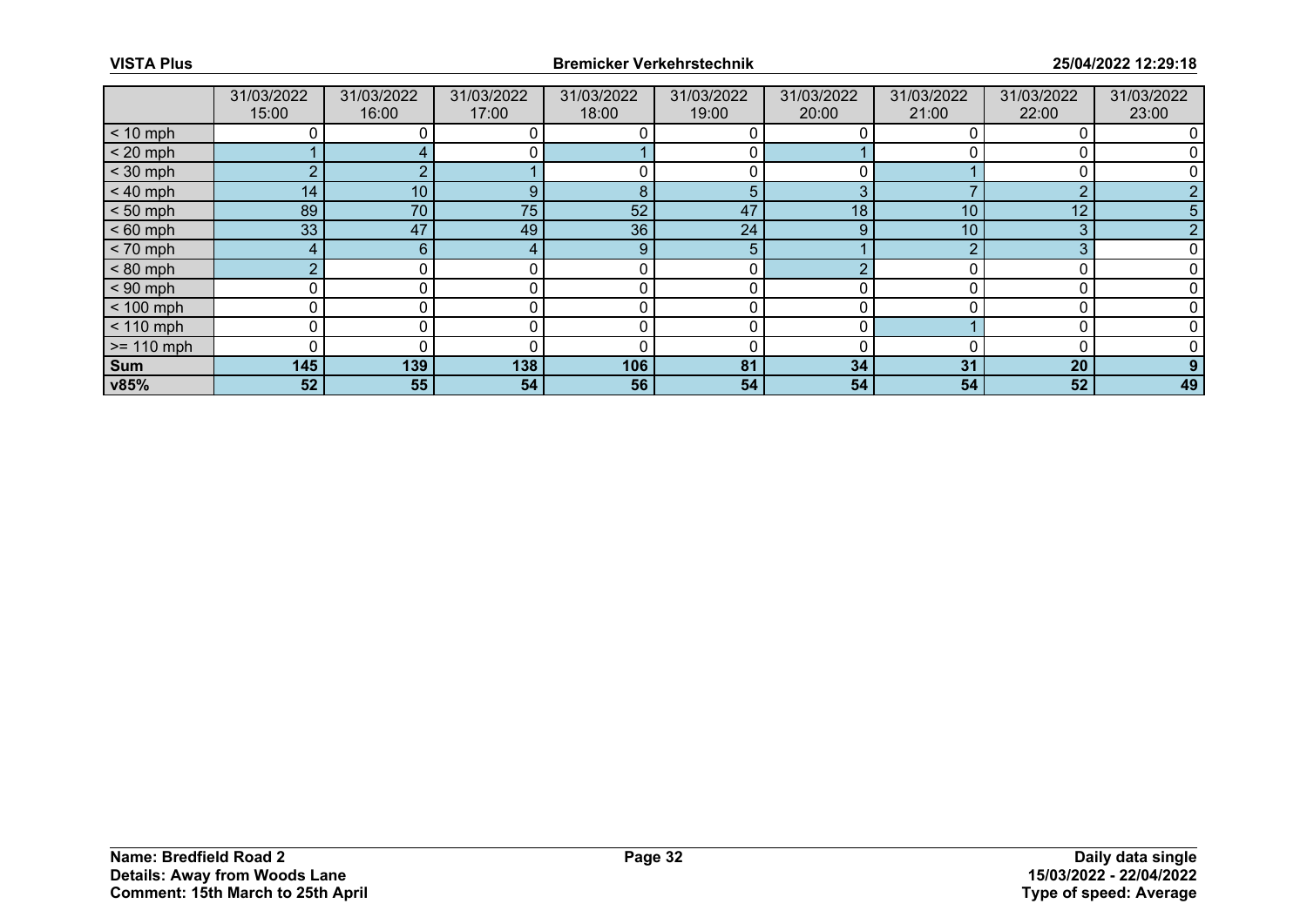| | 31/03/2022 15:00 | 31/03/2022 16:00 | 31/03/2022 17:00 | 31/03/2022 18:00 | 31/03/2022 19:00 | 31/03/2022 20:00 | 31/03/2022 21:00 | 31/03/2022 22:00 | 31/03/2022 23:00 |
|---|---|---|---|---|---|---|---|---|---|
| < 10 mph | 0 | 0 | 0 | 0 | 0 | 0 | 0 | 0 | 0 |
| < 20 mph | 1 | 4 | 0 | 1 | 0 | 1 | 0 | 0 | 0 |
| < 30 mph | 2 | 2 | 1 | 0 | 0 | 0 | 1 | 0 | 0 |
| < 40 mph | 14 | 10 | 9 | 8 | 5 | 3 | 7 | 2 | 2 |
| < 50 mph | 89 | 70 | 75 | 52 | 47 | 18 | 10 | 12 | 5 |
| < 60 mph | 33 | 47 | 49 | 36 | 24 | 9 | 10 | 3 | 2 |
| < 70 mph | 4 | 6 | 4 | 9 | 5 | 1 | 2 | 3 | 0 |
| < 80 mph | 2 | 0 | 0 | 0 | 0 | 2 | 0 | 0 | 0 |
| < 90 mph | 0 | 0 | 0 | 0 | 0 | 0 | 0 | 0 | 0 |
| < 100 mph | 0 | 0 | 0 | 0 | 0 | 0 | 0 | 0 | 0 |
| < 110 mph | 0 | 0 | 0 | 0 | 0 | 0 | 1 | 0 | 0 |
| >= 110 mph | 0 | 0 | 0 | 0 | 0 | 0 | 0 | 0 | 0 |
| **Sum** | **145** | **139** | **138** | **106** | **81** | **34** | **31** | **20** | **9** |
| **v85%** | **52** | **55** | **54** | **56** | **54** | **54** | **54** | **52** | **49** |

**Name: Bredfield Road 2**
**Details: Away from Woods Lane**
**Comment: 15th March to 25th April**

**Daily data single**
**15/03/2022 - 22/04/2022**
**Type of speed: Average**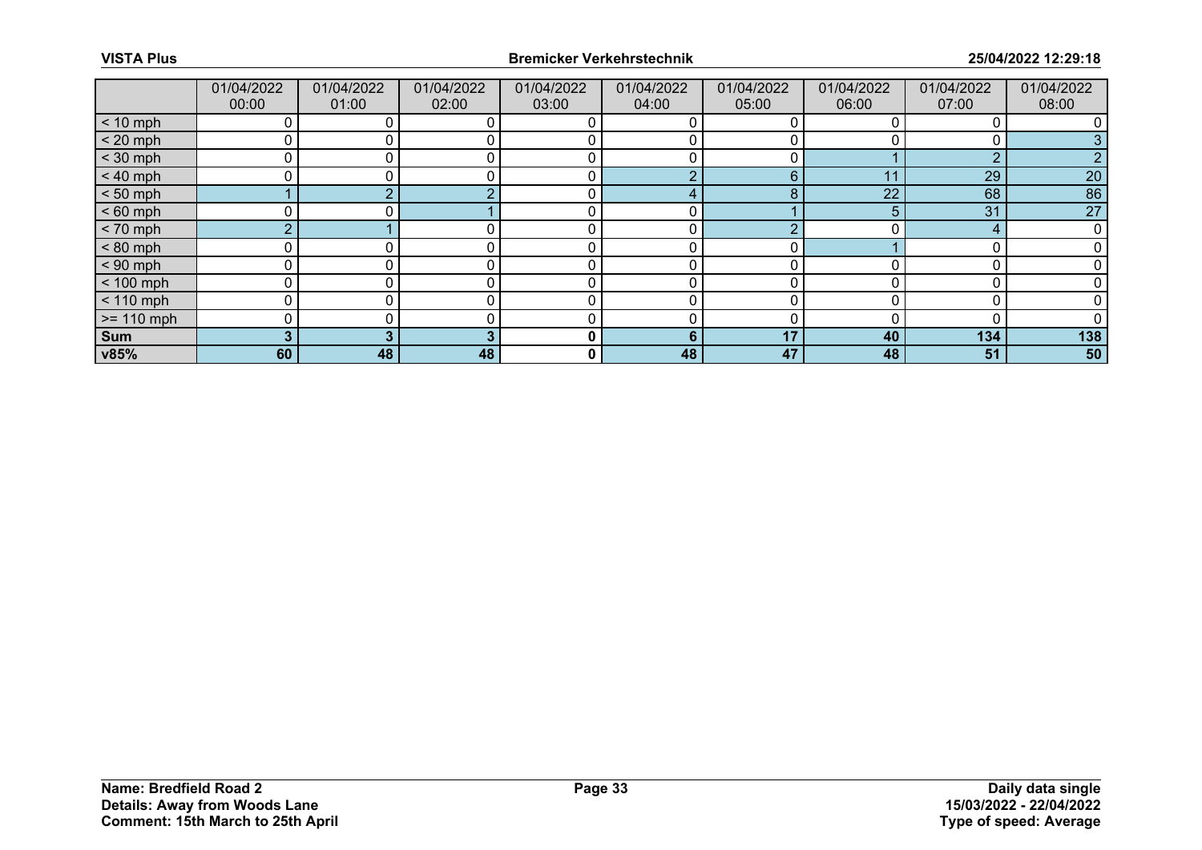| | 01/04/2022 00:00 | 01/04/2022 01:00 | 01/04/2022 02:00 | 01/04/2022 03:00 | 01/04/2022 04:00 | 01/04/2022 05:00 | 01/04/2022 06:00 | 01/04/2022 07:00 | 01/04/2022 08:00 |
|---|---|---|---|---|---|---|---|---|---|
| < 10 mph | 0 | 0 | 0 | 0 | 0 | 0 | 0 | 0 | 0 |
| < 20 mph | 0 | 0 | 0 | 0 | 0 | 0 | 0 | 0 | 3 |
| < 30 mph | 0 | 0 | 0 | 0 | 0 | 0 | 1 | 2 | 2 |
| < 40 mph | 0 | 0 | 0 | 0 | 2 | 6 | 11 | 29 | 20 |
| < 50 mph | 1 | 2 | 2 | 0 | 4 | 8 | 22 | 68 | 86 |
| < 60 mph | 0 | 0 | 1 | 0 | 0 | 1 | 5 | 31 | 27 |
| < 70 mph | 2 | 1 | 0 | 0 | 0 | 2 | 0 | 4 | 0 |
| < 80 mph | 0 | 0 | 0 | 0 | 0 | 0 | 1 | 0 | 0 |
| < 90 mph | 0 | 0 | 0 | 0 | 0 | 0 | 0 | 0 | 0 |
| < 100 mph | 0 | 0 | 0 | 0 | 0 | 0 | 0 | 0 | 0 |
| < 110 mph | 0 | 0 | 0 | 0 | 0 | 0 | 0 | 0 | 0 |
| >= 110 mph | 0 | 0 | 0 | 0 | 0 | 0 | 0 | 0 | 0 |
| **Sum** | **3** | **3** | **3** | **0** | **6** | **17** | **40** | **134** | **138** |
| **v85%** | **60** | **48** | **48** | **0** | **48** | **47** | **48** | **51** | **50** |

**Name: Bredfield Road 2**
**Details: Away from Woods Lane**
**Comment: 15th March to 25th April**

**Daily data single**
**15/03/2022 - 22/04/2022**
**Type of speed: Average**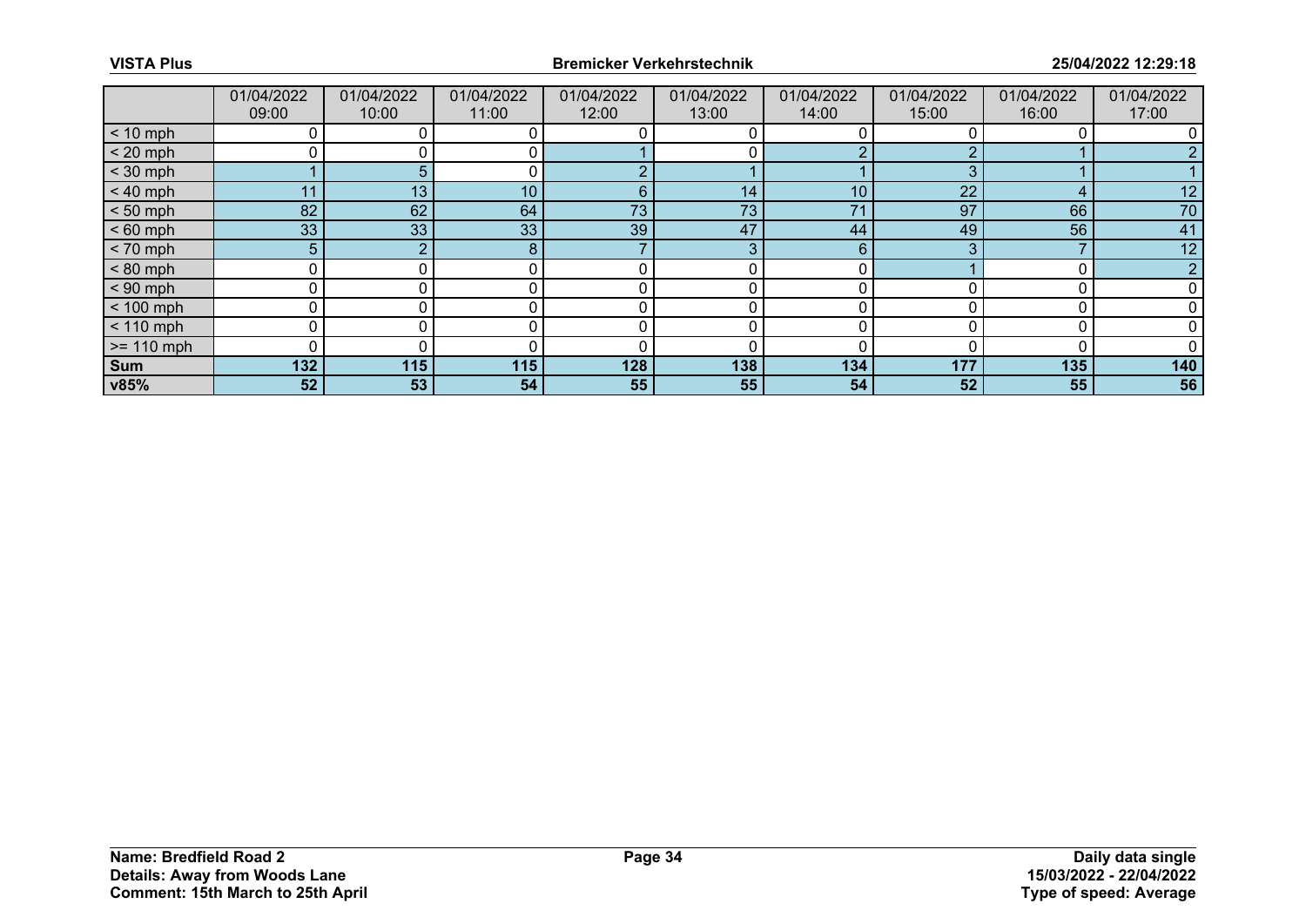| | 01/04/2022 09:00 | 01/04/2022 10:00 | 01/04/2022 11:00 | 01/04/2022 12:00 | 01/04/2022 13:00 | 01/04/2022 14:00 | 01/04/2022 15:00 | 01/04/2022 16:00 | 01/04/2022 17:00 |
|---|---|---|---|---|---|---|---|---|---|
| < 10 mph | 0 | 0 | 0 | 0 | 0 | 0 | 0 | 0 | 0 |
| < 20 mph | 0 | 0 | 0 | 1 | 0 | 2 | 2 | 1 | 2 |
| < 30 mph | 1 | 5 | 0 | 2 | 1 | 1 | 3 | 1 | 1 |
| < 40 mph | 11 | 13 | 10 | 6 | 14 | 10 | 22 | 4 | 12 |
| < 50 mph | 82 | 62 | 64 | 73 | 73 | 71 | 97 | 66 | 70 |
| < 60 mph | 33 | 33 | 33 | 39 | 47 | 44 | 49 | 56 | 41 |
| < 70 mph | 5 | 2 | 8 | 7 | 3 | 6 | 3 | 7 | 12 |
| < 80 mph | 0 | 0 | 0 | 0 | 0 | 0 | 1 | 0 | 2 |
| < 90 mph | 0 | 0 | 0 | 0 | 0 | 0 | 0 | 0 | 0 |
| < 100 mph | 0 | 0 | 0 | 0 | 0 | 0 | 0 | 0 | 0 |
| < 110 mph | 0 | 0 | 0 | 0 | 0 | 0 | 0 | 0 | 0 |
| >= 110 mph | 0 | 0 | 0 | 0 | 0 | 0 | 0 | 0 | 0 |
| **Sum** | **132** | **115** | **115** | **128** | **138** | **134** | **177** | **135** | **140** |
| **v85%** | **52** | **53** | **54** | **55** | **55** | **54** | **52** | **55** | **56** |

**Name: Bredfield Road 2**
**Details: Away from Woods Lane**
**Comment: 15th March to 25th April**

**Daily data single**
**15/03/2022 - 22/04/2022**
**Type of speed: Average**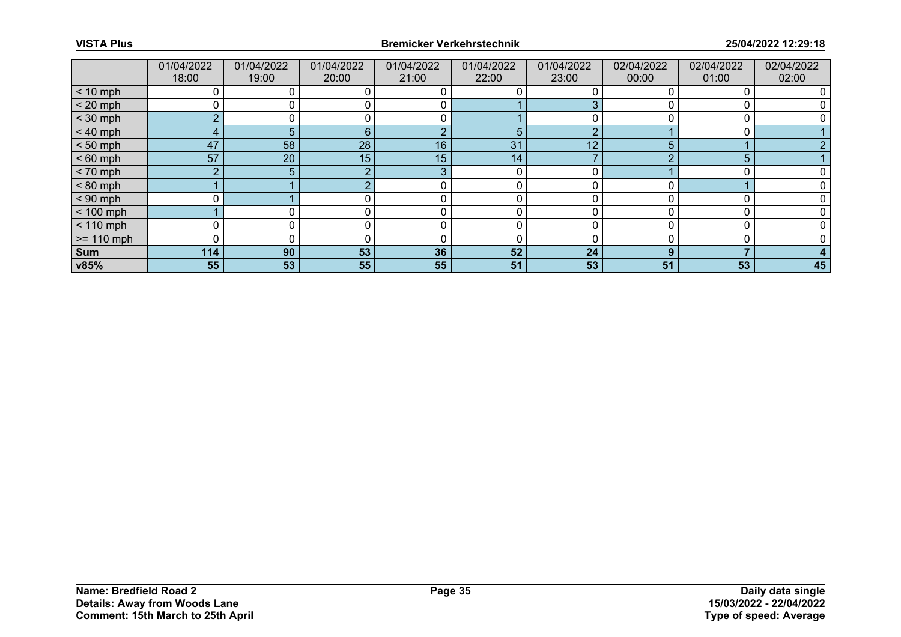| | 01/04/2022 18:00 | 01/04/2022 19:00 | 01/04/2022 20:00 | 01/04/2022 21:00 | 01/04/2022 22:00 | 01/04/2022 23:00 | 02/04/2022 00:00 | 02/04/2022 01:00 | 02/04/2022 02:00 |
|---|---|---|---|---|---|---|---|---|---|
| < 10 mph | 0 | 0 | 0 | 0 | 0 | 0 | 0 | 0 | 0 |
| < 20 mph | 0 | 0 | 0 | 0 | 1 | 3 | 0 | 0 | 0 |
| < 30 mph | 2 | 0 | 0 | 0 | 1 | 0 | 0 | 0 | 0 |
| < 40 mph | 4 | 5 | 6 | 2 | 5 | 2 | 1 | 0 | 1 |
| < 50 mph | 47 | 58 | 28 | 16 | 31 | 12 | 5 | 1 | 2 |
| < 60 mph | 57 | 20 | 15 | 15 | 14 | 7 | 2 | 5 | 1 |
| < 70 mph | 2 | 5 | 2 | 3 | 0 | 0 | 1 | 0 | 0 |
| < 80 mph | 1 | 1 | 2 | 0 | 0 | 0 | 0 | 1 | 0 |
| < 90 mph | 0 | 1 | 0 | 0 | 0 | 0 | 0 | 0 | 0 |
| < 100 mph | 1 | 0 | 0 | 0 | 0 | 0 | 0 | 0 | 0 |
| < 110 mph | 0 | 0 | 0 | 0 | 0 | 0 | 0 | 0 | 0 |
| >= 110 mph | 0 | 0 | 0 | 0 | 0 | 0 | 0 | 0 | 0 |
| **Sum** | **114** | **90** | **53** | **36** | **52** | **24** | **9** | **7** | **4** |
| **v85%** | **55** | **53** | **55** | **55** | **51** | **53** | **51** | **53** | **45** |

**Name: Bredfield Road 2**
**Details: Away from Woods Lane**
**Comment: 15th March to 25th April**

**Daily data single**
**15/03/2022 - 22/04/2022**
**Type of speed: Average**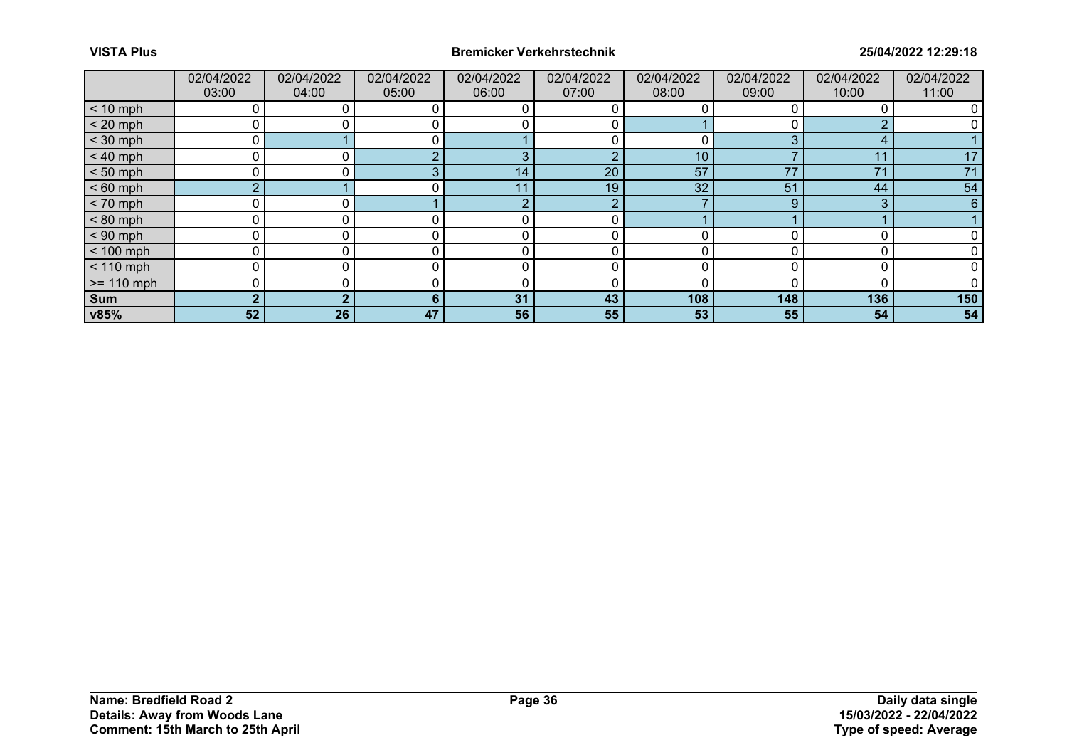| | 02/04/2022 03:00 | 02/04/2022 04:00 | 02/04/2022 05:00 | 02/04/2022 06:00 | 02/04/2022 07:00 | 02/04/2022 08:00 | 02/04/2022 09:00 | 02/04/2022 10:00 | 02/04/2022 11:00 |
|---|---|---|---|---|---|---|---|---|---|
| < 10 mph | 0 | 0 | 0 | 0 | 0 | 0 | 0 | 0 | 0 |
| < 20 mph | 0 | 0 | 0 | 0 | 0 | 1 | 0 | 2 | 0 |
| < 30 mph | 0 | 1 | 0 | 1 | 0 | 0 | 3 | 4 | 1 |
| < 40 mph | 0 | 0 | 2 | 3 | 2 | 10 | 7 | 11 | 17 |
| < 50 mph | 0 | 0 | 3 | 14 | 20 | 57 | 77 | 71 | 71 |
| < 60 mph | 2 | 1 | 0 | 11 | 19 | 32 | 51 | 44 | 54 |
| < 70 mph | 0 | 0 | 1 | 2 | 2 | 7 | 9 | 3 | 6 |
| < 80 mph | 0 | 0 | 0 | 0 | 0 | 1 | 1 | 1 | 1 |
| < 90 mph | 0 | 0 | 0 | 0 | 0 | 0 | 0 | 0 | 0 |
| < 100 mph | 0 | 0 | 0 | 0 | 0 | 0 | 0 | 0 | 0 |
| < 110 mph | 0 | 0 | 0 | 0 | 0 | 0 | 0 | 0 | 0 |
| >= 110 mph | 0 | 0 | 0 | 0 | 0 | 0 | 0 | 0 | 0 |
| **Sum** | **2** | **2** | **6** | **31** | **43** | **108** | **148** | **136** | **150** |
| **v85%** | **52** | **26** | **47** | **56** | **55** | **53** | **55** | **54** | **54** |

**Name: Bredfield Road 2**
**Details: Away from Woods Lane**
**Comment: 15th March to 25th April**

**Daily data single**
**15/03/2022 - 22/04/2022**
**Type of speed: Average**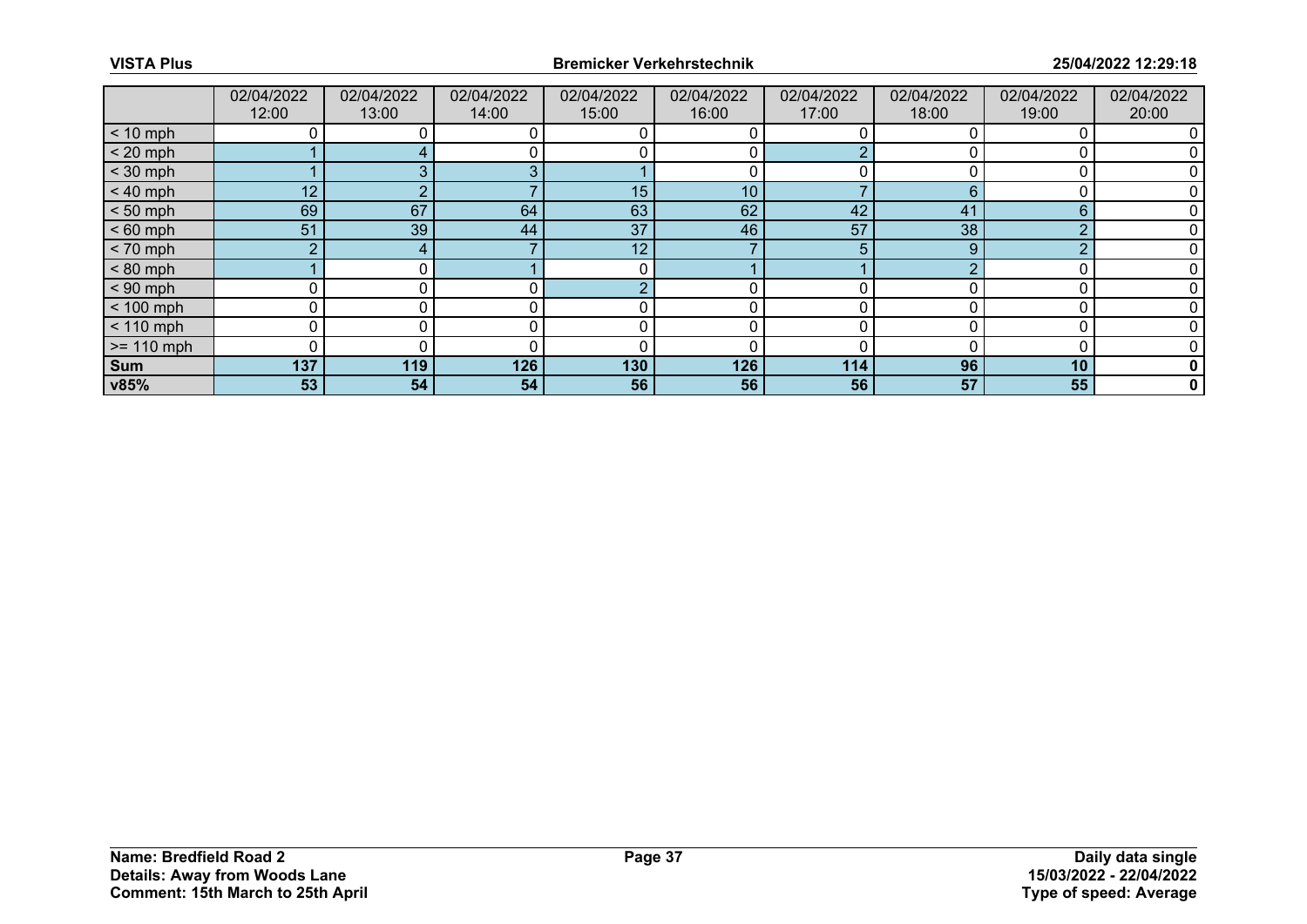|  | 02/04/2022 12:00 | 02/04/2022 13:00 | 02/04/2022 14:00 | 02/04/2022 15:00 | 02/04/2022 16:00 | 02/04/2022 17:00 | 02/04/2022 18:00 | 02/04/2022 19:00 | 02/04/2022 20:00 |
|---|---|---|---|---|---|---|---|---|---|
| < 10 mph | 0 | 0 | 0 | 0 | 0 | 0 | 0 | 0 | 0 |
| < 20 mph | 1 | 4 | 0 | 0 | 0 | 2 | 0 | 0 | 0 |
| < 30 mph | 1 | 3 | 3 | 1 | 0 | 0 | 0 | 0 | 0 |
| < 40 mph | 12 | 2 | 7 | 15 | 10 | 7 | 6 | 0 | 0 |
| < 50 mph | 69 | 67 | 64 | 63 | 62 | 42 | 41 | 6 | 0 |
| < 60 mph | 51 | 39 | 44 | 37 | 46 | 57 | 38 | 2 | 0 |
| < 70 mph | 2 | 4 | 7 | 12 | 7 | 5 | 9 | 2 | 0 |
| < 80 mph | 1 | 0 | 1 | 0 | 1 | 1 | 2 | 0 | 0 |
| < 90 mph | 0 | 0 | 0 | 2 | 0 | 0 | 0 | 0 | 0 |
| < 100 mph | 0 | 0 | 0 | 0 | 0 | 0 | 0 | 0 | 0 |
| < 110 mph | 0 | 0 | 0 | 0 | 0 | 0 | 0 | 0 | 0 |
| >= 110 mph | 0 | 0 | 0 | 0 | 0 | 0 | 0 | 0 | 0 |
| **Sum** | **137** | **119** | **126** | **130** | **126** | **114** | **96** | **10** | **0** |
| **v85%** | **53** | **54** | **54** | **56** | **56** | **56** | **57** | **55** | **0** |

**Name: Bredfield Road 2**
**Details: Away from Woods Lane**
**Comment: 15th March to 25th April**

**Daily data single**
**15/03/2022 - 22/04/2022**
**Type of speed: Average**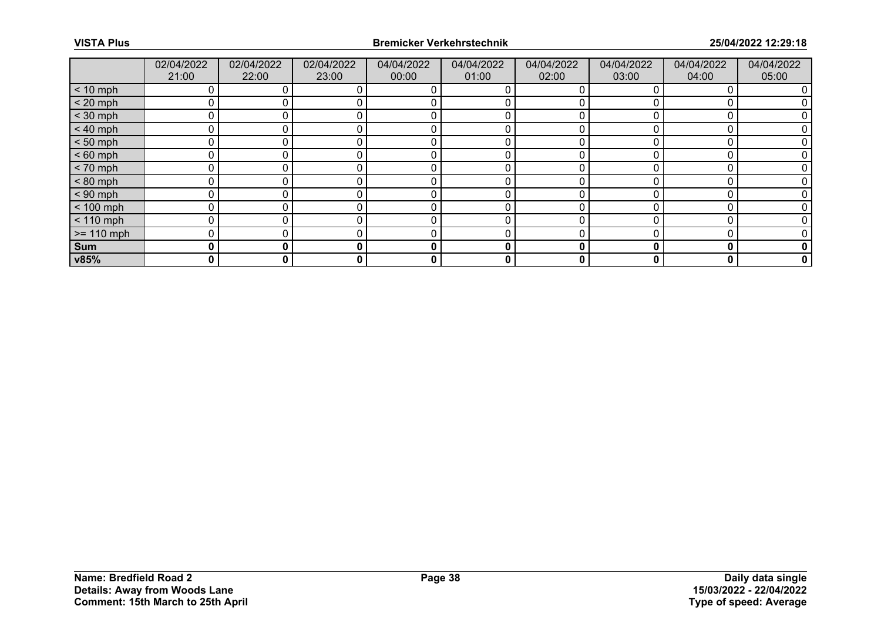| | 02/04/2022 21:00 | 02/04/2022 22:00 | 02/04/2022 23:00 | 04/04/2022 00:00 | 04/04/2022 01:00 | 04/04/2022 02:00 | 04/04/2022 03:00 | 04/04/2022 04:00 | 04/04/2022 05:00 |
|---|---|---|---|---|---|---|---|---|---|
| < 10 mph | 0 | 0 | 0 | 0 | 0 | 0 | 0 | 0 | 0 |
| < 20 mph | 0 | 0 | 0 | 0 | 0 | 0 | 0 | 0 | 0 |
| < 30 mph | 0 | 0 | 0 | 0 | 0 | 0 | 0 | 0 | 0 |
| < 40 mph | 0 | 0 | 0 | 0 | 0 | 0 | 0 | 0 | 0 |
| < 50 mph | 0 | 0 | 0 | 0 | 0 | 0 | 0 | 0 | 0 |
| < 60 mph | 0 | 0 | 0 | 0 | 0 | 0 | 0 | 0 | 0 |
| < 70 mph | 0 | 0 | 0 | 0 | 0 | 0 | 0 | 0 | 0 |
| < 80 mph | 0 | 0 | 0 | 0 | 0 | 0 | 0 | 0 | 0 |
| < 90 mph | 0 | 0 | 0 | 0 | 0 | 0 | 0 | 0 | 0 |
| < 100 mph | 0 | 0 | 0 | 0 | 0 | 0 | 0 | 0 | 0 |
| < 110 mph | 0 | 0 | 0 | 0 | 0 | 0 | 0 | 0 | 0 |
| >= 110 mph | 0 | 0 | 0 | 0 | 0 | 0 | 0 | 0 | 0 |
| **Sum** | **0** | **0** | **0** | **0** | **0** | **0** | **0** | **0** | **0** |
| **v85%** | **0** | **0** | **0** | **0** | **0** | **0** | **0** | **0** | **0** |

**Name: Bredfield Road 2**
**Details: Away from Woods Lane**
**Comment: 15th March to 25th April**

**Daily data single**
**15/03/2022 - 22/04/2022**
**Type of speed: Average**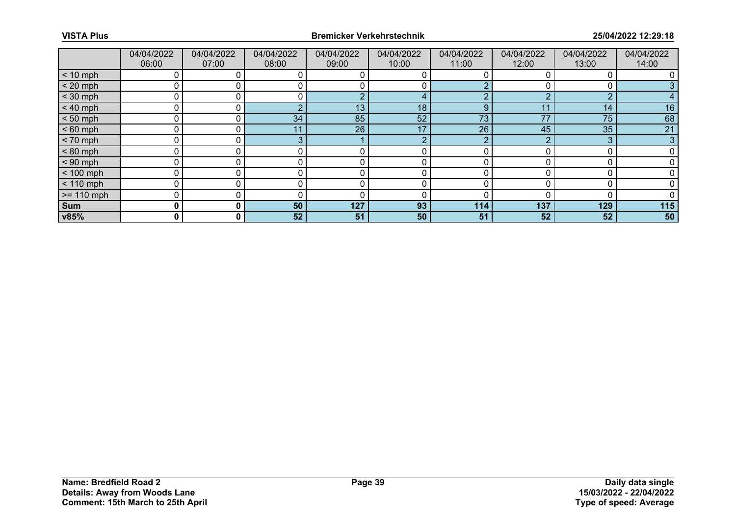| | 04/04/2022 06:00 | 04/04/2022 07:00 | 04/04/2022 08:00 | 04/04/2022 09:00 | 04/04/2022 10:00 | 04/04/2022 11:00 | 04/04/2022 12:00 | 04/04/2022 13:00 | 04/04/2022 14:00 |
|---|---|---|---|---|---|---|---|---|---|
| < 10 mph | 0 | 0 | 0 | 0 | 0 | 0 | 0 | 0 | 0 |
| < 20 mph | 0 | 0 | 0 | 0 | 0 | 2 | 0 | 0 | 3 |
| < 30 mph | 0 | 0 | 0 | 2 | 4 | 2 | 2 | 2 | 4 |
| < 40 mph | 0 | 0 | 2 | 13 | 18 | 9 | 11 | 14 | 16 |
| < 50 mph | 0 | 0 | 34 | 85 | 52 | 73 | 77 | 75 | 68 |
| < 60 mph | 0 | 0 | 11 | 26 | 17 | 26 | 45 | 35 | 21 |
| < 70 mph | 0 | 0 | 3 | 1 | 2 | 2 | 2 | 3 | 3 |
| < 80 mph | 0 | 0 | 0 | 0 | 0 | 0 | 0 | 0 | 0 |
| < 90 mph | 0 | 0 | 0 | 0 | 0 | 0 | 0 | 0 | 0 |
| < 100 mph | 0 | 0 | 0 | 0 | 0 | 0 | 0 | 0 | 0 |
| < 110 mph | 0 | 0 | 0 | 0 | 0 | 0 | 0 | 0 | 0 |
| >= 110 mph | 0 | 0 | 0 | 0 | 0 | 0 | 0 | 0 | 0 |
| **Sum** | **0** | **0** | **50** | **127** | **93** | **114** | **137** | **129** | **115** |
| **v85%** | **0** | **0** | **52** | **51** | **50** | **51** | **52** | **52** | **50** |

**Name: Bredfield Road 2**
**Details: Away from Woods Lane**
**Comment: 15th March to 25th April**

**Daily data single**
**15/03/2022 - 22/04/2022**
**Type of speed: Average**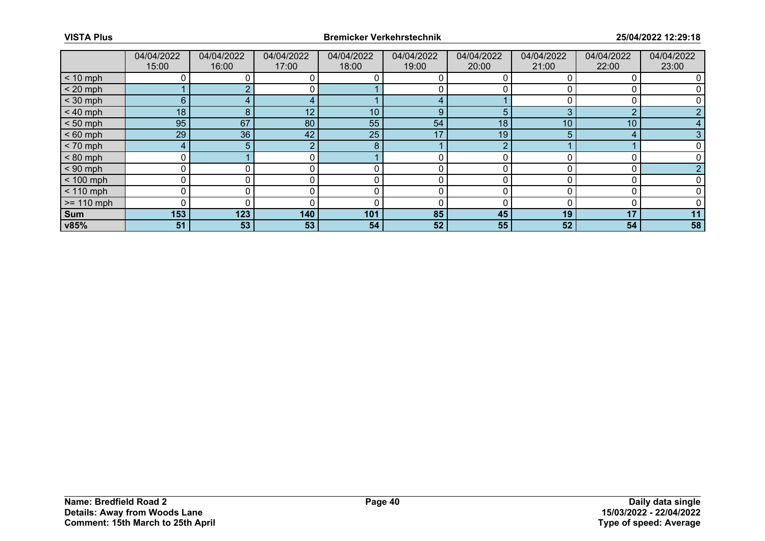| | 04/04/2022 15:00 | 04/04/2022 16:00 | 04/04/2022 17:00 | 04/04/2022 18:00 | 04/04/2022 19:00 | 04/04/2022 20:00 | 04/04/2022 21:00 | 04/04/2022 22:00 | 04/04/2022 23:00 |
|---|---|---|---|---|---|---|---|---|---|
| < 10 mph | 0 | 0 | 0 | 0 | 0 | 0 | 0 | 0 | 0 |
| < 20 mph | 1 | 2 | 0 | 1 | 0 | 0 | 0 | 0 | 0 |
| < 30 mph | 6 | 4 | 4 | 1 | 4 | 1 | 0 | 0 | 0 |
| < 40 mph | 18 | 8 | 12 | 10 | 9 | 5 | 3 | 2 | 2 |
| < 50 mph | 95 | 67 | 80 | 55 | 54 | 18 | 10 | 10 | 4 |
| < 60 mph | 29 | 36 | 42 | 25 | 17 | 19 | 5 | 4 | 3 |
| < 70 mph | 4 | 5 | 2 | 8 | 1 | 2 | 1 | 1 | 0 |
| < 80 mph | 0 | 1 | 0 | 1 | 0 | 0 | 0 | 0 | 0 |
| < 90 mph | 0 | 0 | 0 | 0 | 0 | 0 | 0 | 0 | 2 |
| < 100 mph | 0 | 0 | 0 | 0 | 0 | 0 | 0 | 0 | 0 |
| < 110 mph | 0 | 0 | 0 | 0 | 0 | 0 | 0 | 0 | 0 |
| >= 110 mph | 0 | 0 | 0 | 0 | 0 | 0 | 0 | 0 | 0 |
| **Sum** | **153** | **123** | **140** | **101** | **85** | **45** | **19** | **17** | **11** |
| **v85%** | **51** | **53** | **53** | **54** | **52** | **55** | **52** | **54** | **58** |

**Name: Bredfield Road 2**
**Details: Away from Woods Lane**
**Comment: 15th March to 25th April**

**Daily data single**
**15/03/2022 - 22/04/2022**
**Type of speed: Average**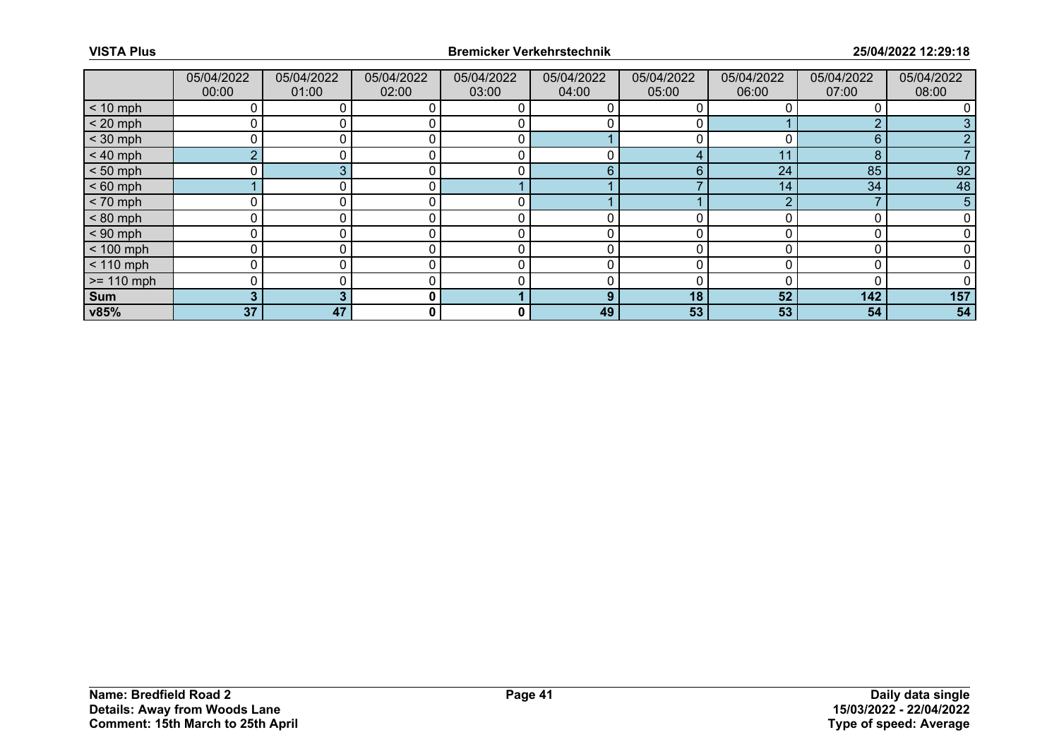| | 05/04/2022 00:00 | 05/04/2022 01:00 | 05/04/2022 02:00 | 05/04/2022 03:00 | 05/04/2022 04:00 | 05/04/2022 05:00 | 05/04/2022 06:00 | 05/04/2022 07:00 | 05/04/2022 08:00 |
|---|---|---|---|---|---|---|---|---|---|
| < 10 mph | 0 | 0 | 0 | 0 | 0 | 0 | 0 | 0 | 0 |
| < 20 mph | 0 | 0 | 0 | 0 | 0 | 0 | 1 | 2 | 3 |
| < 30 mph | 0 | 0 | 0 | 0 | 1 | 0 | 0 | 6 | 2 |
| < 40 mph | 2 | 0 | 0 | 0 | 0 | 4 | 11 | 8 | 7 |
| < 50 mph | 0 | 3 | 0 | 0 | 6 | 6 | 24 | 85 | 92 |
| < 60 mph | 1 | 0 | 0 | 1 | 1 | 7 | 14 | 34 | 48 |
| < 70 mph | 0 | 0 | 0 | 0 | 1 | 1 | 2 | 7 | 5 |
| < 80 mph | 0 | 0 | 0 | 0 | 0 | 0 | 0 | 0 | 0 |
| < 90 mph | 0 | 0 | 0 | 0 | 0 | 0 | 0 | 0 | 0 |
| < 100 mph | 0 | 0 | 0 | 0 | 0 | 0 | 0 | 0 | 0 |
| < 110 mph | 0 | 0 | 0 | 0 | 0 | 0 | 0 | 0 | 0 |
| >= 110 mph | 0 | 0 | 0 | 0 | 0 | 0 | 0 | 0 | 0 |
| **Sum** | **3** | **3** | **0** | **1** | **9** | **18** | **52** | **142** | **157** |
| **v85%** | **37** | **47** | **0** | **0** | **49** | **53** | **53** | **54** | **54** |

**Name: Bredfield Road 2**
**Details: Away from Woods Lane**
**Comment: 15th March to 25th April**

**Daily data single**
**15/03/2022 - 22/04/2022**
**Type of speed: Average**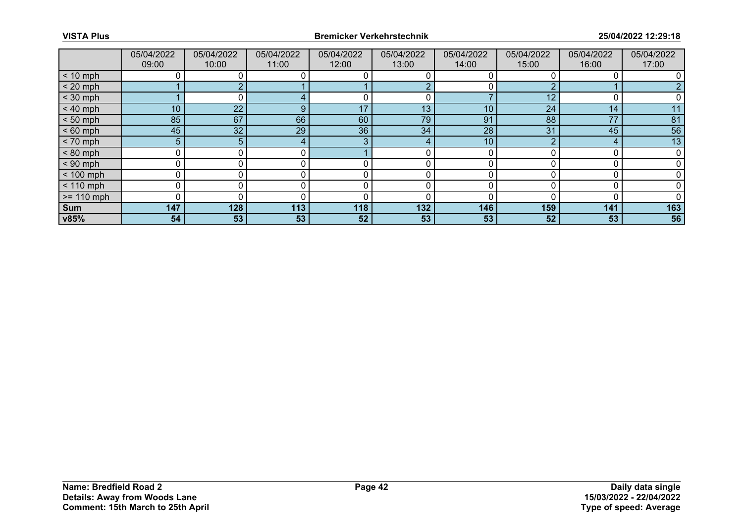| | 05/04/2022 09:00 | 05/04/2022 10:00 | 05/04/2022 11:00 | 05/04/2022 12:00 | 05/04/2022 13:00 | 05/04/2022 14:00 | 05/04/2022 15:00 | 05/04/2022 16:00 | 05/04/2022 17:00 |
|---|---|---|---|---|---|---|---|---|---|
| < 10 mph | 0 | 0 | 0 | 0 | 0 | 0 | 0 | 0 | 0 |
| < 20 mph | 1 | 2 | 1 | 1 | 2 | 0 | 2 | 1 | 2 |
| < 30 mph | 1 | 0 | 4 | 0 | 0 | 7 | 12 | 0 | 0 |
| < 40 mph | 10 | 22 | 9 | 17 | 13 | 10 | 24 | 14 | 11 |
| < 50 mph | 85 | 67 | 66 | 60 | 79 | 91 | 88 | 77 | 81 |
| < 60 mph | 45 | 32 | 29 | 36 | 34 | 28 | 31 | 45 | 56 |
| < 70 mph | 5 | 5 | 4 | 3 | 4 | 10 | 2 | 4 | 13 |
| < 80 mph | 0 | 0 | 0 | 1 | 0 | 0 | 0 | 0 | 0 |
| < 90 mph | 0 | 0 | 0 | 0 | 0 | 0 | 0 | 0 | 0 |
| < 100 mph | 0 | 0 | 0 | 0 | 0 | 0 | 0 | 0 | 0 |
| < 110 mph | 0 | 0 | 0 | 0 | 0 | 0 | 0 | 0 | 0 |
| >= 110 mph | 0 | 0 | 0 | 0 | 0 | 0 | 0 | 0 | 0 |
| **Sum** | **147** | **128** | **113** | **118** | **132** | **146** | **159** | **141** | **163** |
| **v85%** | **54** | **53** | **53** | **52** | **53** | **53** | **52** | **53** | **56** |

**Name: Bredfield Road 2**
**Details: Away from Woods Lane**
**Comment: 15th March to 25th April**

**Daily data single**
**15/03/2022 - 22/04/2022**
**Type of speed: Average**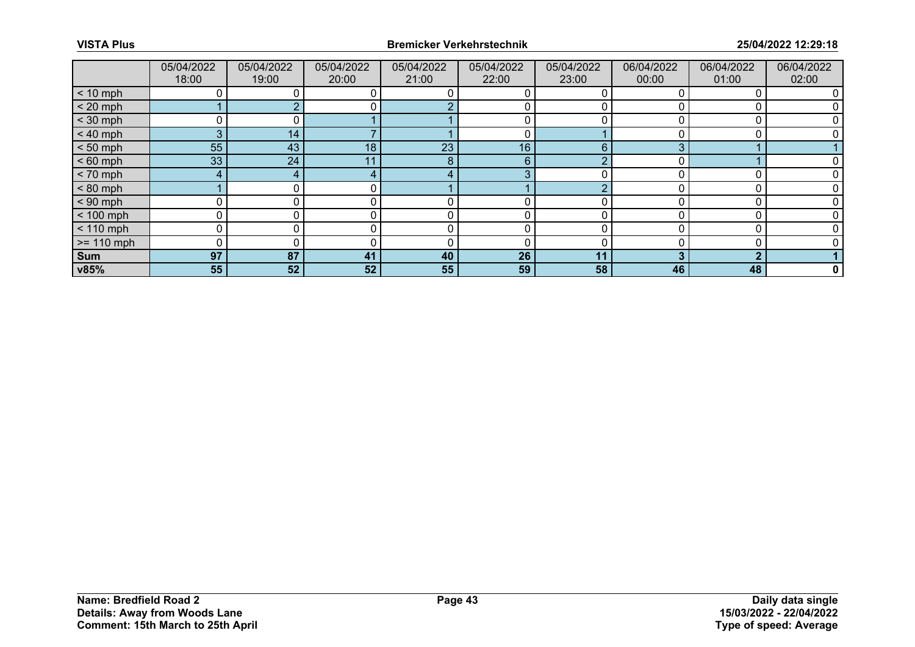| | 05/04/2022 18:00 | 05/04/2022 19:00 | 05/04/2022 20:00 | 05/04/2022 21:00 | 05/04/2022 22:00 | 05/04/2022 23:00 | 06/04/2022 00:00 | 06/04/2022 01:00 | 06/04/2022 02:00 |
|---|---|---|---|---|---|---|---|---|---|
| < 10 mph | 0 | 0 | 0 | 0 | 0 | 0 | 0 | 0 | 0 |
| < 20 mph | 1 | 2 | 0 | 2 | 0 | 0 | 0 | 0 | 0 |
| < 30 mph | 0 | 0 | 1 | 1 | 0 | 0 | 0 | 0 | 0 |
| < 40 mph | 3 | 14 | 7 | 1 | 0 | 1 | 0 | 0 | 0 |
| < 50 mph | 55 | 43 | 18 | 23 | 16 | 6 | 3 | 1 | 1 |
| < 60 mph | 33 | 24 | 11 | 8 | 6 | 2 | 0 | 1 | 0 |
| < 70 mph | 4 | 4 | 4 | 4 | 3 | 0 | 0 | 0 | 0 |
| < 80 mph | 1 | 0 | 0 | 1 | 1 | 2 | 0 | 0 | 0 |
| < 90 mph | 0 | 0 | 0 | 0 | 0 | 0 | 0 | 0 | 0 |
| < 100 mph | 0 | 0 | 0 | 0 | 0 | 0 | 0 | 0 | 0 |
| < 110 mph | 0 | 0 | 0 | 0 | 0 | 0 | 0 | 0 | 0 |
| >= 110 mph | 0 | 0 | 0 | 0 | 0 | 0 | 0 | 0 | 0 |
| **Sum** | **97** | **87** | **41** | **40** | **26** | **11** | **3** | **2** | **1** |
| **v85%** | **55** | **52** | **52** | **55** | **59** | **58** | **46** | **48** | **0** |

**Name: Bredfield Road 2**
**Details: Away from Woods Lane**
**Comment: 15th March to 25th April**

**Daily data single**
**15/03/2022 - 22/04/2022**
**Type of speed: Average**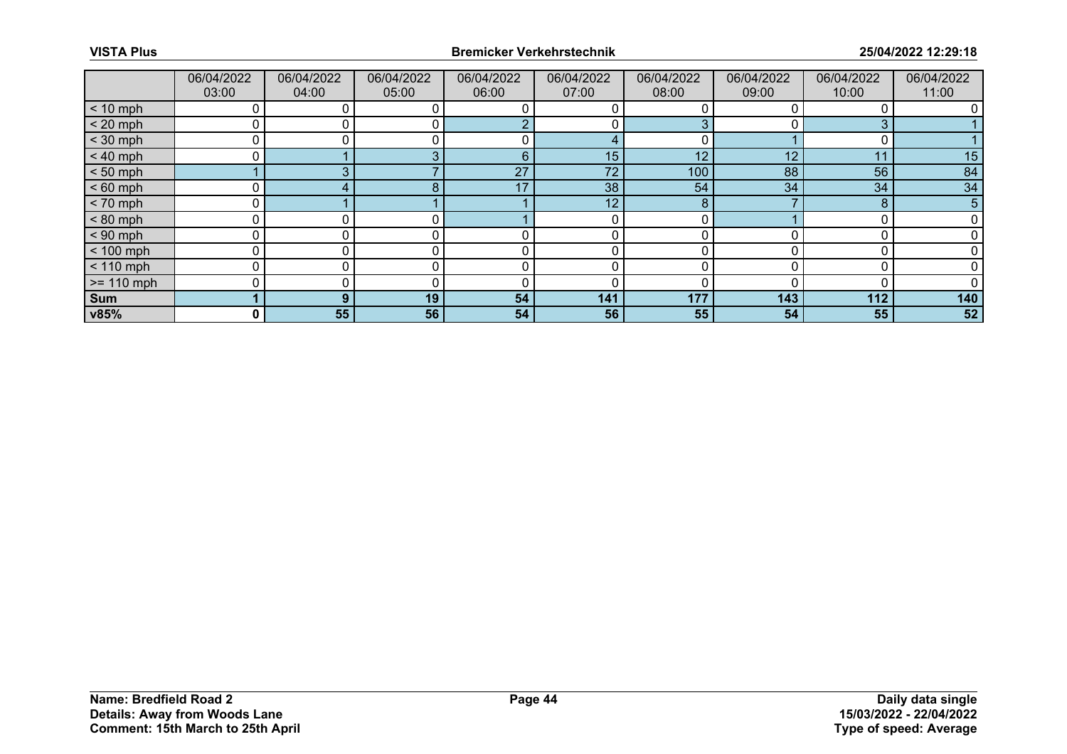| | 06/04/2022 03:00 | 06/04/2022 04:00 | 06/04/2022 05:00 | 06/04/2022 06:00 | 06/04/2022 07:00 | 06/04/2022 08:00 | 06/04/2022 09:00 | 06/04/2022 10:00 | 06/04/2022 11:00 |
|---|---|---|---|---|---|---|---|---|---|
| < 10 mph | 0 | 0 | 0 | 0 | 0 | 0 | 0 | 0 | 0 |
| < 20 mph | 0 | 0 | 0 | 2 | 0 | 3 | 0 | 3 | 1 |
| < 30 mph | 0 | 0 | 0 | 0 | 4 | 0 | 1 | 0 | 1 |
| < 40 mph | 0 | 1 | 3 | 6 | 15 | 12 | 12 | 11 | 15 |
| < 50 mph | 1 | 3 | 7 | 27 | 72 | 100 | 88 | 56 | 84 |
| < 60 mph | 0 | 4 | 8 | 17 | 38 | 54 | 34 | 34 | 34 |
| < 70 mph | 0 | 1 | 1 | 1 | 12 | 8 | 7 | 8 | 5 |
| < 80 mph | 0 | 0 | 0 | 1 | 0 | 0 | 1 | 0 | 0 |
| < 90 mph | 0 | 0 | 0 | 0 | 0 | 0 | 0 | 0 | 0 |
| < 100 mph | 0 | 0 | 0 | 0 | 0 | 0 | 0 | 0 | 0 |
| < 110 mph | 0 | 0 | 0 | 0 | 0 | 0 | 0 | 0 | 0 |
| >= 110 mph | 0 | 0 | 0 | 0 | 0 | 0 | 0 | 0 | 0 |
| **Sum** | **1** | **9** | **19** | **54** | **141** | **177** | **143** | **112** | **140** |
| **v85%** | **0** | **55** | **56** | **54** | **56** | **55** | **54** | **55** | **52** |

**Name: Bredfield Road 2**
**Details: Away from Woods Lane**
**Comment: 15th March to 25th April**

**Daily data single**
**15/03/2022 - 22/04/2022**
**Type of speed: Average**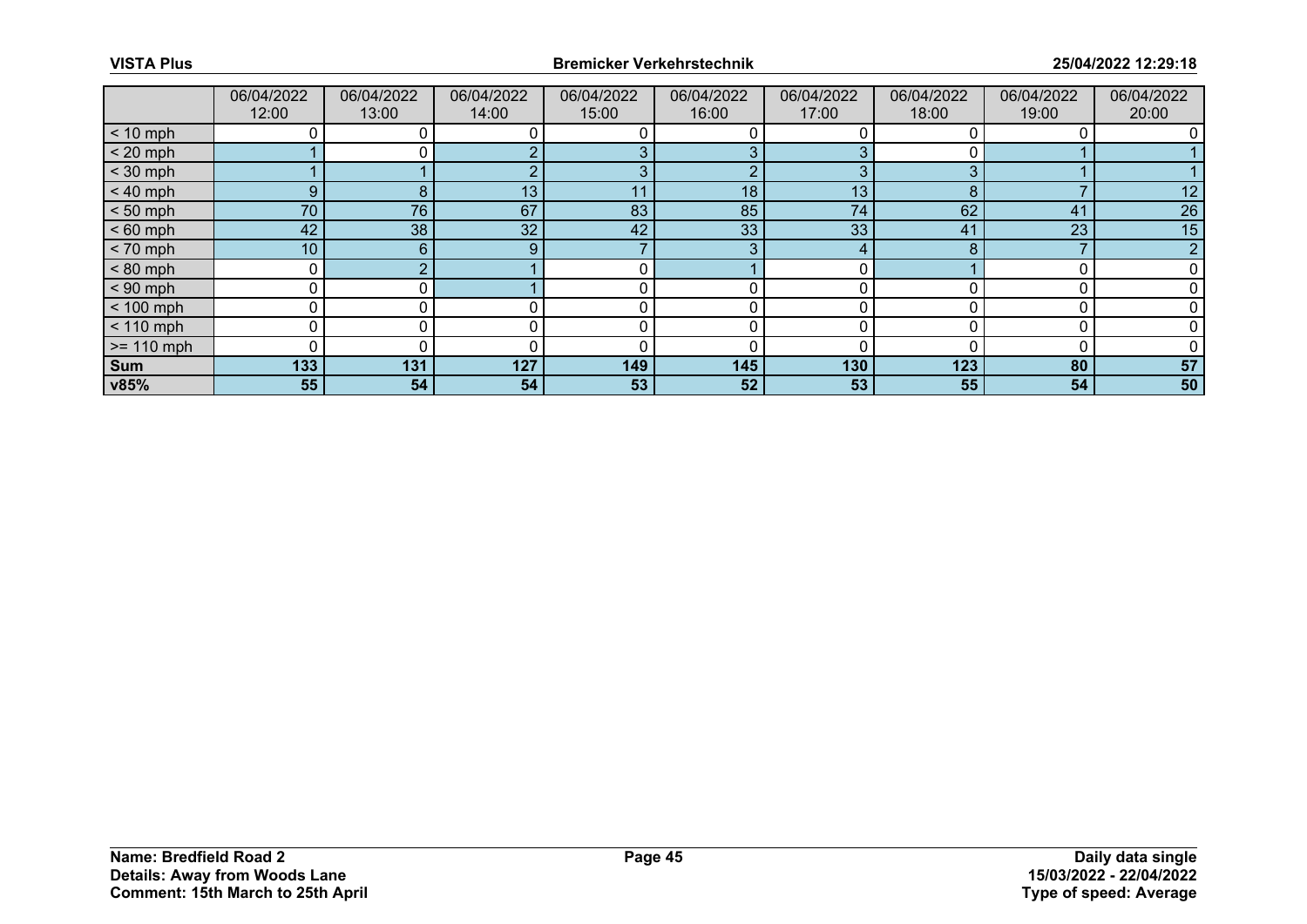| | 06/04/2022 12:00 | 06/04/2022 13:00 | 06/04/2022 14:00 | 06/04/2022 15:00 | 06/04/2022 16:00 | 06/04/2022 17:00 | 06/04/2022 18:00 | 06/04/2022 19:00 | 06/04/2022 20:00 |
|---|---|---|---|---|---|---|---|---|---|
| < 10 mph | 0 | 0 | 0 | 0 | 0 | 0 | 0 | 0 | 0 |
| < 20 mph | 1 | 0 | 2 | 3 | 3 | 3 | 0 | 1 | 1 |
| < 30 mph | 1 | 1 | 2 | 3 | 2 | 3 | 3 | 1 | 1 |
| < 40 mph | 9 | 8 | 13 | 11 | 18 | 13 | 8 | 7 | 12 |
| < 50 mph | 70 | 76 | 67 | 83 | 85 | 74 | 62 | 41 | 26 |
| < 60 mph | 42 | 38 | 32 | 42 | 33 | 33 | 41 | 23 | 15 |
| < 70 mph | 10 | 6 | 9 | 7 | 3 | 4 | 8 | 7 | 2 |
| < 80 mph | 0 | 2 | 1 | 0 | 1 | 0 | 1 | 0 | 0 |
| < 90 mph | 0 | 0 | 1 | 0 | 0 | 0 | 0 | 0 | 0 |
| < 100 mph | 0 | 0 | 0 | 0 | 0 | 0 | 0 | 0 | 0 |
| < 110 mph | 0 | 0 | 0 | 0 | 0 | 0 | 0 | 0 | 0 |
| >= 110 mph | 0 | 0 | 0 | 0 | 0 | 0 | 0 | 0 | 0 |
| **Sum** | **133** | **131** | **127** | **149** | **145** | **130** | **123** | **80** | **57** |
| **v85%** | **55** | **54** | **54** | **53** | **52** | **53** | **55** | **54** | **50** |

**Name: Bredfield Road 2**
**Details: Away from Woods Lane**
**Comment: 15th March to 25th April**

**Daily data single**
**15/03/2022 - 22/04/2022**
**Type of speed: Average**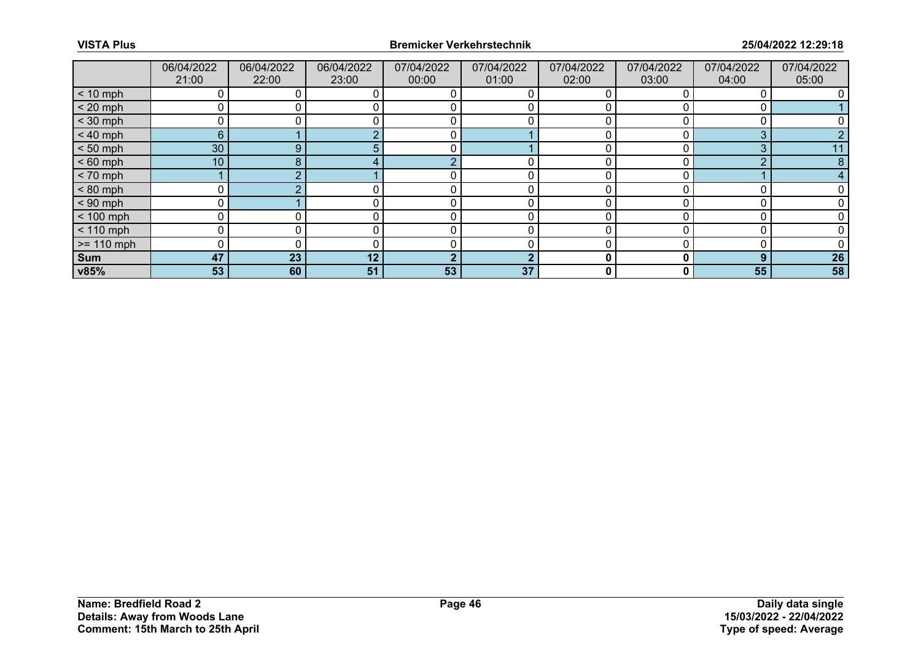| | 06/04/2022 21:00 | 06/04/2022 22:00 | 06/04/2022 23:00 | 07/04/2022 00:00 | 07/04/2022 01:00 | 07/04/2022 02:00 | 07/04/2022 03:00 | 07/04/2022 04:00 | 07/04/2022 05:00 |
|---|---|---|---|---|---|---|---|---|---|
| < 10 mph | 0 | 0 | 0 | 0 | 0 | 0 | 0 | 0 | 0 |
| < 20 mph | 0 | 0 | 0 | 0 | 0 | 0 | 0 | 0 | 1 |
| < 30 mph | 0 | 0 | 0 | 0 | 0 | 0 | 0 | 0 | 0 |
| < 40 mph | 6 | 1 | 2 | 0 | 1 | 0 | 0 | 3 | 2 |
| < 50 mph | 30 | 9 | 5 | 0 | 1 | 0 | 0 | 3 | 11 |
| < 60 mph | 10 | 8 | 4 | 2 | 0 | 0 | 0 | 2 | 8 |
| < 70 mph | 1 | 2 | 1 | 0 | 0 | 0 | 0 | 1 | 4 |
| < 80 mph | 0 | 2 | 0 | 0 | 0 | 0 | 0 | 0 | 0 |
| < 90 mph | 0 | 1 | 0 | 0 | 0 | 0 | 0 | 0 | 0 |
| < 100 mph | 0 | 0 | 0 | 0 | 0 | 0 | 0 | 0 | 0 |
| < 110 mph | 0 | 0 | 0 | 0 | 0 | 0 | 0 | 0 | 0 |
| >= 110 mph | 0 | 0 | 0 | 0 | 0 | 0 | 0 | 0 | 0 |
| **Sum** | **47** | **23** | **12** | **2** | **2** | **0** | **0** | **9** | **26** |
| **v85%** | **53** | **60** | **51** | **53** | **37** | **0** | **0** | **55** | **58** |

**Name: Bredfield Road 2**
**Details: Away from Woods Lane**
**Comment: 15th March to 25th April**

**Daily data single**
**15/03/2022 - 22/04/2022**
**Type of speed: Average**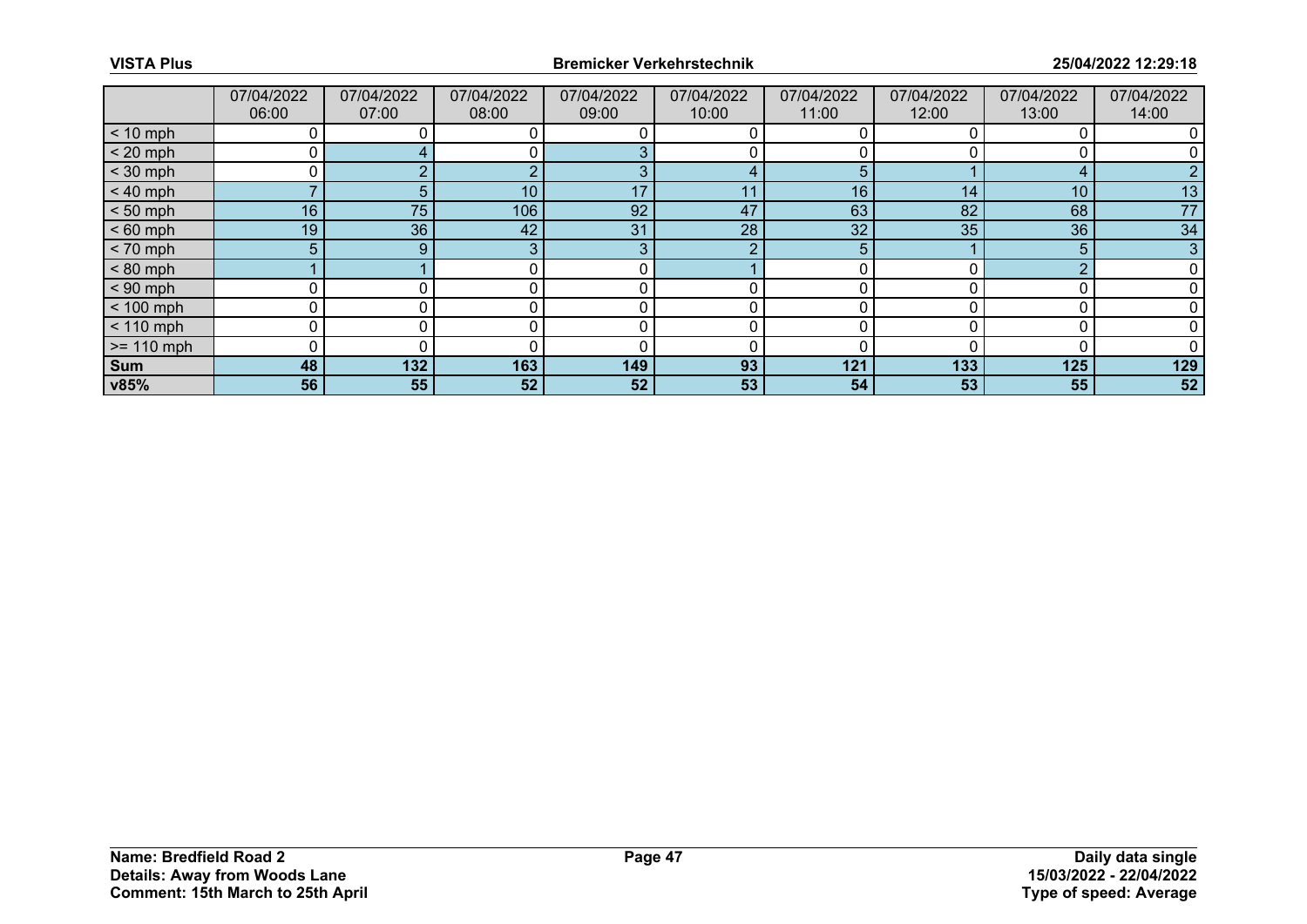| | 07/04/2022 06:00 | 07/04/2022 07:00 | 07/04/2022 08:00 | 07/04/2022 09:00 | 07/04/2022 10:00 | 07/04/2022 11:00 | 07/04/2022 12:00 | 07/04/2022 13:00 | 07/04/2022 14:00 |
|---|---|---|---|---|---|---|---|---|---|
| < 10 mph | 0 | 0 | 0 | 0 | 0 | 0 | 0 | 0 | 0 |
| < 20 mph | 0 | 4 | 0 | 3 | 0 | 0 | 0 | 0 | 0 |
| < 30 mph | 0 | 2 | 2 | 3 | 4 | 5 | 1 | 4 | 2 |
| < 40 mph | 7 | 5 | 10 | 17 | 11 | 16 | 14 | 10 | 13 |
| < 50 mph | 16 | 75 | 106 | 92 | 47 | 63 | 82 | 68 | 77 |
| < 60 mph | 19 | 36 | 42 | 31 | 28 | 32 | 35 | 36 | 34 |
| < 70 mph | 5 | 9 | 3 | 3 | 2 | 5 | 1 | 5 | 3 |
| < 80 mph | 1 | 1 | 0 | 0 | 1 | 0 | 0 | 2 | 0 |
| < 90 mph | 0 | 0 | 0 | 0 | 0 | 0 | 0 | 0 | 0 |
| < 100 mph | 0 | 0 | 0 | 0 | 0 | 0 | 0 | 0 | 0 |
| < 110 mph | 0 | 0 | 0 | 0 | 0 | 0 | 0 | 0 | 0 |
| >= 110 mph | 0 | 0 | 0 | 0 | 0 | 0 | 0 | 0 | 0 |
| **Sum** | **48** | **132** | **163** | **149** | **93** | **121** | **133** | **125** | **129** |
| **v85%** | **56** | **55** | **52** | **52** | **53** | **54** | **53** | **55** | **52** |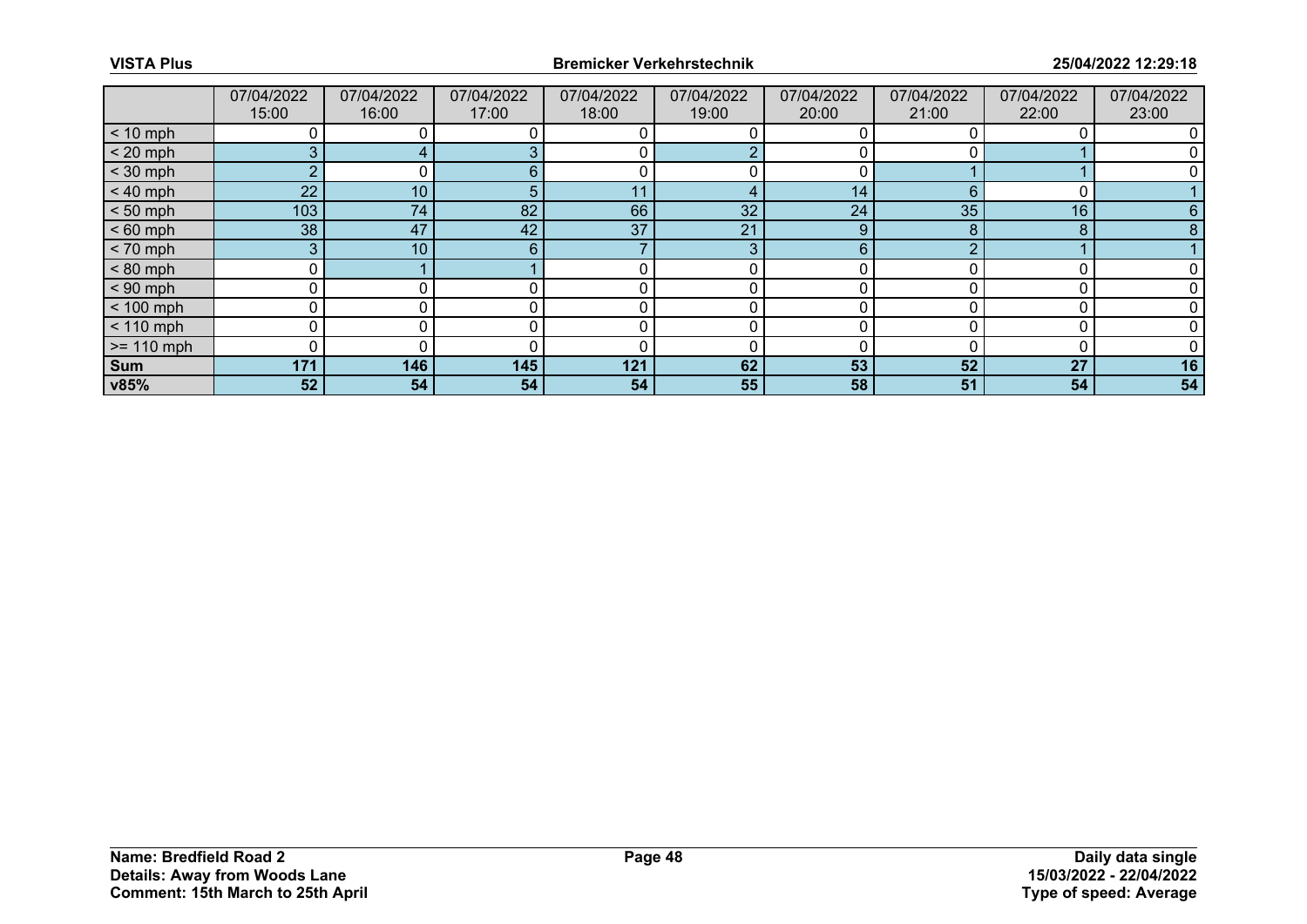| | 07/04/2022 15:00 | 07/04/2022 16:00 | 07/04/2022 17:00 | 07/04/2022 18:00 | 07/04/2022 19:00 | 07/04/2022 20:00 | 07/04/2022 21:00 | 07/04/2022 22:00 | 07/04/2022 23:00 |
|---|---|---|---|---|---|---|---|---|---|
| < 10 mph | 0 | 0 | 0 | 0 | 0 | 0 | 0 | 0 | 0 |
| < 20 mph | 3 | 4 | 3 | 0 | 2 | 0 | 0 | 1 | 0 |
| < 30 mph | 2 | 0 | 6 | 0 | 0 | 0 | 1 | 1 | 0 |
| < 40 mph | 22 | 10 | 5 | 11 | 4 | 14 | 6 | 0 | 1 |
| < 50 mph | 103 | 74 | 82 | 66 | 32 | 24 | 35 | 16 | 6 |
| < 60 mph | 38 | 47 | 42 | 37 | 21 | 9 | 8 | 8 | 8 |
| < 70 mph | 3 | 10 | 6 | 7 | 3 | 6 | 2 | 1 | 1 |
| < 80 mph | 0 | 1 | 1 | 0 | 0 | 0 | 0 | 0 | 0 |
| < 90 mph | 0 | 0 | 0 | 0 | 0 | 0 | 0 | 0 | 0 |
| < 100 mph | 0 | 0 | 0 | 0 | 0 | 0 | 0 | 0 | 0 |
| < 110 mph | 0 | 0 | 0 | 0 | 0 | 0 | 0 | 0 | 0 |
| >= 110 mph | 0 | 0 | 0 | 0 | 0 | 0 | 0 | 0 | 0 |
| **Sum** | **171** | **146** | **145** | **121** | **62** | **53** | **52** | **27** | **16** |
| **v85%** | **52** | **54** | **54** | **54** | **55** | **58** | **51** | **54** | **54** |

**Name: Bredfield Road 2**
**Details: Away from Woods Lane**
**Comment: 15th March to 25th April**

**Daily data single**
**15/03/2022 - 22/04/2022**
**Type of speed: Average**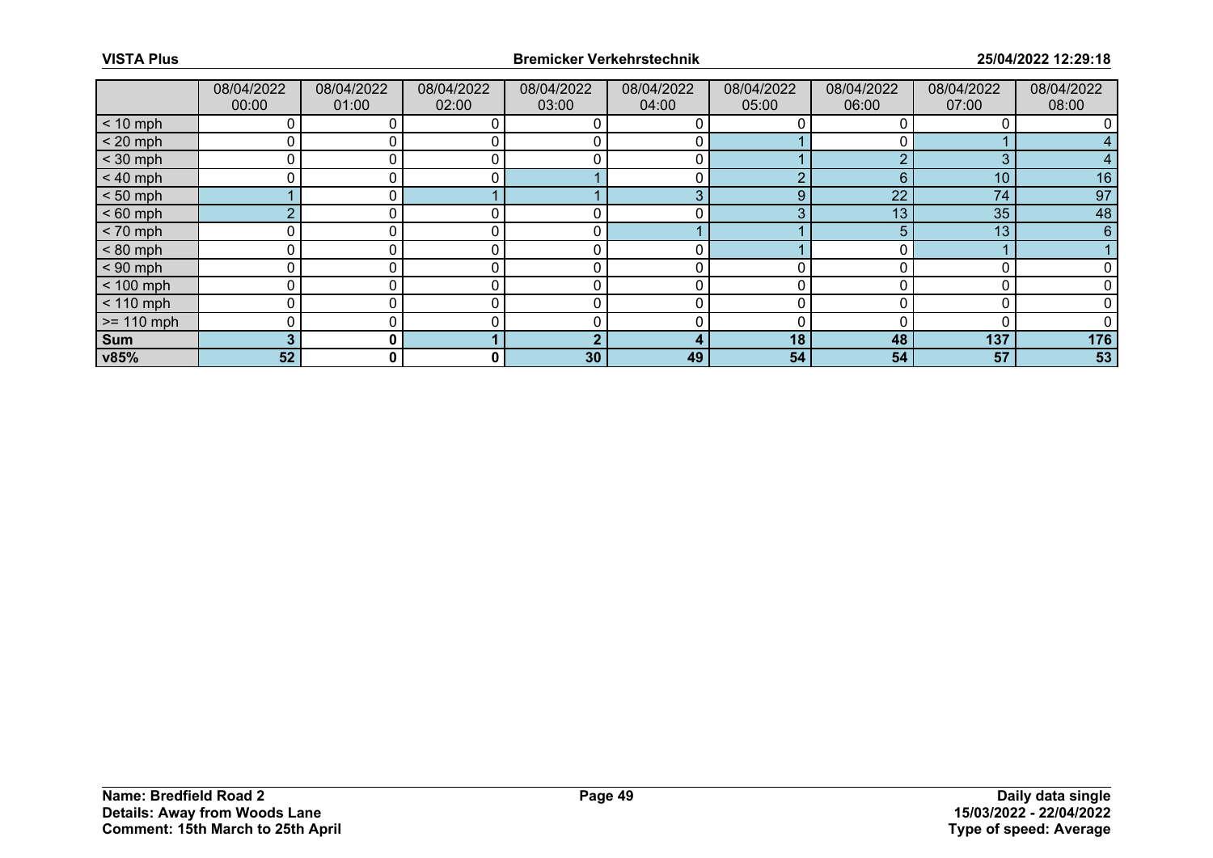| | 08/04/2022 00:00 | 08/04/2022 01:00 | 08/04/2022 02:00 | 08/04/2022 03:00 | 08/04/2022 04:00 | 08/04/2022 05:00 | 08/04/2022 06:00 | 08/04/2022 07:00 | 08/04/2022 08:00 |
|---|---|---|---|---|---|---|---|---|---|
| < 10 mph | 0 | 0 | 0 | 0 | 0 | 0 | 0 | 0 | 0 |
| < 20 mph | 0 | 0 | 0 | 0 | 0 | 1 | 0 | 1 | 4 |
| < 30 mph | 0 | 0 | 0 | 0 | 0 | 1 | 2 | 3 | 4 |
| < 40 mph | 0 | 0 | 0 | 1 | 0 | 2 | 6 | 10 | 16 |
| < 50 mph | 1 | 0 | 1 | 1 | 3 | 9 | 22 | 74 | 97 |
| < 60 mph | 2 | 0 | 0 | 0 | 0 | 3 | 13 | 35 | 48 |
| < 70 mph | 0 | 0 | 0 | 0 | 1 | 1 | 5 | 13 | 6 |
| < 80 mph | 0 | 0 | 0 | 0 | 0 | 1 | 0 | 1 | 1 |
| < 90 mph | 0 | 0 | 0 | 0 | 0 | 0 | 0 | 0 | 0 |
| < 100 mph | 0 | 0 | 0 | 0 | 0 | 0 | 0 | 0 | 0 |
| < 110 mph | 0 | 0 | 0 | 0 | 0 | 0 | 0 | 0 | 0 |
| >= 110 mph | 0 | 0 | 0 | 0 | 0 | 0 | 0 | 0 | 0 |
| **Sum** | **3** | **0** | **1** | **2** | **4** | **18** | **48** | **137** | **176** |
| **v85%** | **52** | **0** | **0** | **30** | **49** | **54** | **54** | **57** | **53** |

**Name: Bredfield Road 2**
**Details: Away from Woods Lane**
**Comment: 15th March to 25th April**

**Daily data single**
**15/03/2022 - 22/04/2022**
**Type of speed: Average**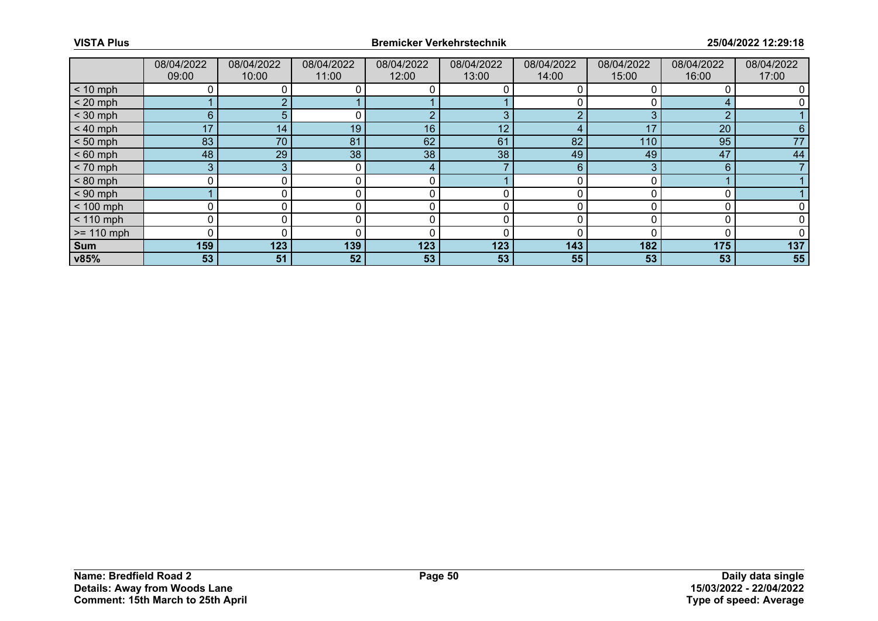| | 08/04/2022 09:00 | 08/04/2022 10:00 | 08/04/2022 11:00 | 08/04/2022 12:00 | 08/04/2022 13:00 | 08/04/2022 14:00 | 08/04/2022 15:00 | 08/04/2022 16:00 | 08/04/2022 17:00 |
|---|---|---|---|---|---|---|---|---|---|
| < 10 mph | 0 | 0 | 0 | 0 | 0 | 0 | 0 | 0 | 0 |
| < 20 mph | 1 | 2 | 1 | 1 | 1 | 0 | 0 | 4 | 0 |
| < 30 mph | 6 | 5 | 0 | 2 | 3 | 2 | 3 | 2 | 1 |
| < 40 mph | 17 | 14 | 19 | 16 | 12 | 4 | 17 | 20 | 6 |
| < 50 mph | 83 | 70 | 81 | 62 | 61 | 82 | 110 | 95 | 77 |
| < 60 mph | 48 | 29 | 38 | 38 | 38 | 49 | 49 | 47 | 44 |
| < 70 mph | 3 | 3 | 0 | 4 | 7 | 6 | 3 | 6 | 7 |
| < 80 mph | 0 | 0 | 0 | 0 | 1 | 0 | 0 | 1 | 1 |
| < 90 mph | 1 | 0 | 0 | 0 | 0 | 0 | 0 | 0 | 1 |
| < 100 mph | 0 | 0 | 0 | 0 | 0 | 0 | 0 | 0 | 0 |
| < 110 mph | 0 | 0 | 0 | 0 | 0 | 0 | 0 | 0 | 0 |
| >= 110 mph | 0 | 0 | 0 | 0 | 0 | 0 | 0 | 0 | 0 |
| **Sum** | **159** | **123** | **139** | **123** | **123** | **143** | **182** | **175** | **137** |
| **v85%** | **53** | **51** | **52** | **53** | **53** | **55** | **53** | **53** | **55** |

**Name: Bredfield Road 2**
**Details: Away from Woods Lane**
**Comment: 15th March to 25th April**

**Daily data single**
**15/03/2022 - 22/04/2022**
**Type of speed: Average**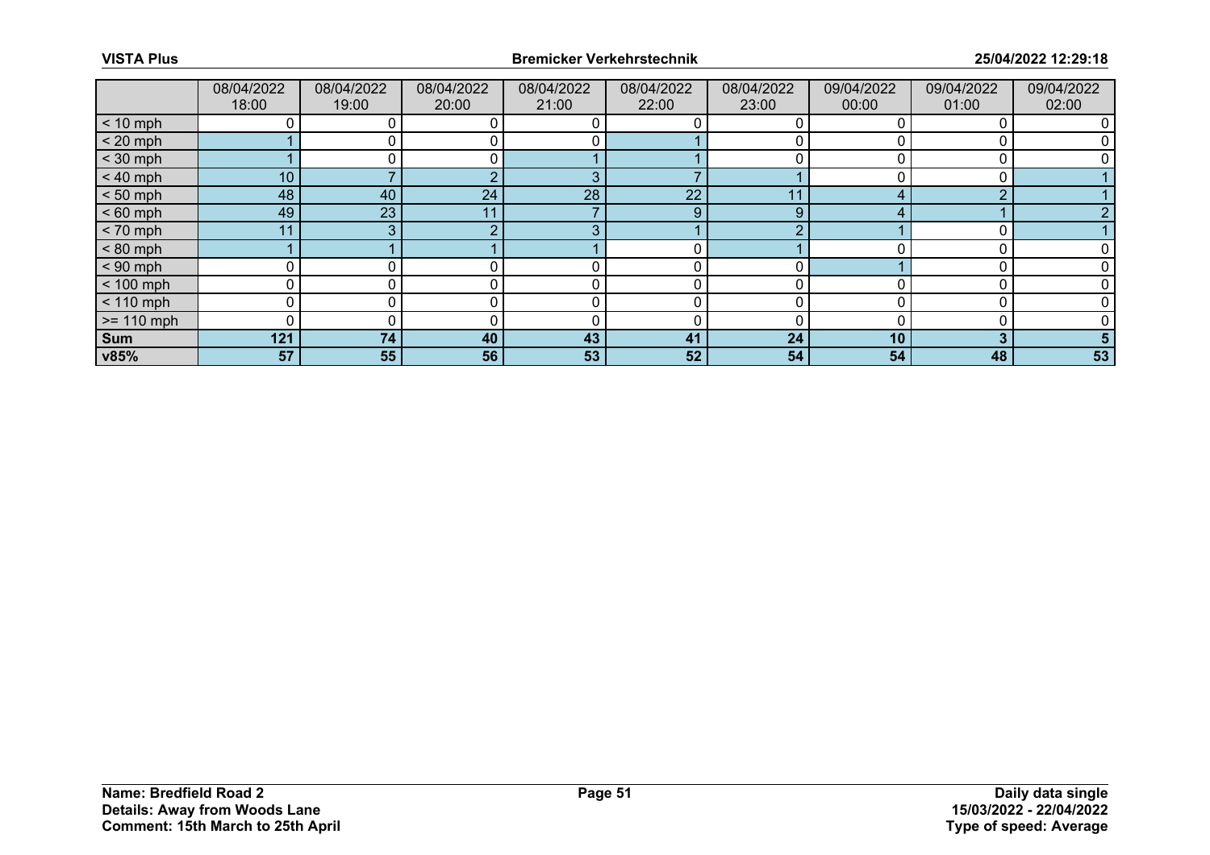| | 08/04/2022 18:00 | 08/04/2022 19:00 | 08/04/2022 20:00 | 08/04/2022 21:00 | 08/04/2022 22:00 | 08/04/2022 23:00 | 09/04/2022 00:00 | 09/04/2022 01:00 | 09/04/2022 02:00 |
|---|---|---|---|---|---|---|---|---|---|
| < 10 mph | 0 | 0 | 0 | 0 | 0 | 0 | 0 | 0 | 0 |
| < 20 mph | 1 | 0 | 0 | 0 | 1 | 0 | 0 | 0 | 0 |
| < 30 mph | 1 | 0 | 0 | 1 | 1 | 0 | 0 | 0 | 0 |
| < 40 mph | 10 | 7 | 2 | 3 | 7 | 1 | 0 | 0 | 1 |
| < 50 mph | 48 | 40 | 24 | 28 | 22 | 11 | 4 | 2 | 1 |
| < 60 mph | 49 | 23 | 11 | 7 | 9 | 9 | 4 | 1 | 2 |
| < 70 mph | 11 | 3 | 2 | 3 | 1 | 2 | 1 | 0 | 1 |
| < 80 mph | 1 | 1 | 1 | 1 | 0 | 1 | 0 | 0 | 0 |
| < 90 mph | 0 | 0 | 0 | 0 | 0 | 0 | 1 | 0 | 0 |
| < 100 mph | 0 | 0 | 0 | 0 | 0 | 0 | 0 | 0 | 0 |
| < 110 mph | 0 | 0 | 0 | 0 | 0 | 0 | 0 | 0 | 0 |
| >= 110 mph | 0 | 0 | 0 | 0 | 0 | 0 | 0 | 0 | 0 |
| **Sum** | **121** | **74** | **40** | **43** | **41** | **24** | **10** | **3** | **5** |
| **v85%** | **57** | **55** | **56** | **53** | **52** | **54** | **54** | **48** | **53** |

**Name: Bredfield Road 2**
**Details: Away from Woods Lane**
**Comment: 15th March to 25th April**

**Daily data single**
**15/03/2022 - 22/04/2022**
**Type of speed: Average**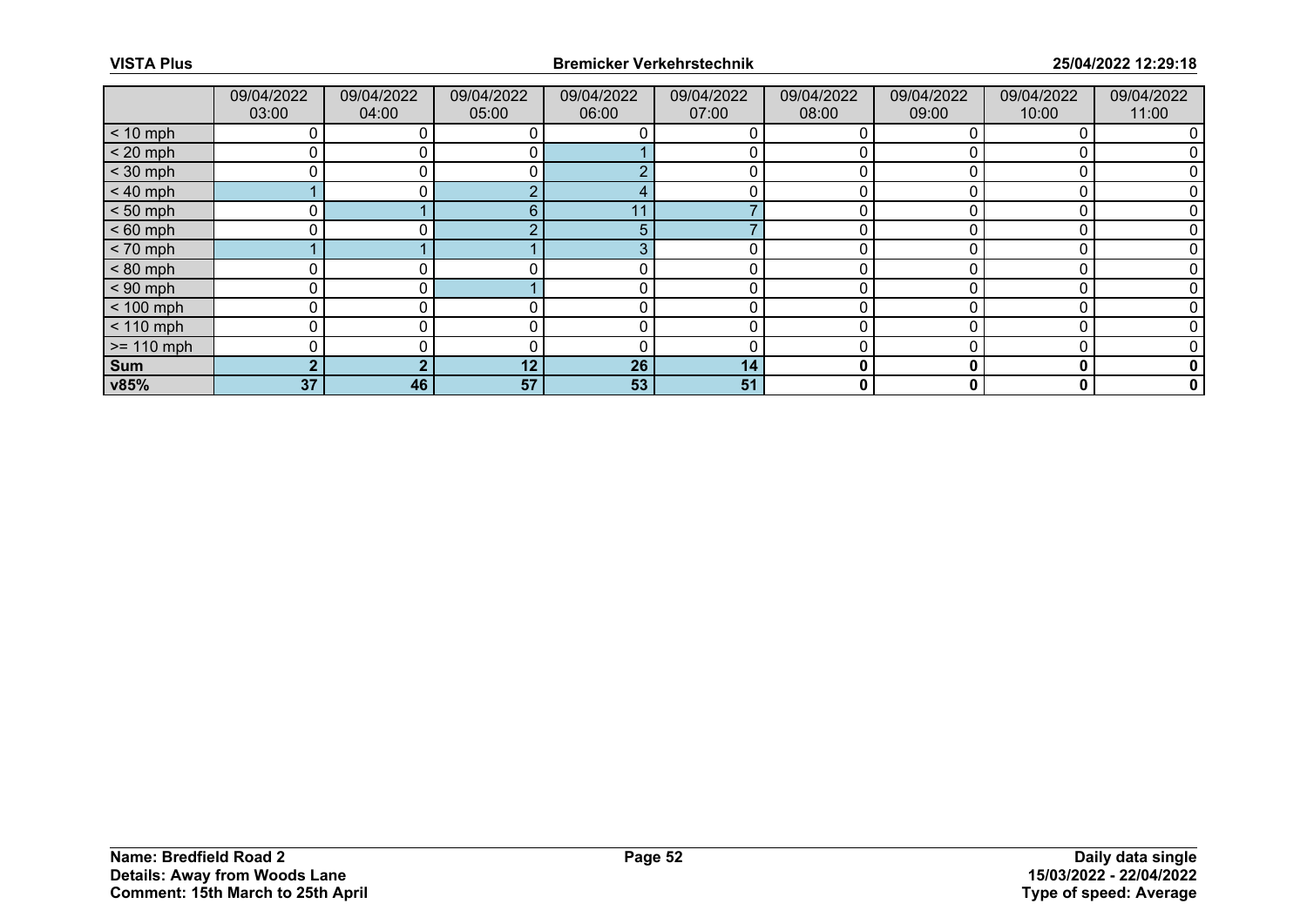| | 09/04/2022 03:00 | 09/04/2022 04:00 | 09/04/2022 05:00 | 09/04/2022 06:00 | 09/04/2022 07:00 | 09/04/2022 08:00 | 09/04/2022 09:00 | 09/04/2022 10:00 | 09/04/2022 11:00 |
|---|---|---|---|---|---|---|---|---|---|
| < 10 mph | 0 | 0 | 0 | 0 | 0 | 0 | 0 | 0 | 0 |
| < 20 mph | 0 | 0 | 0 | 1 | 0 | 0 | 0 | 0 | 0 |
| < 30 mph | 0 | 0 | 0 | 2 | 0 | 0 | 0 | 0 | 0 |
| < 40 mph | 1 | 0 | 2 | 4 | 0 | 0 | 0 | 0 | 0 |
| < 50 mph | 0 | 1 | 6 | 11 | 7 | 0 | 0 | 0 | 0 |
| < 60 mph | 0 | 0 | 2 | 5 | 7 | 0 | 0 | 0 | 0 |
| < 70 mph | 1 | 1 | 1 | 3 | 0 | 0 | 0 | 0 | 0 |
| < 80 mph | 0 | 0 | 0 | 0 | 0 | 0 | 0 | 0 | 0 |
| < 90 mph | 0 | 0 | 1 | 0 | 0 | 0 | 0 | 0 | 0 |
| < 100 mph | 0 | 0 | 0 | 0 | 0 | 0 | 0 | 0 | 0 |
| < 110 mph | 0 | 0 | 0 | 0 | 0 | 0 | 0 | 0 | 0 |
| >= 110 mph | 0 | 0 | 0 | 0 | 0 | 0 | 0 | 0 | 0 |
| **Sum** | **2** | **2** | **12** | **26** | **14** | **0** | **0** | **0** | **0** |
| **v85%** | **37** | **46** | **57** | **53** | **51** | **0** | **0** | **0** | **0** |

**Name: Bredfield Road 2**
**Details: Away from Woods Lane**
**Comment: 15th March to 25th April**

**Daily data single**
**15/03/2022 - 22/04/2022**
**Type of speed: Average**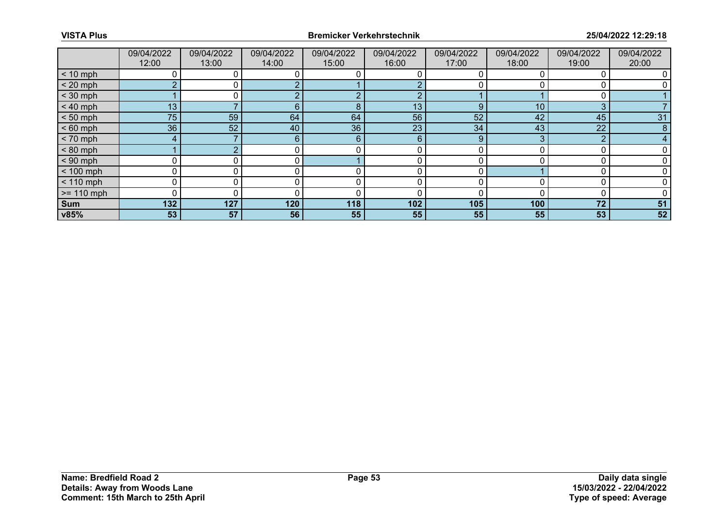| | 09/04/2022 12:00 | 09/04/2022 13:00 | 09/04/2022 14:00 | 09/04/2022 15:00 | 09/04/2022 16:00 | 09/04/2022 17:00 | 09/04/2022 18:00 | 09/04/2022 19:00 | 09/04/2022 20:00 |
|---|---|---|---|---|---|---|---|---|---|
| < 10 mph | 0 | 0 | 0 | 0 | 0 | 0 | 0 | 0 | 0 |
| < 20 mph | 2 | 0 | 2 | 1 | 2 | 0 | 0 | 0 | 0 |
| < 30 mph | 1 | 0 | 2 | 2 | 2 | 1 | 1 | 0 | 1 |
| < 40 mph | 13 | 7 | 6 | 8 | 13 | 9 | 10 | 3 | 7 |
| < 50 mph | 75 | 59 | 64 | 64 | 56 | 52 | 42 | 45 | 31 |
| < 60 mph | 36 | 52 | 40 | 36 | 23 | 34 | 43 | 22 | 8 |
| < 70 mph | 4 | 7 | 6 | 6 | 6 | 9 | 3 | 2 | 4 |
| < 80 mph | 1 | 2 | 0 | 0 | 0 | 0 | 0 | 0 | 0 |
| < 90 mph | 0 | 0 | 0 | 1 | 0 | 0 | 0 | 0 | 0 |
| < 100 mph | 0 | 0 | 0 | 0 | 0 | 0 | 1 | 0 | 0 |
| < 110 mph | 0 | 0 | 0 | 0 | 0 | 0 | 0 | 0 | 0 |
| >= 110 mph | 0 | 0 | 0 | 0 | 0 | 0 | 0 | 0 | 0 |
| **Sum** | **132** | **127** | **120** | **118** | **102** | **105** | **100** | **72** | **51** |
| **v85%** | **53** | **57** | **56** | **55** | **55** | **55** | **55** | **53** | **52** |

**Name: Bredfield Road 2**
**Details: Away from Woods Lane**
**Comment: 15th March to 25th April**

**Daily data single**
**15/03/2022 - 22/04/2022**
**Type of speed: Average**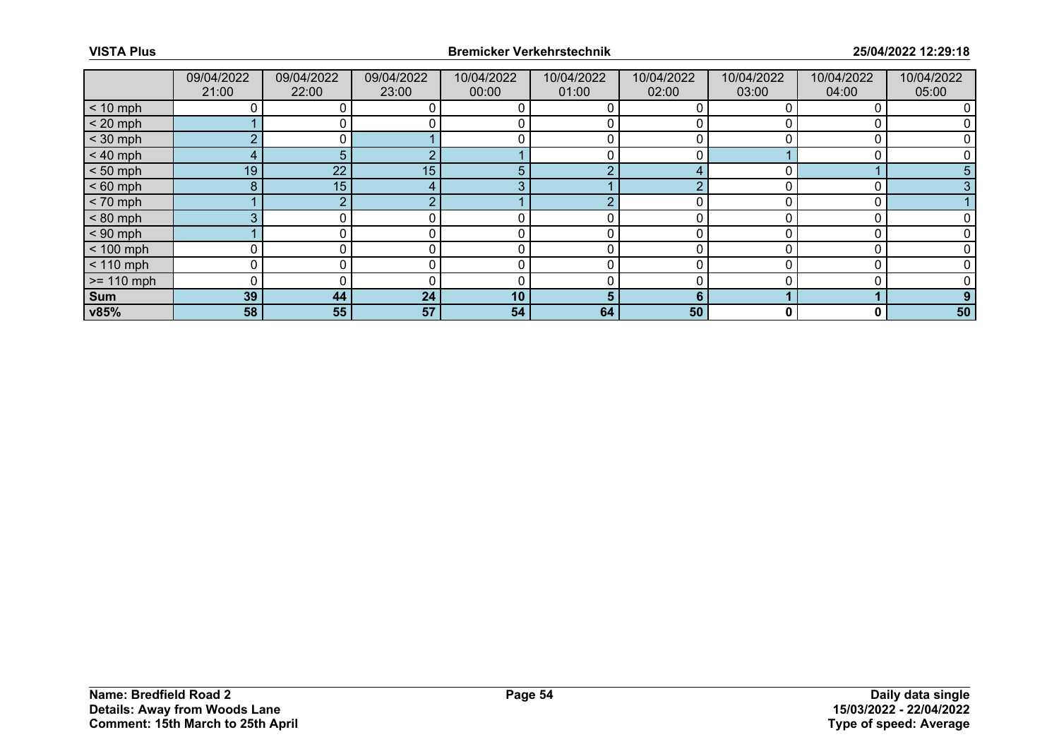| | 09/04/2022 21:00 | 09/04/2022 22:00 | 09/04/2022 23:00 | 10/04/2022 00:00 | 10/04/2022 01:00 | 10/04/2022 02:00 | 10/04/2022 03:00 | 10/04/2022 04:00 | 10/04/2022 05:00 |
|---|---|---|---|---|---|---|---|---|---|
| < 10 mph | 0 | 0 | 0 | 0 | 0 | 0 | 0 | 0 | 0 |
| < 20 mph | 1 | 0 | 0 | 0 | 0 | 0 | 0 | 0 | 0 |
| < 30 mph | 2 | 0 | 1 | 0 | 0 | 0 | 0 | 0 | 0 |
| < 40 mph | 4 | 5 | 2 | 1 | 0 | 0 | 1 | 0 | 0 |
| < 50 mph | 19 | 22 | 15 | 5 | 2 | 4 | 0 | 1 | 5 |
| < 60 mph | 8 | 15 | 4 | 3 | 1 | 2 | 0 | 0 | 3 |
| < 70 mph | 1 | 2 | 2 | 1 | 2 | 0 | 0 | 0 | 1 |
| < 80 mph | 3 | 0 | 0 | 0 | 0 | 0 | 0 | 0 | 0 |
| < 90 mph | 1 | 0 | 0 | 0 | 0 | 0 | 0 | 0 | 0 |
| < 100 mph | 0 | 0 | 0 | 0 | 0 | 0 | 0 | 0 | 0 |
| < 110 mph | 0 | 0 | 0 | 0 | 0 | 0 | 0 | 0 | 0 |
| >= 110 mph | 0 | 0 | 0 | 0 | 0 | 0 | 0 | 0 | 0 |
| **Sum** | **39** | **44** | **24** | **10** | **5** | **6** | **1** | **1** | **9** |
| **v85%** | **58** | **55** | **57** | **54** | **64** | **50** | **0** | **0** | **50** |

**Name: Bredfield Road 2**
**Details: Away from Woods Lane**
**Comment: 15th March to 25th April**

**Daily data single**
**15/03/2022 - 22/04/2022**
**Type of speed: Average**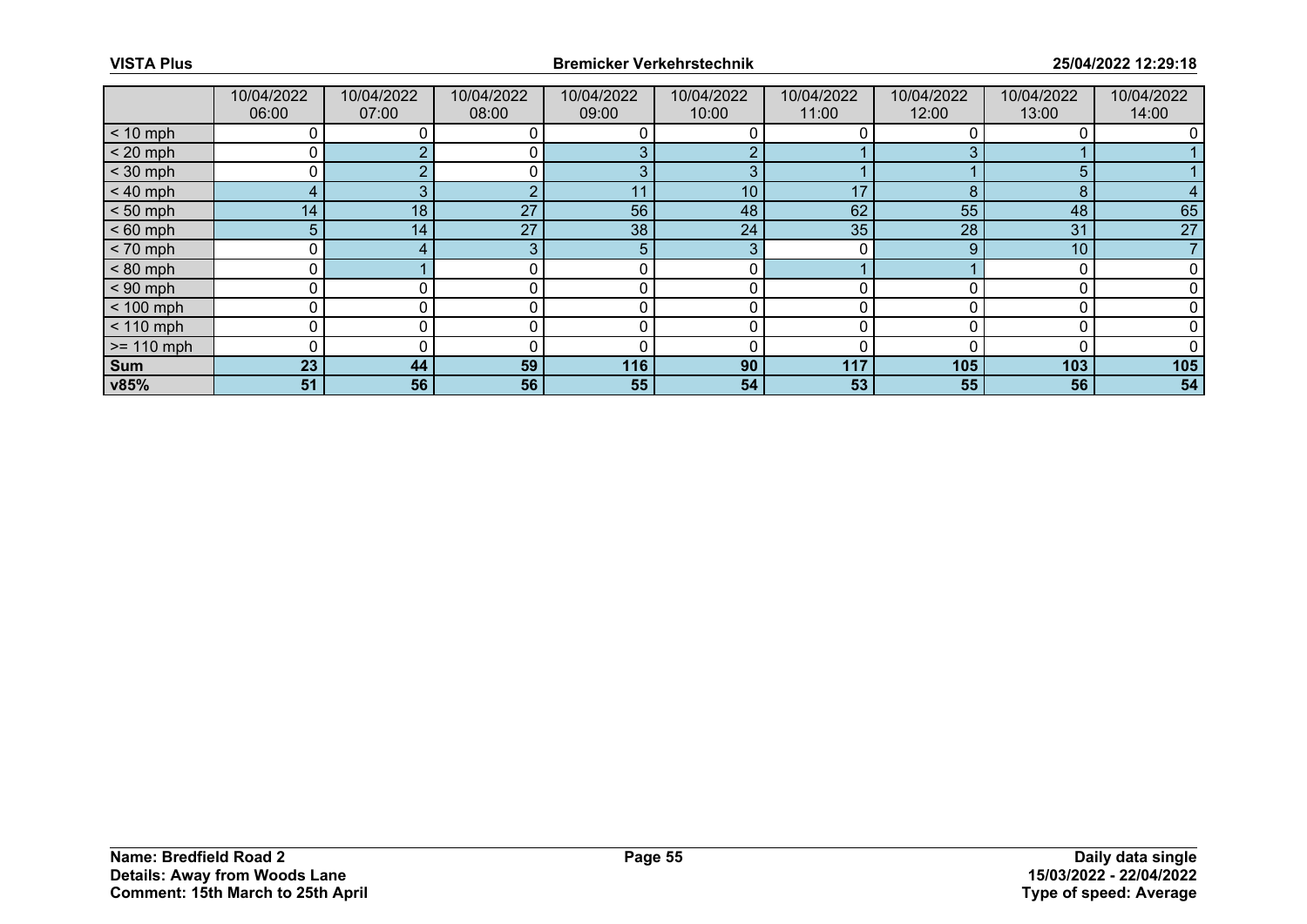|  | 10/04/2022 06:00 | 10/04/2022 07:00 | 10/04/2022 08:00 | 10/04/2022 09:00 | 10/04/2022 10:00 | 10/04/2022 11:00 | 10/04/2022 12:00 | 10/04/2022 13:00 | 10/04/2022 14:00 |
|---|---|---|---|---|---|---|---|---|---|
| < 10 mph | 0 | 0 | 0 | 0 | 0 | 0 | 0 | 0 | 0 |
| < 20 mph | 0 | 2 | 0 | 3 | 2 | 1 | 3 | 1 | 1 |
| < 30 mph | 0 | 2 | 0 | 3 | 3 | 1 | 1 | 5 | 1 |
| < 40 mph | 4 | 3 | 2 | 11 | 10 | 17 | 8 | 8 | 4 |
| < 50 mph | 14 | 18 | 27 | 56 | 48 | 62 | 55 | 48 | 65 |
| < 60 mph | 5 | 14 | 27 | 38 | 24 | 35 | 28 | 31 | 27 |
| < 70 mph | 0 | 4 | 3 | 5 | 3 | 0 | 9 | 10 | 7 |
| < 80 mph | 0 | 1 | 0 | 0 | 0 | 1 | 1 | 0 | 0 |
| < 90 mph | 0 | 0 | 0 | 0 | 0 | 0 | 0 | 0 | 0 |
| < 100 mph | 0 | 0 | 0 | 0 | 0 | 0 | 0 | 0 | 0 |
| < 110 mph | 0 | 0 | 0 | 0 | 0 | 0 | 0 | 0 | 0 |
| >= 110 mph | 0 | 0 | 0 | 0 | 0 | 0 | 0 | 0 | 0 |
| **Sum** | **23** | **44** | **59** | **116** | **90** | **117** | **105** | **103** | **105** |
| **v85%** | **51** | **56** | **56** | **55** | **54** | **53** | **55** | **56** | **54** |

**Name: Bredfield Road 2**
**Details: Away from Woods Lane**
**Comment: 15th March to 25th April**

**Daily data single**
**15/03/2022 - 22/04/2022**
**Type of speed: Average**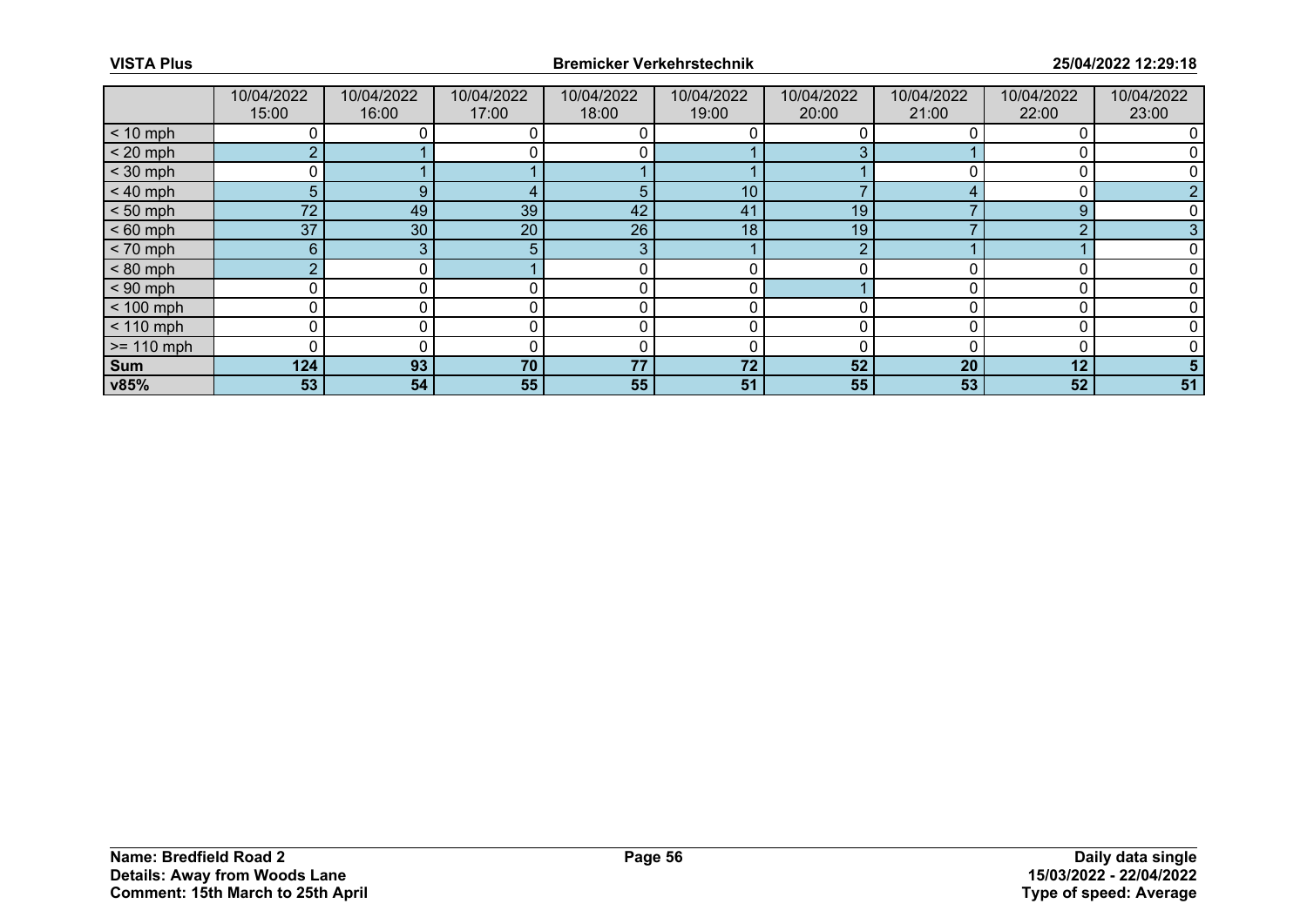| | 10/04/2022 15:00 | 10/04/2022 16:00 | 10/04/2022 17:00 | 10/04/2022 18:00 | 10/04/2022 19:00 | 10/04/2022 20:00 | 10/04/2022 21:00 | 10/04/2022 22:00 | 10/04/2022 23:00 |
|---|---|---|---|---|---|---|---|---|---|
| < 10 mph | 0 | 0 | 0 | 0 | 0 | 0 | 0 | 0 | 0 |
| < 20 mph | 2 | 1 | 0 | 0 | 1 | 3 | 1 | 0 | 0 |
| < 30 mph | 0 | 1 | 1 | 1 | 1 | 1 | 0 | 0 | 0 |
| < 40 mph | 5 | 9 | 4 | 5 | 10 | 7 | 4 | 0 | 2 |
| < 50 mph | 72 | 49 | 39 | 42 | 41 | 19 | 7 | 9 | 0 |
| < 60 mph | 37 | 30 | 20 | 26 | 18 | 19 | 7 | 2 | 3 |
| < 70 mph | 6 | 3 | 5 | 3 | 1 | 2 | 1 | 1 | 0 |
| < 80 mph | 2 | 0 | 1 | 0 | 0 | 0 | 0 | 0 | 0 |
| < 90 mph | 0 | 0 | 0 | 0 | 0 | 1 | 0 | 0 | 0 |
| < 100 mph | 0 | 0 | 0 | 0 | 0 | 0 | 0 | 0 | 0 |
| < 110 mph | 0 | 0 | 0 | 0 | 0 | 0 | 0 | 0 | 0 |
| >= 110 mph | 0 | 0 | 0 | 0 | 0 | 0 | 0 | 0 | 0 |
| **Sum** | **124** | **93** | **70** | **77** | **72** | **52** | **20** | **12** | **5** |
| **v85%** | **53** | **54** | **55** | **55** | **51** | **55** | **53** | **52** | **51** |

**Name: Bredfield Road 2**
**Details: Away from Woods Lane**
**Comment: 15th March to 25th April**

**Daily data single**
**15/03/2022 - 22/04/2022**
**Type of speed: Average**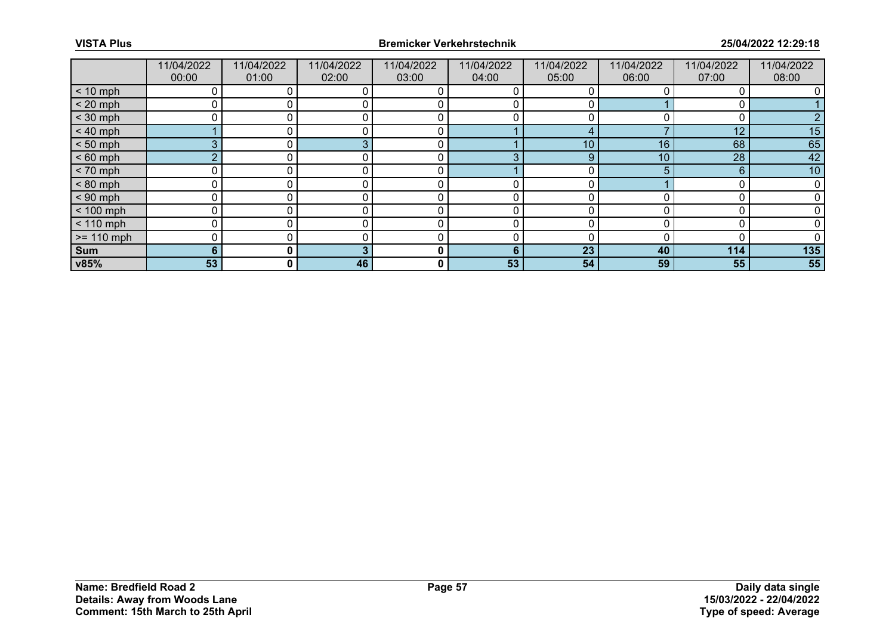| | 11/04/2022 00:00 | 11/04/2022 01:00 | 11/04/2022 02:00 | 11/04/2022 03:00 | 11/04/2022 04:00 | 11/04/2022 05:00 | 11/04/2022 06:00 | 11/04/2022 07:00 | 11/04/2022 08:00 |
|---|---|---|---|---|---|---|---|---|---|
| < 10 mph | 0 | 0 | 0 | 0 | 0 | 0 | 0 | 0 | 0 |
| < 20 mph | 0 | 0 | 0 | 0 | 0 | 0 | 1 | 0 | 1 |
| < 30 mph | 0 | 0 | 0 | 0 | 0 | 0 | 0 | 0 | 2 |
| < 40 mph | 1 | 0 | 0 | 0 | 1 | 4 | 7 | 12 | 15 |
| < 50 mph | 3 | 0 | 3 | 0 | 1 | 10 | 16 | 68 | 65 |
| < 60 mph | 2 | 0 | 0 | 0 | 3 | 9 | 10 | 28 | 42 |
| < 70 mph | 0 | 0 | 0 | 0 | 1 | 0 | 5 | 6 | 10 |
| < 80 mph | 0 | 0 | 0 | 0 | 0 | 0 | 1 | 0 | 0 |
| < 90 mph | 0 | 0 | 0 | 0 | 0 | 0 | 0 | 0 | 0 |
| < 100 mph | 0 | 0 | 0 | 0 | 0 | 0 | 0 | 0 | 0 |
| < 110 mph | 0 | 0 | 0 | 0 | 0 | 0 | 0 | 0 | 0 |
| >= 110 mph | 0 | 0 | 0 | 0 | 0 | 0 | 0 | 0 | 0 |
| **Sum** | **6** | **0** | **3** | **0** | **6** | **23** | **40** | **114** | **135** |
| **v85%** | **53** | **0** | **46** | **0** | **53** | **54** | **59** | **55** | **55** |

**Name: Bredfield Road 2**
**Details: Away from Woods Lane**
**Comment: 15th March to 25th April**

**Daily data single**
**15/03/2022 - 22/04/2022**
**Type of speed: Average**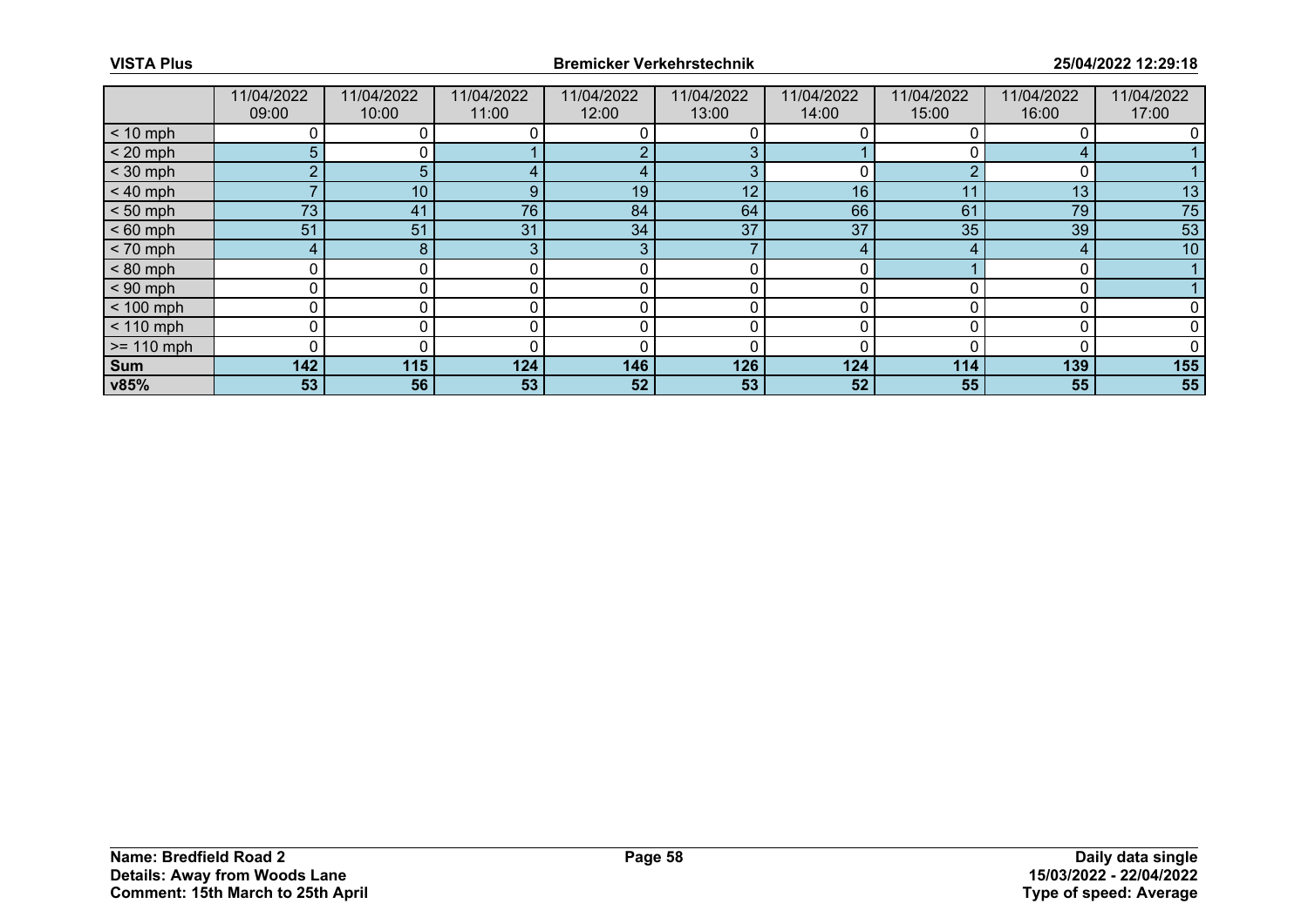| | 11/04/2022 09:00 | 11/04/2022 10:00 | 11/04/2022 11:00 | 11/04/2022 12:00 | 11/04/2022 13:00 | 11/04/2022 14:00 | 11/04/2022 15:00 | 11/04/2022 16:00 | 11/04/2022 17:00 |
|---|---|---|---|---|---|---|---|---|---|
| < 10 mph | 0 | 0 | 0 | 0 | 0 | 0 | 0 | 0 | 0 |
| < 20 mph | 5 | 0 | 1 | 2 | 3 | 1 | 0 | 4 | 1 |
| < 30 mph | 2 | 5 | 4 | 4 | 3 | 0 | 2 | 0 | 1 |
| < 40 mph | 7 | 10 | 9 | 19 | 12 | 16 | 11 | 13 | 13 |
| < 50 mph | 73 | 41 | 76 | 84 | 64 | 66 | 61 | 79 | 75 |
| < 60 mph | 51 | 51 | 31 | 34 | 37 | 37 | 35 | 39 | 53 |
| < 70 mph | 4 | 8 | 3 | 3 | 7 | 4 | 4 | 4 | 10 |
| < 80 mph | 0 | 0 | 0 | 0 | 0 | 0 | 1 | 0 | 1 |
| < 90 mph | 0 | 0 | 0 | 0 | 0 | 0 | 0 | 0 | 1 |
| < 100 mph | 0 | 0 | 0 | 0 | 0 | 0 | 0 | 0 | 0 |
| < 110 mph | 0 | 0 | 0 | 0 | 0 | 0 | 0 | 0 | 0 |
| >= 110 mph | 0 | 0 | 0 | 0 | 0 | 0 | 0 | 0 | 0 |
| **Sum** | **142** | **115** | **124** | **146** | **126** | **124** | **114** | **139** | **155** |
| **v85%** | **53** | **56** | **53** | **52** | **53** | **52** | **55** | **55** | **55** |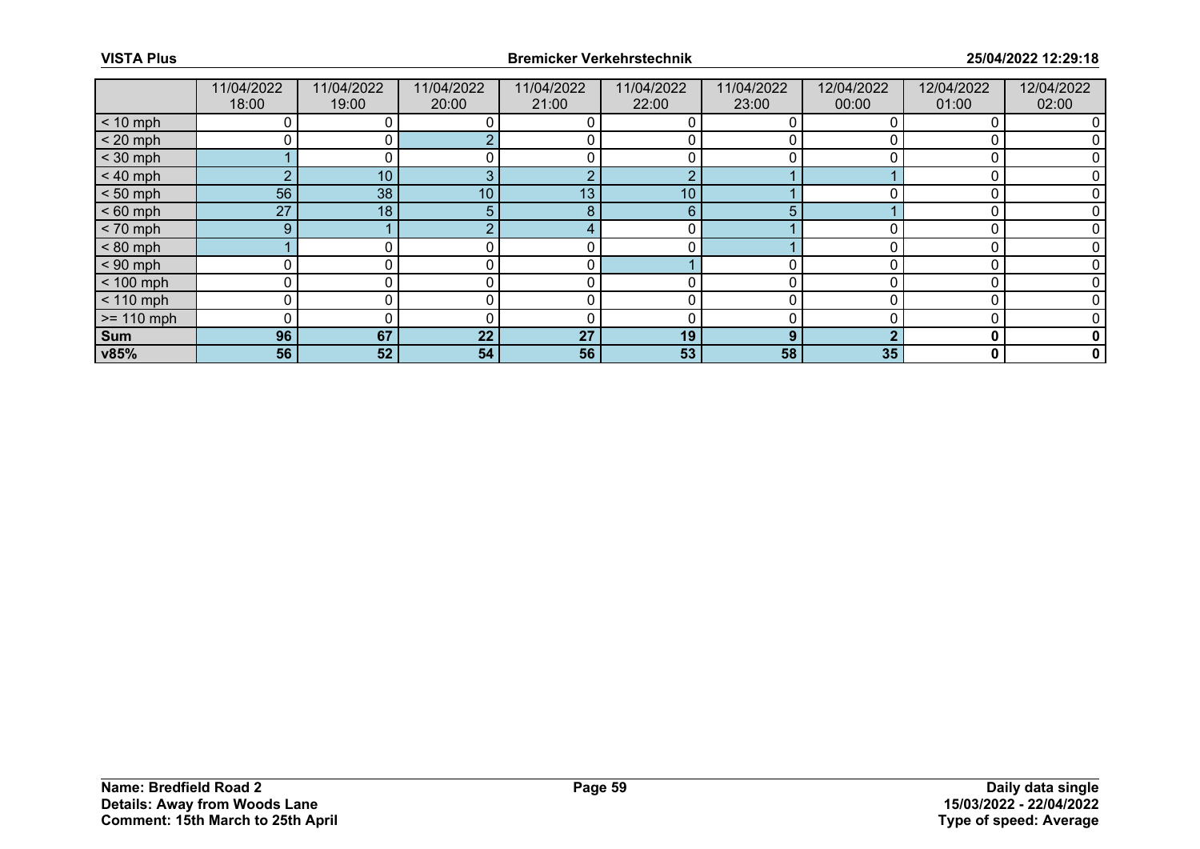| | 11/04/2022 18:00 | 11/04/2022 19:00 | 11/04/2022 20:00 | 11/04/2022 21:00 | 11/04/2022 22:00 | 11/04/2022 23:00 | 12/04/2022 00:00 | 12/04/2022 01:00 | 12/04/2022 02:00 |
|---|---|---|---|---|---|---|---|---|---|
| < 10 mph | 0 | 0 | 0 | 0 | 0 | 0 | 0 | 0 | 0 |
| < 20 mph | 0 | 0 | 2 | 0 | 0 | 0 | 0 | 0 | 0 |
| < 30 mph | 1 | 0 | 0 | 0 | 0 | 0 | 0 | 0 | 0 |
| < 40 mph | 2 | 10 | 3 | 2 | 2 | 1 | 1 | 0 | 0 |
| < 50 mph | 56 | 38 | 10 | 13 | 10 | 1 | 0 | 0 | 0 |
| < 60 mph | 27 | 18 | 5 | 8 | 6 | 5 | 1 | 0 | 0 |
| < 70 mph | 9 | 1 | 2 | 4 | 0 | 1 | 0 | 0 | 0 |
| < 80 mph | 1 | 0 | 0 | 0 | 0 | 1 | 0 | 0 | 0 |
| < 90 mph | 0 | 0 | 0 | 0 | 1 | 0 | 0 | 0 | 0 |
| < 100 mph | 0 | 0 | 0 | 0 | 0 | 0 | 0 | 0 | 0 |
| < 110 mph | 0 | 0 | 0 | 0 | 0 | 0 | 0 | 0 | 0 |
| >= 110 mph | 0 | 0 | 0 | 0 | 0 | 0 | 0 | 0 | 0 |
| **Sum** | **96** | **67** | **22** | **27** | **19** | **9** | **2** | **0** | **0** |
| **v85%** | **56** | **52** | **54** | **56** | **53** | **58** | **35** | **0** | **0** |

**Name: Bredfield Road 2**
**Details: Away from Woods Lane**
**Comment: 15th March to 25th April**

**Daily data single**
**15/03/2022 - 22/04/2022**
**Type of speed: Average**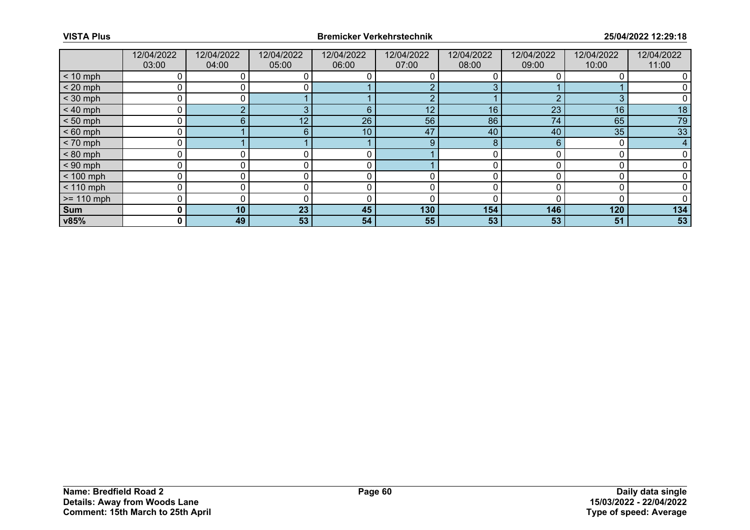| | 12/04/2022 03:00 | 12/04/2022 04:00 | 12/04/2022 05:00 | 12/04/2022 06:00 | 12/04/2022 07:00 | 12/04/2022 08:00 | 12/04/2022 09:00 | 12/04/2022 10:00 | 12/04/2022 11:00 |
|---|---|---|---|---|---|---|---|---|---|
| < 10 mph | 0 | 0 | 0 | 0 | 0 | 0 | 0 | 0 | 0 |
| < 20 mph | 0 | 0 | 0 | 1 | 2 | 3 | 1 | 1 | 0 |
| < 30 mph | 0 | 0 | 1 | 1 | 2 | 1 | 2 | 3 | 0 |
| < 40 mph | 0 | 2 | 3 | 6 | 12 | 16 | 23 | 16 | 18 |
| < 50 mph | 0 | 6 | 12 | 26 | 56 | 86 | 74 | 65 | 79 |
| < 60 mph | 0 | 1 | 6 | 10 | 47 | 40 | 40 | 35 | 33 |
| < 70 mph | 0 | 1 | 1 | 1 | 9 | 8 | 6 | 0 | 4 |
| < 80 mph | 0 | 0 | 0 | 0 | 1 | 0 | 0 | 0 | 0 |
| < 90 mph | 0 | 0 | 0 | 0 | 1 | 0 | 0 | 0 | 0 |
| < 100 mph | 0 | 0 | 0 | 0 | 0 | 0 | 0 | 0 | 0 |
| < 110 mph | 0 | 0 | 0 | 0 | 0 | 0 | 0 | 0 | 0 |
| >= 110 mph | 0 | 0 | 0 | 0 | 0 | 0 | 0 | 0 | 0 |
| **Sum** | **0** | **10** | **23** | **45** | **130** | **154** | **146** | **120** | **134** |
| **v85%** | **0** | **49** | **53** | **54** | **55** | **53** | **53** | **51** | **53** |

**Name: Bredfield Road 2**
**Details: Away from Woods Lane**
**Comment: 15th March to 25th April**

**Daily data single**
**15/03/2022 - 22/04/2022**
**Type of speed: Average**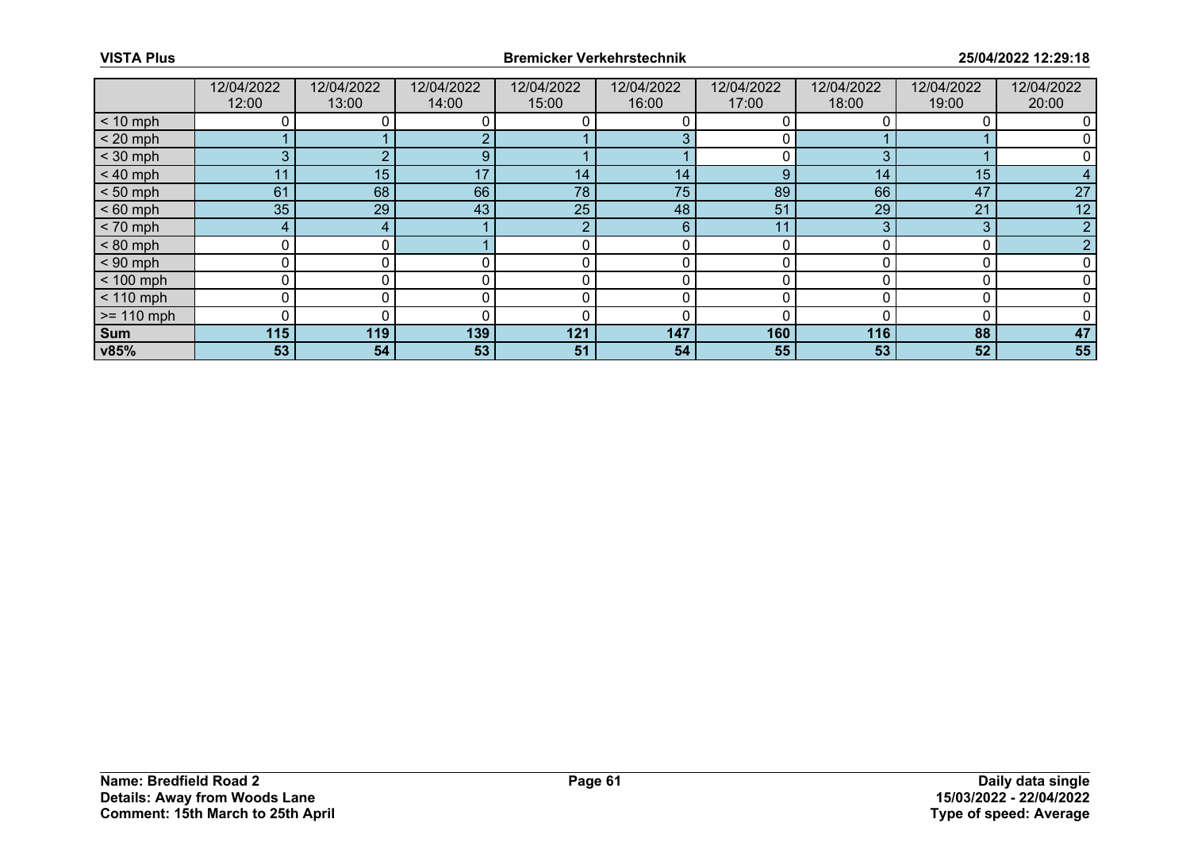|  | 12/04/2022 12:00 | 12/04/2022 13:00 | 12/04/2022 14:00 | 12/04/2022 15:00 | 12/04/2022 16:00 | 12/04/2022 17:00 | 12/04/2022 18:00 | 12/04/2022 19:00 | 12/04/2022 20:00 |
|---|---|---|---|---|---|---|---|---|---|
| < 10 mph | 0 | 0 | 0 | 0 | 0 | 0 | 0 | 0 | 0 |
| < 20 mph | 1 | 1 | 2 | 1 | 3 | 0 | 1 | 1 | 0 |
| < 30 mph | 3 | 2 | 9 | 1 | 1 | 0 | 3 | 1 | 0 |
| < 40 mph | 11 | 15 | 17 | 14 | 14 | 9 | 14 | 15 | 4 |
| < 50 mph | 61 | 68 | 66 | 78 | 75 | 89 | 66 | 47 | 27 |
| < 60 mph | 35 | 29 | 43 | 25 | 48 | 51 | 29 | 21 | 12 |
| < 70 mph | 4 | 4 | 1 | 2 | 6 | 11 | 3 | 3 | 2 |
| < 80 mph | 0 | 0 | 1 | 0 | 0 | 0 | 0 | 0 | 2 |
| < 90 mph | 0 | 0 | 0 | 0 | 0 | 0 | 0 | 0 | 0 |
| < 100 mph | 0 | 0 | 0 | 0 | 0 | 0 | 0 | 0 | 0 |
| < 110 mph | 0 | 0 | 0 | 0 | 0 | 0 | 0 | 0 | 0 |
| >= 110 mph | 0 | 0 | 0 | 0 | 0 | 0 | 0 | 0 | 0 |
| **Sum** | **115** | **119** | **139** | **121** | **147** | **160** | **116** | **88** | **47** |
| **v85%** | **53** | **54** | **53** | **51** | **54** | **55** | **53** | **52** | **55** |

**Name: Bredfield Road 2**
**Details: Away from Woods Lane**
**Comment: 15th March to 25th April**

**Daily data single**
**15/03/2022 - 22/04/2022**
**Type of speed: Average**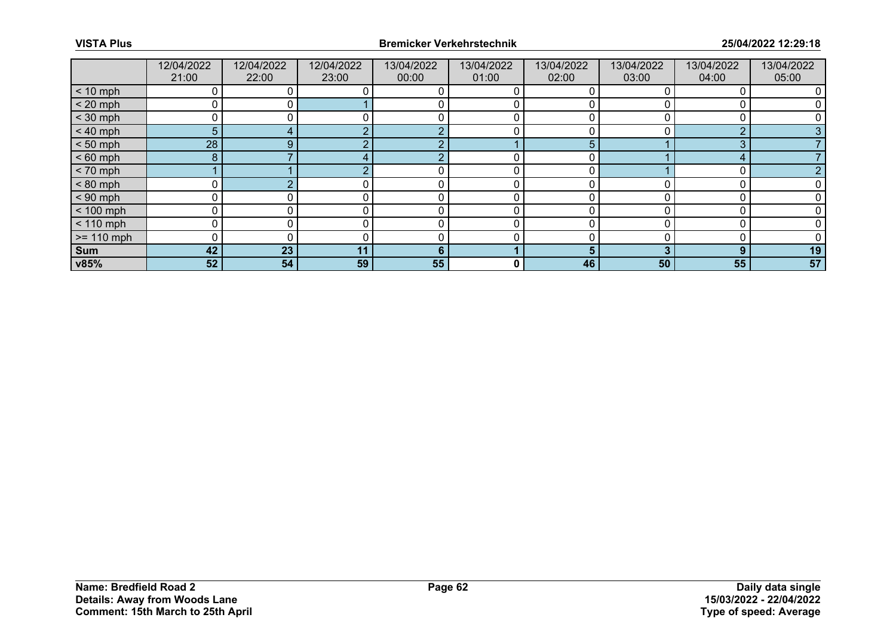| | 12/04/2022 21:00 | 12/04/2022 22:00 | 12/04/2022 23:00 | 13/04/2022 00:00 | 13/04/2022 01:00 | 13/04/2022 02:00 | 13/04/2022 03:00 | 13/04/2022 04:00 | 13/04/2022 05:00 |
|---|---|---|---|---|---|---|---|---|---|
| < 10 mph | 0 | 0 | 0 | 0 | 0 | 0 | 0 | 0 | 0 |
| < 20 mph | 0 | 0 | 1 | 0 | 0 | 0 | 0 | 0 | 0 |
| < 30 mph | 0 | 0 | 0 | 0 | 0 | 0 | 0 | 0 | 0 |
| < 40 mph | 5 | 4 | 2 | 2 | 0 | 0 | 0 | 2 | 3 |
| < 50 mph | 28 | 9 | 2 | 2 | 1 | 5 | 1 | 3 | 7 |
| < 60 mph | 8 | 7 | 4 | 2 | 0 | 0 | 1 | 4 | 7 |
| < 70 mph | 1 | 1 | 2 | 0 | 0 | 0 | 1 | 0 | 2 |
| < 80 mph | 0 | 2 | 0 | 0 | 0 | 0 | 0 | 0 | 0 |
| < 90 mph | 0 | 0 | 0 | 0 | 0 | 0 | 0 | 0 | 0 |
| < 100 mph | 0 | 0 | 0 | 0 | 0 | 0 | 0 | 0 | 0 |
| < 110 mph | 0 | 0 | 0 | 0 | 0 | 0 | 0 | 0 | 0 |
| >= 110 mph | 0 | 0 | 0 | 0 | 0 | 0 | 0 | 0 | 0 |
| **Sum** | **42** | **23** | **11** | **6** | **1** | **5** | **3** | **9** | **19** |
| **v85%** | **52** | **54** | **59** | **55** | **0** | **46** | **50** | **55** | **57** |

**Name: Bredfield Road 2**
**Details: Away from Woods Lane**
**Comment: 15th March to 25th April**

**Daily data single**
**15/03/2022 - 22/04/2022**
**Type of speed: Average**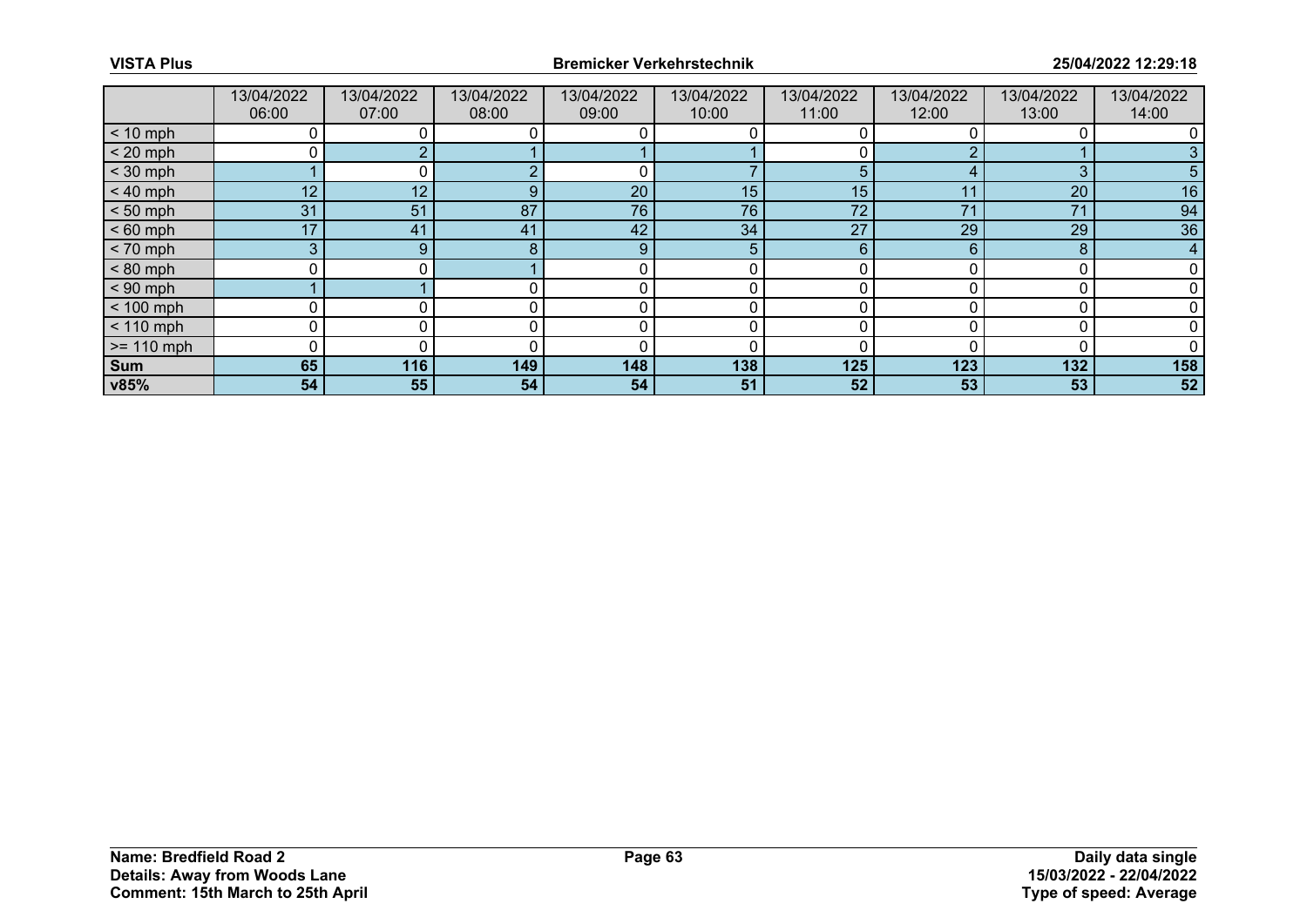| | 13/04/2022 06:00 | 13/04/2022 07:00 | 13/04/2022 08:00 | 13/04/2022 09:00 | 13/04/2022 10:00 | 13/04/2022 11:00 | 13/04/2022 12:00 | 13/04/2022 13:00 | 13/04/2022 14:00 |
|---|---|---|---|---|---|---|---|---|---|
| < 10 mph | 0 | 0 | 0 | 0 | 0 | 0 | 0 | 0 | 0 |
| < 20 mph | 0 | 2 | 1 | 1 | 1 | 0 | 2 | 1 | 3 |
| < 30 mph | 1 | 0 | 2 | 0 | 7 | 5 | 4 | 3 | 5 |
| < 40 mph | 12 | 12 | 9 | 20 | 15 | 15 | 11 | 20 | 16 |
| < 50 mph | 31 | 51 | 87 | 76 | 76 | 72 | 71 | 71 | 94 |
| < 60 mph | 17 | 41 | 41 | 42 | 34 | 27 | 29 | 29 | 36 |
| < 70 mph | 3 | 9 | 8 | 9 | 5 | 6 | 6 | 8 | 4 |
| < 80 mph | 0 | 0 | 1 | 0 | 0 | 0 | 0 | 0 | 0 |
| < 90 mph | 1 | 1 | 0 | 0 | 0 | 0 | 0 | 0 | 0 |
| < 100 mph | 0 | 0 | 0 | 0 | 0 | 0 | 0 | 0 | 0 |
| < 110 mph | 0 | 0 | 0 | 0 | 0 | 0 | 0 | 0 | 0 |
| >= 110 mph | 0 | 0 | 0 | 0 | 0 | 0 | 0 | 0 | 0 |
| **Sum** | **65** | **116** | **149** | **148** | **138** | **125** | **123** | **132** | **158** |
| **v85%** | **54** | **55** | **54** | **54** | **51** | **52** | **53** | **53** | **52** |

**Name: Bredfield Road 2**
**Details: Away from Woods Lane**
**Comment: 15th March to 25th April**

**Daily data single**
**15/03/2022 - 22/04/2022**
**Type of speed: Average**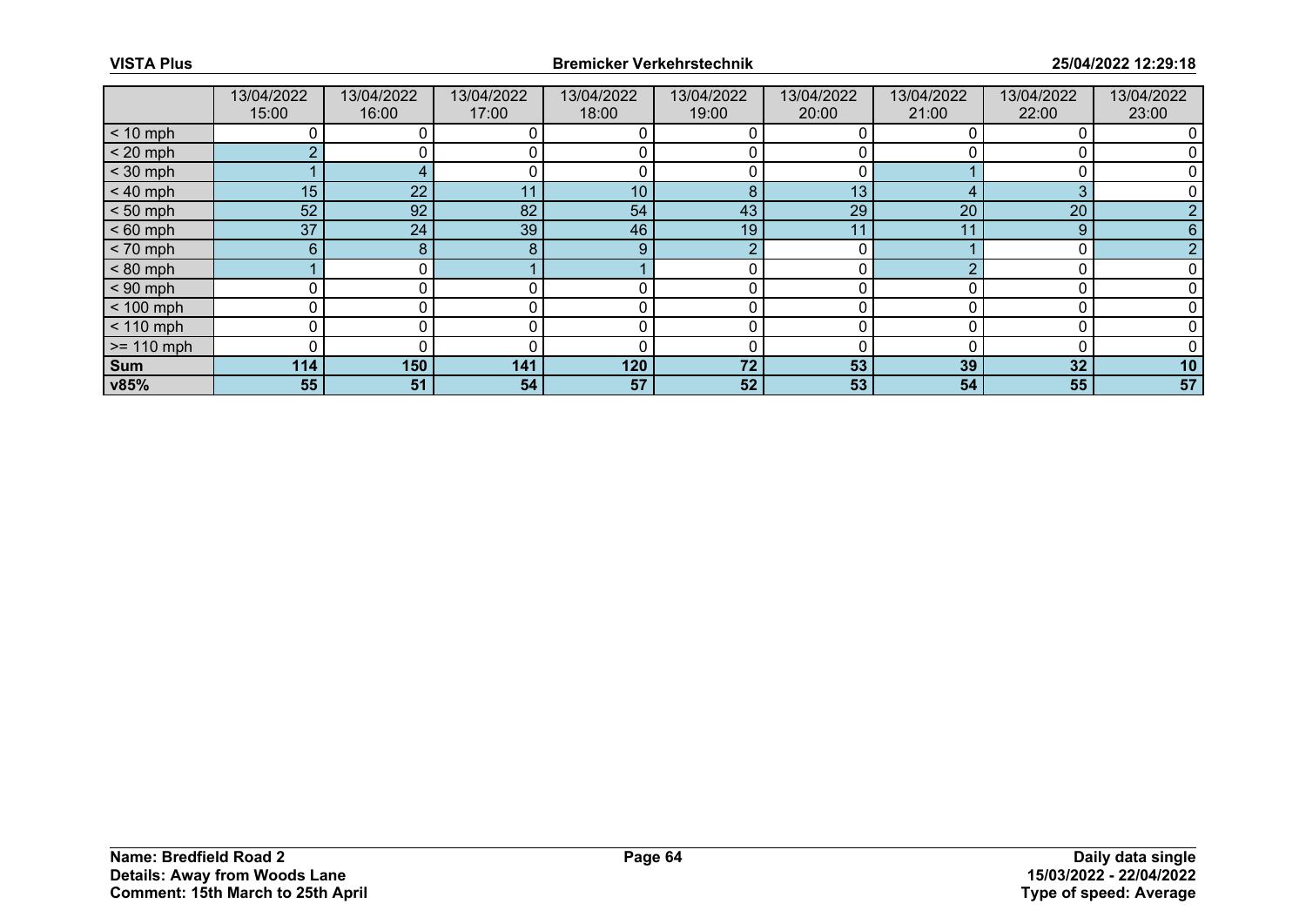| | 13/04/2022 15:00 | 13/04/2022 16:00 | 13/04/2022 17:00 | 13/04/2022 18:00 | 13/04/2022 19:00 | 13/04/2022 20:00 | 13/04/2022 21:00 | 13/04/2022 22:00 | 13/04/2022 23:00 |
|---|---|---|---|---|---|---|---|---|---|
| < 10 mph | 0 | 0 | 0 | 0 | 0 | 0 | 0 | 0 | 0 |
| < 20 mph | 2 | 0 | 0 | 0 | 0 | 0 | 0 | 0 | 0 |
| < 30 mph | 1 | 4 | 0 | 0 | 0 | 0 | 1 | 0 | 0 |
| < 40 mph | 15 | 22 | 11 | 10 | 8 | 13 | 4 | 3 | 0 |
| < 50 mph | 52 | 92 | 82 | 54 | 43 | 29 | 20 | 20 | 2 |
| < 60 mph | 37 | 24 | 39 | 46 | 19 | 11 | 11 | 9 | 6 |
| < 70 mph | 6 | 8 | 8 | 9 | 2 | 0 | 1 | 0 | 2 |
| < 80 mph | 1 | 0 | 1 | 1 | 0 | 0 | 2 | 0 | 0 |
| < 90 mph | 0 | 0 | 0 | 0 | 0 | 0 | 0 | 0 | 0 |
| < 100 mph | 0 | 0 | 0 | 0 | 0 | 0 | 0 | 0 | 0 |
| < 110 mph | 0 | 0 | 0 | 0 | 0 | 0 | 0 | 0 | 0 |
| >= 110 mph | 0 | 0 | 0 | 0 | 0 | 0 | 0 | 0 | 0 |
| **Sum** | **114** | **150** | **141** | **120** | **72** | **53** | **39** | **32** | **10** |
| **v85%** | **55** | **51** | **54** | **57** | **52** | **53** | **54** | **55** | **57** |

**Name: Bredfield Road 2**
**Details: Away from Woods Lane**
**Comment: 15th March to 25th April**

**Daily data single**
**15/03/2022 - 22/04/2022**
**Type of speed: Average**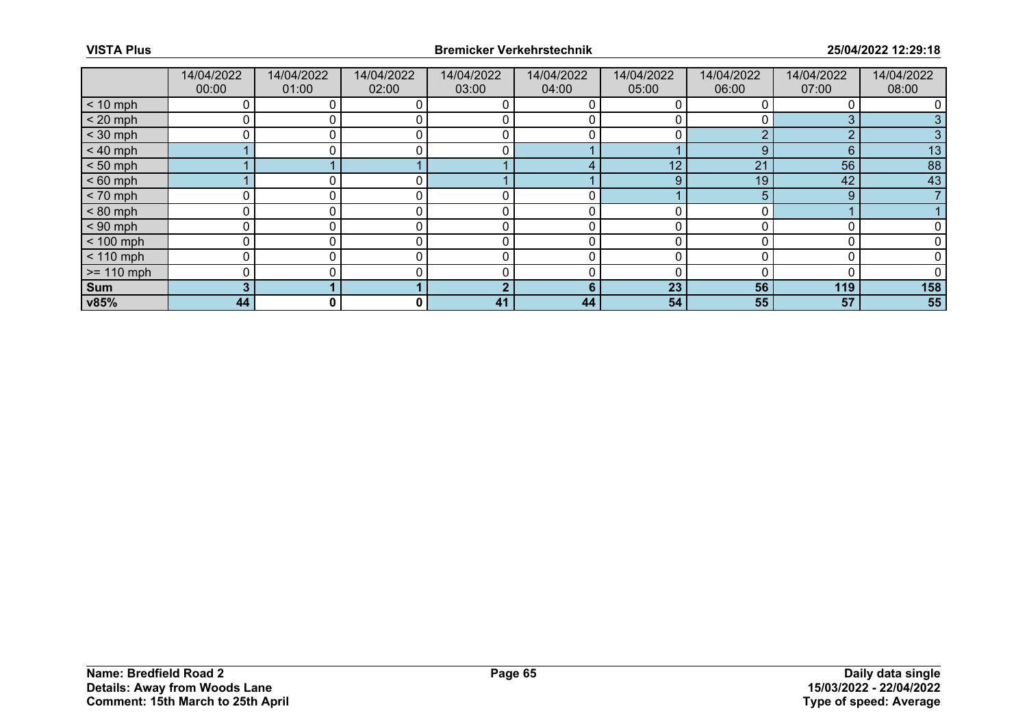| | 14/04/2022 00:00 | 14/04/2022 01:00 | 14/04/2022 02:00 | 14/04/2022 03:00 | 14/04/2022 04:00 | 14/04/2022 05:00 | 14/04/2022 06:00 | 14/04/2022 07:00 | 14/04/2022 08:00 |
|---|---|---|---|---|---|---|---|---|---|
| < 10 mph | 0 | 0 | 0 | 0 | 0 | 0 | 0 | 0 | 0 |
| < 20 mph | 0 | 0 | 0 | 0 | 0 | 0 | 0 | 3 | 3 |
| < 30 mph | 0 | 0 | 0 | 0 | 0 | 0 | 2 | 2 | 3 |
| < 40 mph | 1 | 0 | 0 | 0 | 1 | 1 | 9 | 6 | 13 |
| < 50 mph | 1 | 1 | 1 | 1 | 4 | 12 | 21 | 56 | 88 |
| < 60 mph | 1 | 0 | 0 | 1 | 1 | 9 | 19 | 42 | 43 |
| < 70 mph | 0 | 0 | 0 | 0 | 0 | 1 | 5 | 9 | 7 |
| < 80 mph | 0 | 0 | 0 | 0 | 0 | 0 | 0 | 1 | 1 |
| < 90 mph | 0 | 0 | 0 | 0 | 0 | 0 | 0 | 0 | 0 |
| < 100 mph | 0 | 0 | 0 | 0 | 0 | 0 | 0 | 0 | 0 |
| < 110 mph | 0 | 0 | 0 | 0 | 0 | 0 | 0 | 0 | 0 |
| >= 110 mph | 0 | 0 | 0 | 0 | 0 | 0 | 0 | 0 | 0 |
| **Sum** | **3** | **1** | **1** | **2** | **6** | **23** | **56** | **119** | **158** |
| **v85%** | **44** | **0** | **0** | **41** | **44** | **54** | **55** | **57** | **55** |

**Name: Bredfield Road 2**
**Details: Away from Woods Lane**
**Comment: 15th March to 25th April**

**Daily data single**
**15/03/2022 - 22/04/2022**
**Type of speed: Average**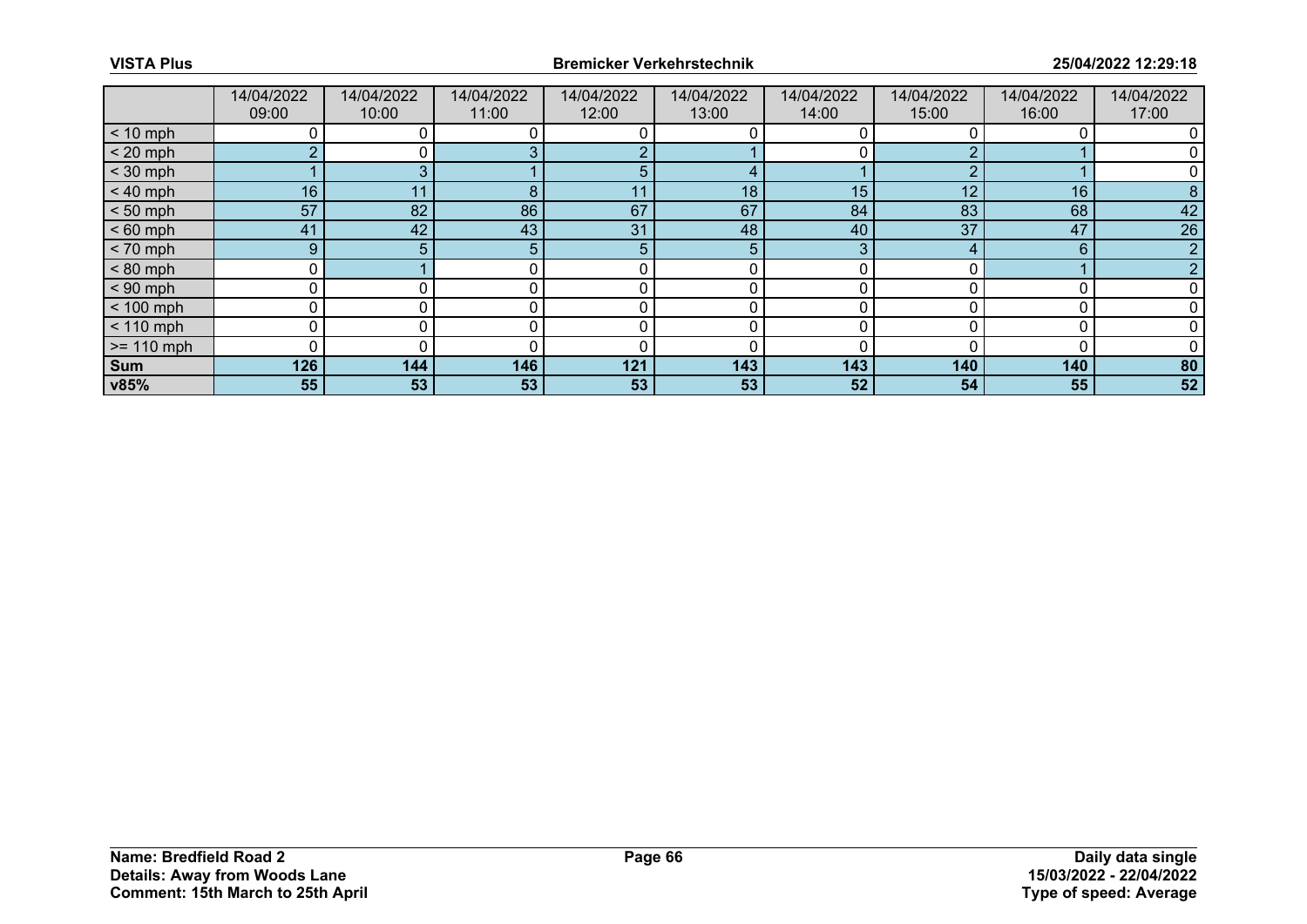| | 14/04/2022 09:00 | 14/04/2022 10:00 | 14/04/2022 11:00 | 14/04/2022 12:00 | 14/04/2022 13:00 | 14/04/2022 14:00 | 14/04/2022 15:00 | 14/04/2022 16:00 | 14/04/2022 17:00 |
|---|---|---|---|---|---|---|---|---|---|
| < 10 mph | 0 | 0 | 0 | 0 | 0 | 0 | 0 | 0 | 0 |
| < 20 mph | 2 | 0 | 3 | 2 | 1 | 0 | 2 | 1 | 0 |
| < 30 mph | 1 | 3 | 1 | 5 | 4 | 1 | 2 | 1 | 0 |
| < 40 mph | 16 | 11 | 8 | 11 | 18 | 15 | 12 | 16 | 8 |
| < 50 mph | 57 | 82 | 86 | 67 | 67 | 84 | 83 | 68 | 42 |
| < 60 mph | 41 | 42 | 43 | 31 | 48 | 40 | 37 | 47 | 26 |
| < 70 mph | 9 | 5 | 5 | 5 | 5 | 3 | 4 | 6 | 2 |
| < 80 mph | 0 | 1 | 0 | 0 | 0 | 0 | 0 | 1 | 2 |
| < 90 mph | 0 | 0 | 0 | 0 | 0 | 0 | 0 | 0 | 0 |
| < 100 mph | 0 | 0 | 0 | 0 | 0 | 0 | 0 | 0 | 0 |
| < 110 mph | 0 | 0 | 0 | 0 | 0 | 0 | 0 | 0 | 0 |
| >= 110 mph | 0 | 0 | 0 | 0 | 0 | 0 | 0 | 0 | 0 |
| **Sum** | **126** | **144** | **146** | **121** | **143** | **143** | **140** | **140** | **80** |
| **v85%** | **55** | **53** | **53** | **53** | **53** | **52** | **54** | **55** | **52** |

**Name: Bredfield Road 2**
**Details: Away from Woods Lane**
**Comment: 15th March to 25th April**

**Daily data single**
**15/03/2022 - 22/04/2022**
**Type of speed: Average**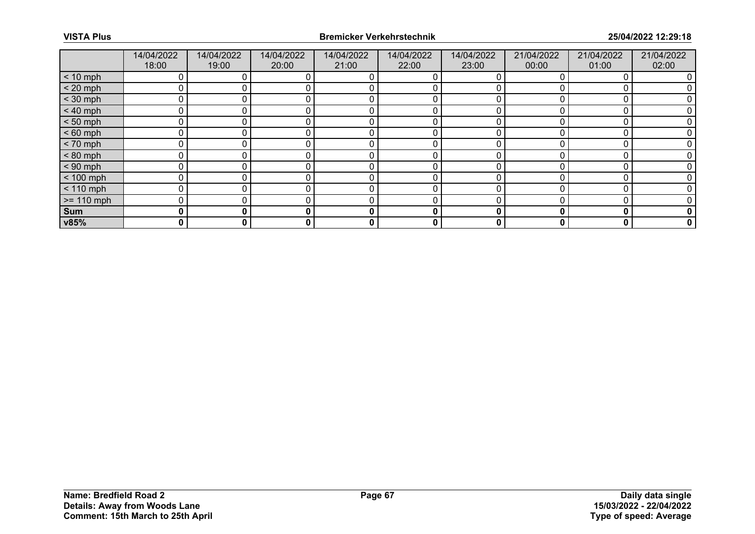| | 14/04/2022 18:00 | 14/04/2022 19:00 | 14/04/2022 20:00 | 14/04/2022 21:00 | 14/04/2022 22:00 | 14/04/2022 23:00 | 21/04/2022 00:00 | 21/04/2022 01:00 | 21/04/2022 02:00 |
|---|---|---|---|---|---|---|---|---|---|
| < 10 mph | 0 | 0 | 0 | 0 | 0 | 0 | 0 | 0 | 0 |
| < 20 mph | 0 | 0 | 0 | 0 | 0 | 0 | 0 | 0 | 0 |
| < 30 mph | 0 | 0 | 0 | 0 | 0 | 0 | 0 | 0 | 0 |
| < 40 mph | 0 | 0 | 0 | 0 | 0 | 0 | 0 | 0 | 0 |
| < 50 mph | 0 | 0 | 0 | 0 | 0 | 0 | 0 | 0 | 0 |
| < 60 mph | 0 | 0 | 0 | 0 | 0 | 0 | 0 | 0 | 0 |
| < 70 mph | 0 | 0 | 0 | 0 | 0 | 0 | 0 | 0 | 0 |
| < 80 mph | 0 | 0 | 0 | 0 | 0 | 0 | 0 | 0 | 0 |
| < 90 mph | 0 | 0 | 0 | 0 | 0 | 0 | 0 | 0 | 0 |
| < 100 mph | 0 | 0 | 0 | 0 | 0 | 0 | 0 | 0 | 0 |
| < 110 mph | 0 | 0 | 0 | 0 | 0 | 0 | 0 | 0 | 0 |
| >= 110 mph | 0 | 0 | 0 | 0 | 0 | 0 | 0 | 0 | 0 |
| **Sum** | **0** | **0** | **0** | **0** | **0** | **0** | **0** | **0** | **0** |
| **v85%** | **0** | **0** | **0** | **0** | **0** | **0** | **0** | **0** | **0** |

**Name: Bredfield Road 2**
**Details: Away from Woods Lane**
**Comment: 15th March to 25th April**

**Daily data single**
**15/03/2022 - 22/04/2022**
**Type of speed: Average**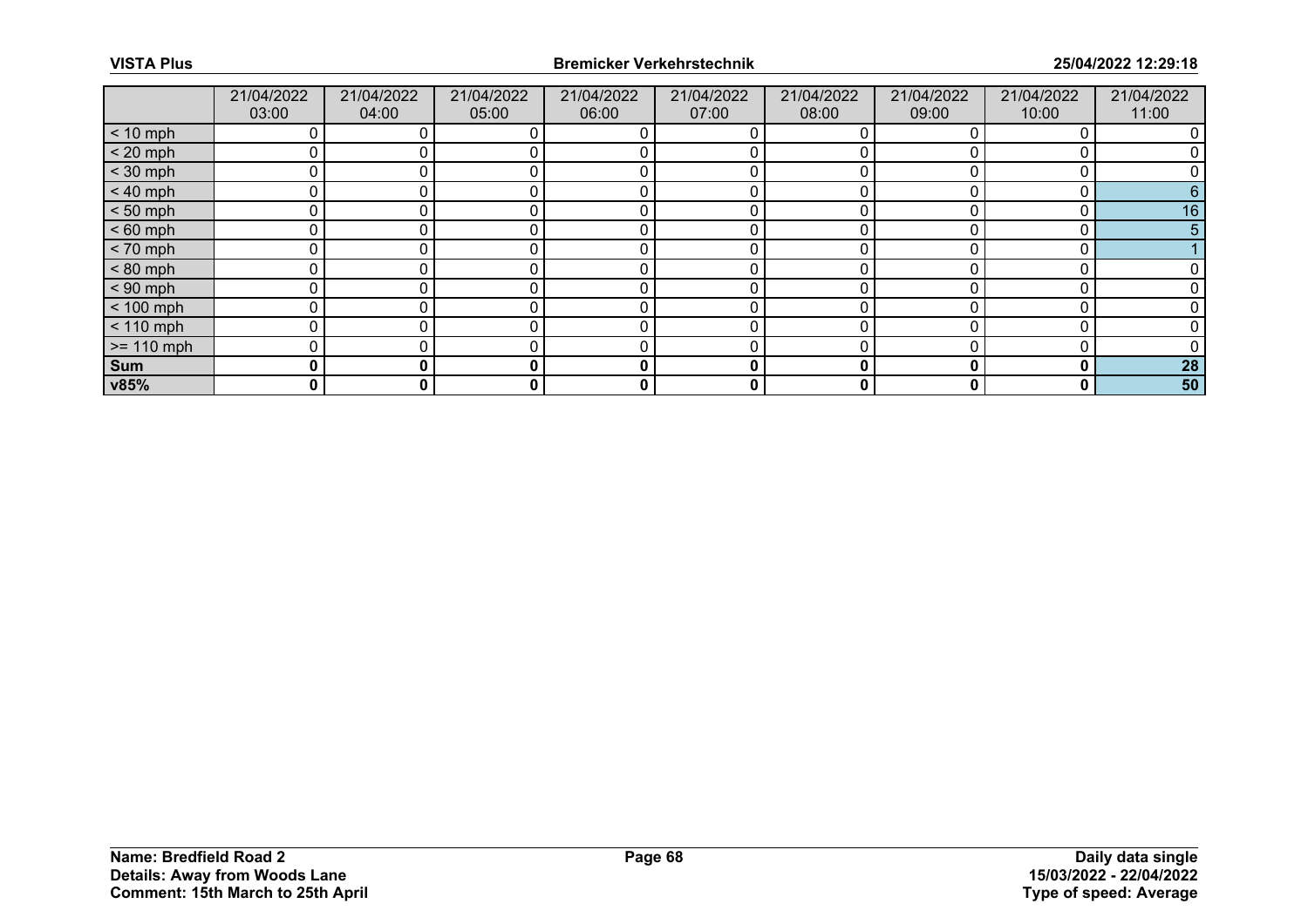| | 21/04/2022 03:00 | 21/04/2022 04:00 | 21/04/2022 05:00 | 21/04/2022 06:00 | 21/04/2022 07:00 | 21/04/2022 08:00 | 21/04/2022 09:00 | 21/04/2022 10:00 | 21/04/2022 11:00 |
|---|---|---|---|---|---|---|---|---|---|
| < 10 mph | 0 | 0 | 0 | 0 | 0 | 0 | 0 | 0 | 0 |
| < 20 mph | 0 | 0 | 0 | 0 | 0 | 0 | 0 | 0 | 0 |
| < 30 mph | 0 | 0 | 0 | 0 | 0 | 0 | 0 | 0 | 0 |
| < 40 mph | 0 | 0 | 0 | 0 | 0 | 0 | 0 | 0 | 6 |
| < 50 mph | 0 | 0 | 0 | 0 | 0 | 0 | 0 | 0 | 16 |
| < 60 mph | 0 | 0 | 0 | 0 | 0 | 0 | 0 | 0 | 5 |
| < 70 mph | 0 | 0 | 0 | 0 | 0 | 0 | 0 | 0 | 1 |
| < 80 mph | 0 | 0 | 0 | 0 | 0 | 0 | 0 | 0 | 0 |
| < 90 mph | 0 | 0 | 0 | 0 | 0 | 0 | 0 | 0 | 0 |
| < 100 mph | 0 | 0 | 0 | 0 | 0 | 0 | 0 | 0 | 0 |
| < 110 mph | 0 | 0 | 0 | 0 | 0 | 0 | 0 | 0 | 0 |
| >= 110 mph | 0 | 0 | 0 | 0 | 0 | 0 | 0 | 0 | 0 |
| **Sum** | **0** | **0** | **0** | **0** | **0** | **0** | **0** | **0** | **28** |
| **v85%** | **0** | **0** | **0** | **0** | **0** | **0** | **0** | **0** | **50** |

**Name: Bredfield Road 2**
**Details: Away from Woods Lane**
**Comment: 15th March to 25th April**

**Daily data single**
**15/03/2022 - 22/04/2022**
**Type of speed: Average**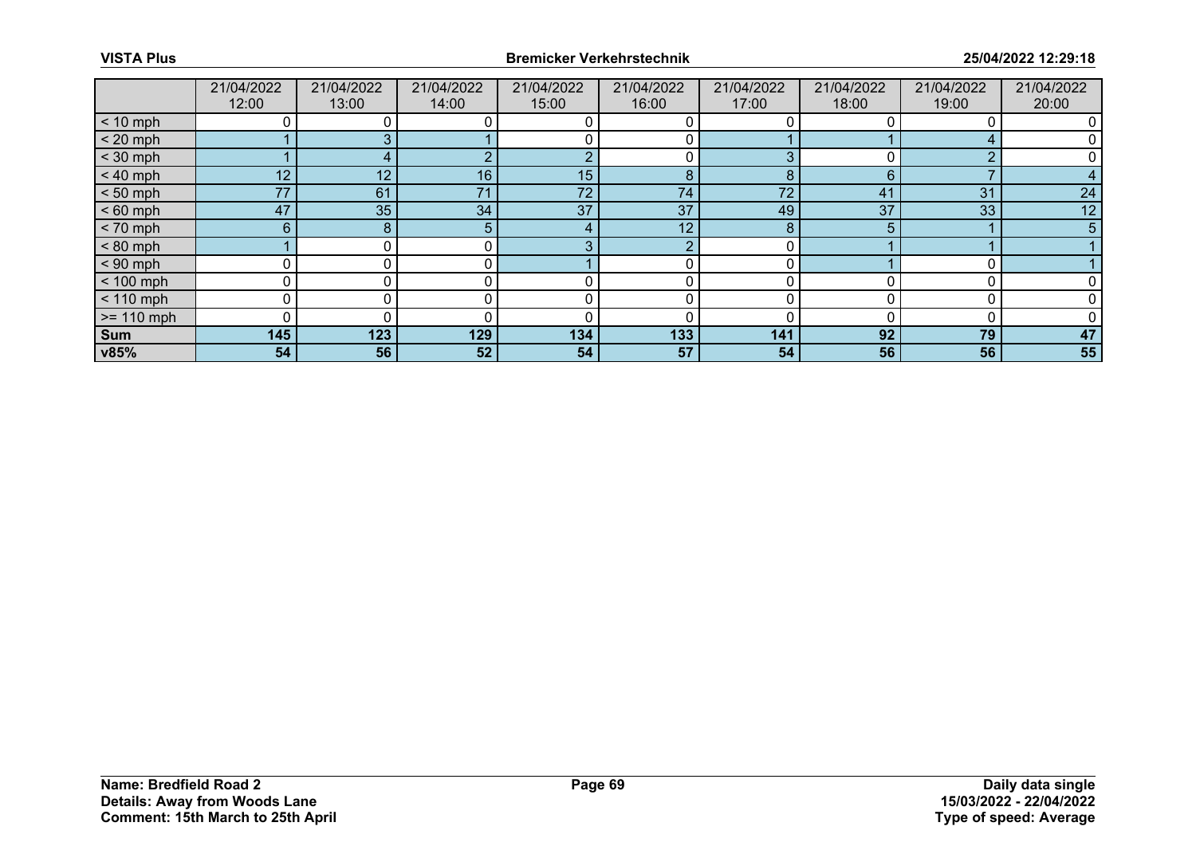| | 21/04/2022 12:00 | 21/04/2022 13:00 | 21/04/2022 14:00 | 21/04/2022 15:00 | 21/04/2022 16:00 | 21/04/2022 17:00 | 21/04/2022 18:00 | 21/04/2022 19:00 | 21/04/2022 20:00 |
|---|---|---|---|---|---|---|---|---|---|
| < 10 mph | 0 | 0 | 0 | 0 | 0 | 0 | 0 | 0 | 0 |
| < 20 mph | 1 | 3 | 1 | 0 | 0 | 1 | 1 | 4 | 0 |
| < 30 mph | 1 | 4 | 2 | 2 | 0 | 3 | 0 | 2 | 0 |
| < 40 mph | 12 | 12 | 16 | 15 | 8 | 8 | 6 | 7 | 4 |
| < 50 mph | 77 | 61 | 71 | 72 | 74 | 72 | 41 | 31 | 24 |
| < 60 mph | 47 | 35 | 34 | 37 | 37 | 49 | 37 | 33 | 12 |
| < 70 mph | 6 | 8 | 5 | 4 | 12 | 8 | 5 | 1 | 5 |
| < 80 mph | 1 | 0 | 0 | 3 | 2 | 0 | 1 | 1 | 1 |
| < 90 mph | 0 | 0 | 0 | 1 | 0 | 0 | 1 | 0 | 1 |
| < 100 mph | 0 | 0 | 0 | 0 | 0 | 0 | 0 | 0 | 0 |
| < 110 mph | 0 | 0 | 0 | 0 | 0 | 0 | 0 | 0 | 0 |
| >= 110 mph | 0 | 0 | 0 | 0 | 0 | 0 | 0 | 0 | 0 |
| **Sum** | **145** | **123** | **129** | **134** | **133** | **141** | **92** | **79** | **47** |
| **v85%** | **54** | **56** | **52** | **54** | **57** | **54** | **56** | **56** | **55** |

**Name: Bredfield Road 2**
**Details: Away from Woods Lane**
**Comment: 15th March to 25th April**

**Daily data single**
**15/03/2022 - 22/04/2022**
**Type of speed: Average**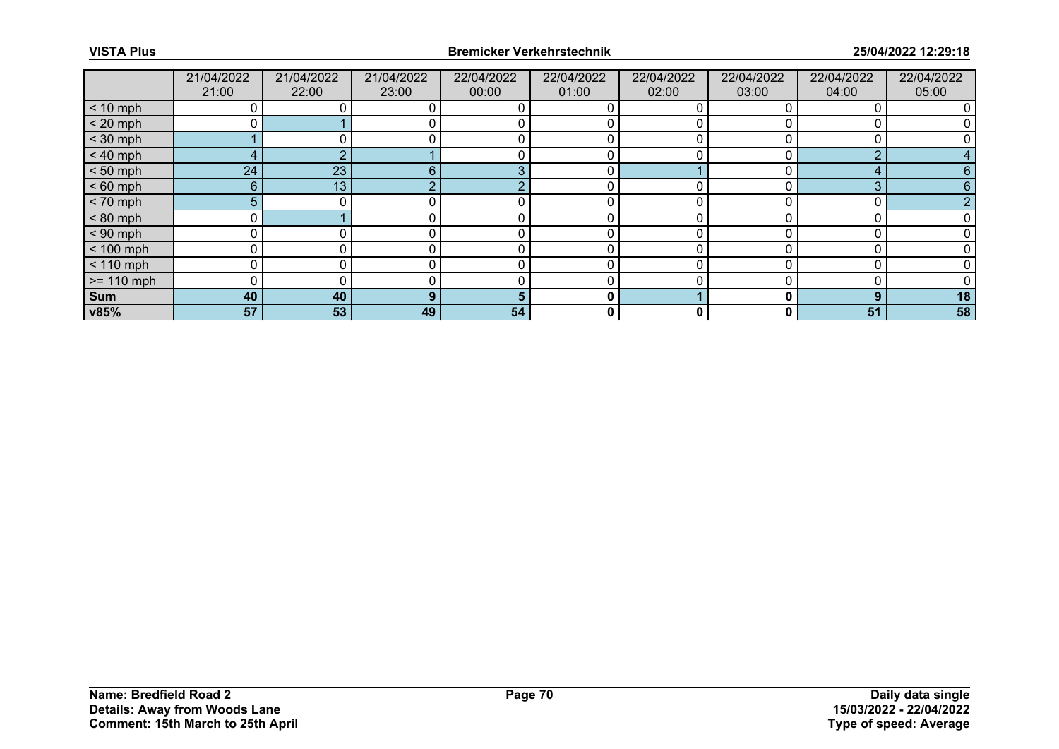| | 21/04/2022 21:00 | 21/04/2022 22:00 | 21/04/2022 23:00 | 22/04/2022 00:00 | 22/04/2022 01:00 | 22/04/2022 02:00 | 22/04/2022 03:00 | 22/04/2022 04:00 | 22/04/2022 05:00 |
|---|---|---|---|---|---|---|---|---|---|
| < 10 mph | 0 | 0 | 0 | 0 | 0 | 0 | 0 | 0 | 0 |
| < 20 mph | 0 | 1 | 0 | 0 | 0 | 0 | 0 | 0 | 0 |
| < 30 mph | 1 | 0 | 0 | 0 | 0 | 0 | 0 | 0 | 0 |
| < 40 mph | 4 | 2 | 1 | 0 | 0 | 0 | 0 | 2 | 4 |
| < 50 mph | 24 | 23 | 6 | 3 | 0 | 1 | 0 | 4 | 6 |
| < 60 mph | 6 | 13 | 2 | 2 | 0 | 0 | 0 | 3 | 6 |
| < 70 mph | 5 | 0 | 0 | 0 | 0 | 0 | 0 | 0 | 2 |
| < 80 mph | 0 | 1 | 0 | 0 | 0 | 0 | 0 | 0 | 0 |
| < 90 mph | 0 | 0 | 0 | 0 | 0 | 0 | 0 | 0 | 0 |
| < 100 mph | 0 | 0 | 0 | 0 | 0 | 0 | 0 | 0 | 0 |
| < 110 mph | 0 | 0 | 0 | 0 | 0 | 0 | 0 | 0 | 0 |
| >= 110 mph | 0 | 0 | 0 | 0 | 0 | 0 | 0 | 0 | 0 |
| **Sum** | **40** | **40** | **9** | **5** | **0** | **1** | **0** | **9** | **18** |
| **v85%** | **57** | **53** | **49** | **54** | **0** | **0** | **0** | **51** | **58** |

**Name: Bredfield Road 2**
**Details: Away from Woods Lane**
**Comment: 15th March to 25th April**

**Daily data single**
**15/03/2022 - 22/04/2022**
**Type of speed: Average**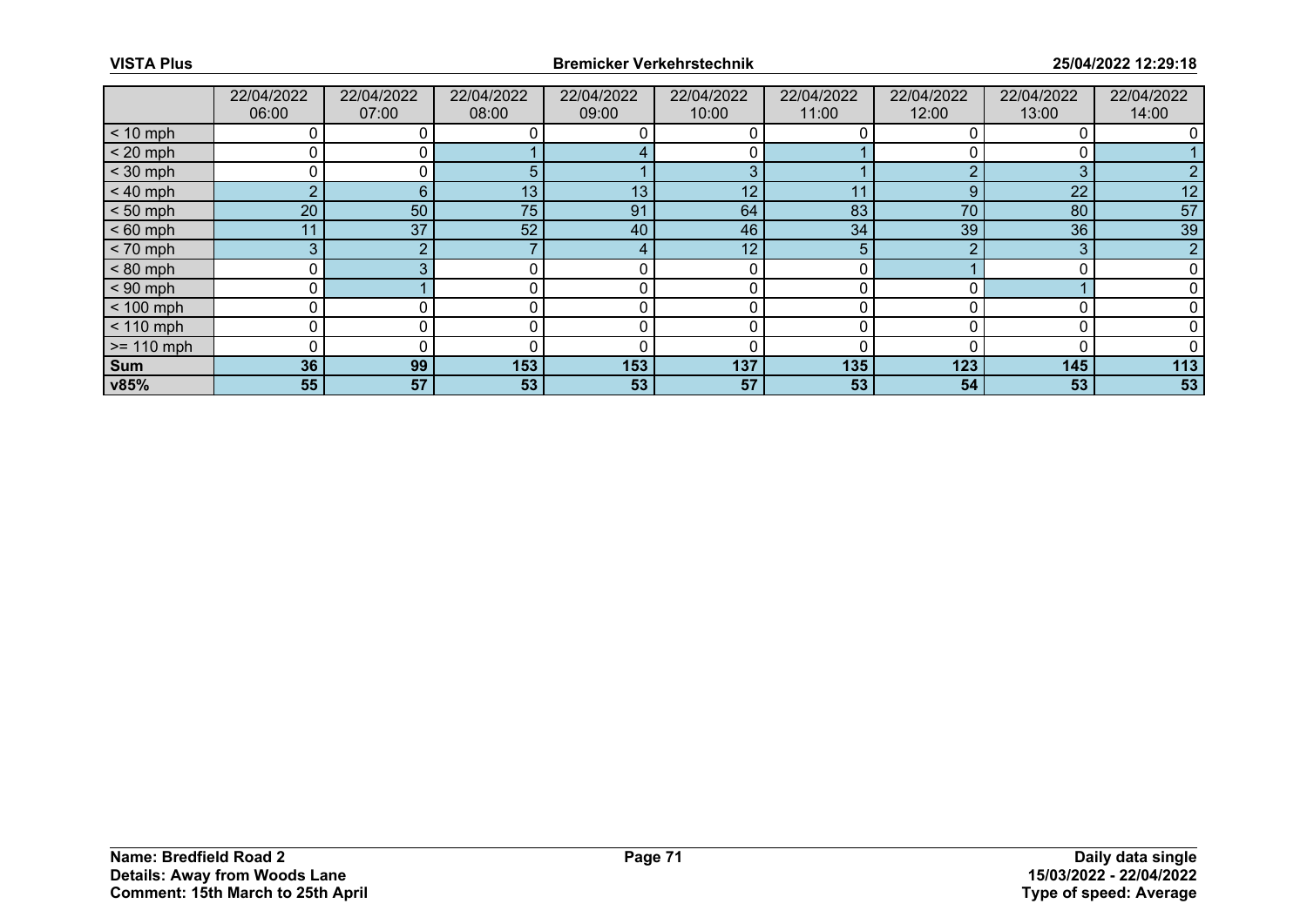| | 22/04/2022 06:00 | 22/04/2022 07:00 | 22/04/2022 08:00 | 22/04/2022 09:00 | 22/04/2022 10:00 | 22/04/2022 11:00 | 22/04/2022 12:00 | 22/04/2022 13:00 | 22/04/2022 14:00 |
|---|---|---|---|---|---|---|---|---|---|
| < 10 mph | 0 | 0 | 0 | 0 | 0 | 0 | 0 | 0 | 0 |
| < 20 mph | 0 | 0 | 1 | 4 | 0 | 1 | 0 | 0 | 1 |
| < 30 mph | 0 | 0 | 5 | 1 | 3 | 1 | 2 | 3 | 2 |
| < 40 mph | 2 | 6 | 13 | 13 | 12 | 11 | 9 | 22 | 12 |
| < 50 mph | 20 | 50 | 75 | 91 | 64 | 83 | 70 | 80 | 57 |
| < 60 mph | 11 | 37 | 52 | 40 | 46 | 34 | 39 | 36 | 39 |
| < 70 mph | 3 | 2 | 7 | 4 | 12 | 5 | 2 | 3 | 2 |
| < 80 mph | 0 | 3 | 0 | 0 | 0 | 0 | 1 | 0 | 0 |
| < 90 mph | 0 | 1 | 0 | 0 | 0 | 0 | 0 | 1 | 0 |
| < 100 mph | 0 | 0 | 0 | 0 | 0 | 0 | 0 | 0 | 0 |
| < 110 mph | 0 | 0 | 0 | 0 | 0 | 0 | 0 | 0 | 0 |
| >= 110 mph | 0 | 0 | 0 | 0 | 0 | 0 | 0 | 0 | 0 |
| **Sum** | **36** | **99** | **153** | **153** | **137** | **135** | **123** | **145** | **113** |
| **v85%** | **55** | **57** | **53** | **53** | **57** | **53** | **54** | **53** | **53** |

**Name: Bredfield Road 2**
**Details: Away from Woods Lane**
**Comment: 15th March to 25th April**

**Daily data single**
**15/03/2022 - 22/04/2022**
**Type of speed: Average**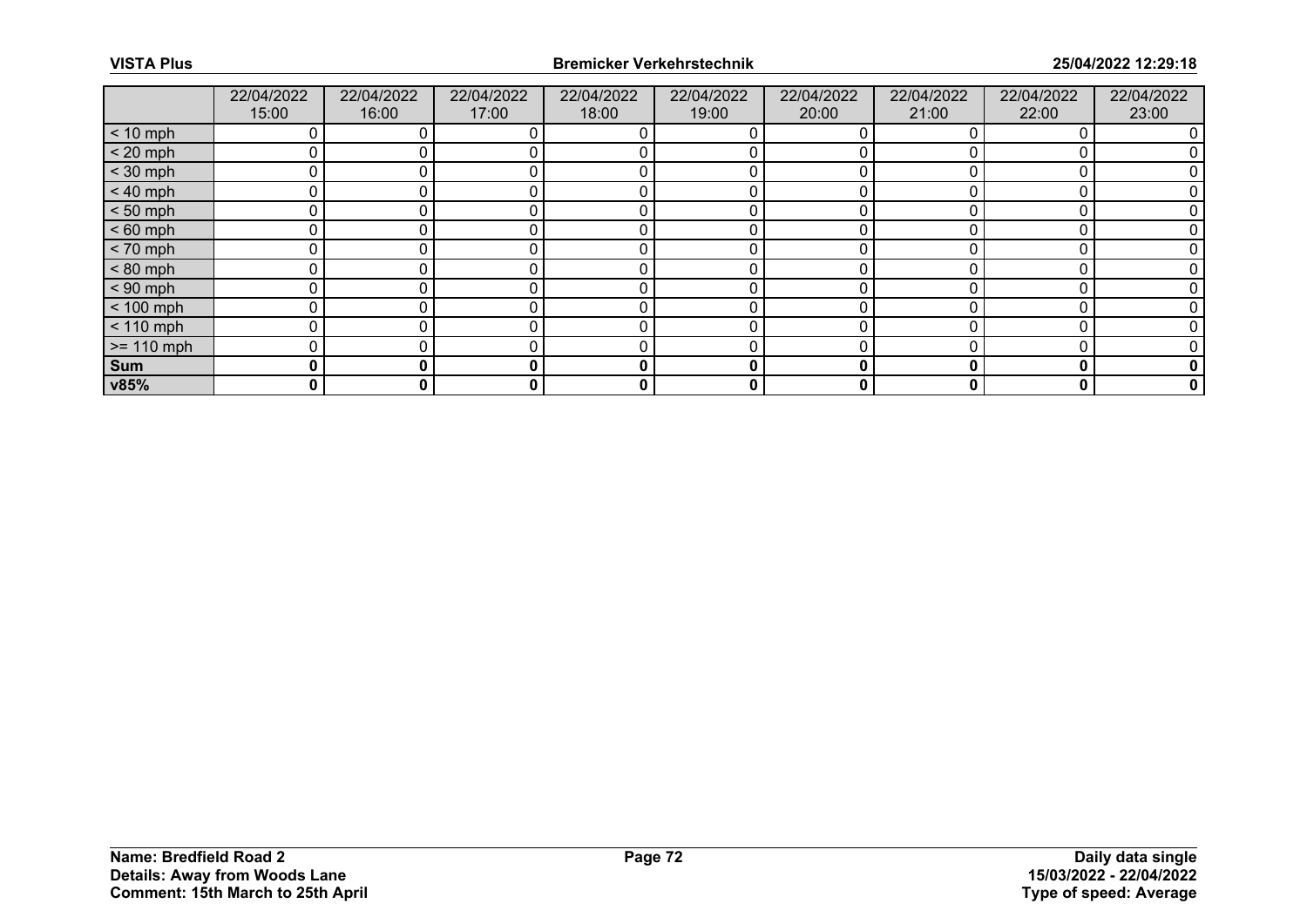|  | 22/04/2022 15:00 | 22/04/2022 16:00 | 22/04/2022 17:00 | 22/04/2022 18:00 | 22/04/2022 19:00 | 22/04/2022 20:00 | 22/04/2022 21:00 | 22/04/2022 22:00 | 22/04/2022 23:00 |
|---|---|---|---|---|---|---|---|---|---|
| < 10 mph | 0 | 0 | 0 | 0 | 0 | 0 | 0 | 0 | 0 |
| < 20 mph | 0 | 0 | 0 | 0 | 0 | 0 | 0 | 0 | 0 |
| < 30 mph | 0 | 0 | 0 | 0 | 0 | 0 | 0 | 0 | 0 |
| < 40 mph | 0 | 0 | 0 | 0 | 0 | 0 | 0 | 0 | 0 |
| < 50 mph | 0 | 0 | 0 | 0 | 0 | 0 | 0 | 0 | 0 |
| < 60 mph | 0 | 0 | 0 | 0 | 0 | 0 | 0 | 0 | 0 |
| < 70 mph | 0 | 0 | 0 | 0 | 0 | 0 | 0 | 0 | 0 |
| < 80 mph | 0 | 0 | 0 | 0 | 0 | 0 | 0 | 0 | 0 |
| < 90 mph | 0 | 0 | 0 | 0 | 0 | 0 | 0 | 0 | 0 |
| < 100 mph | 0 | 0 | 0 | 0 | 0 | 0 | 0 | 0 | 0 |
| < 110 mph | 0 | 0 | 0 | 0 | 0 | 0 | 0 | 0 | 0 |
| >= 110 mph | 0 | 0 | 0 | 0 | 0 | 0 | 0 | 0 | 0 |
| **Sum** | **0** | **0** | **0** | **0** | **0** | **0** | **0** | **0** | **0** |
| **v85%** | **0** | **0** | **0** | **0** | **0** | **0** | **0** | **0** | **0** |

**Name: Bredfield Road 2**
**Details: Away from Woods Lane**
**Comment: 15th March to 25th April**

**Daily data single**
**15/03/2022 - 22/04/2022**
**Type of speed: Average**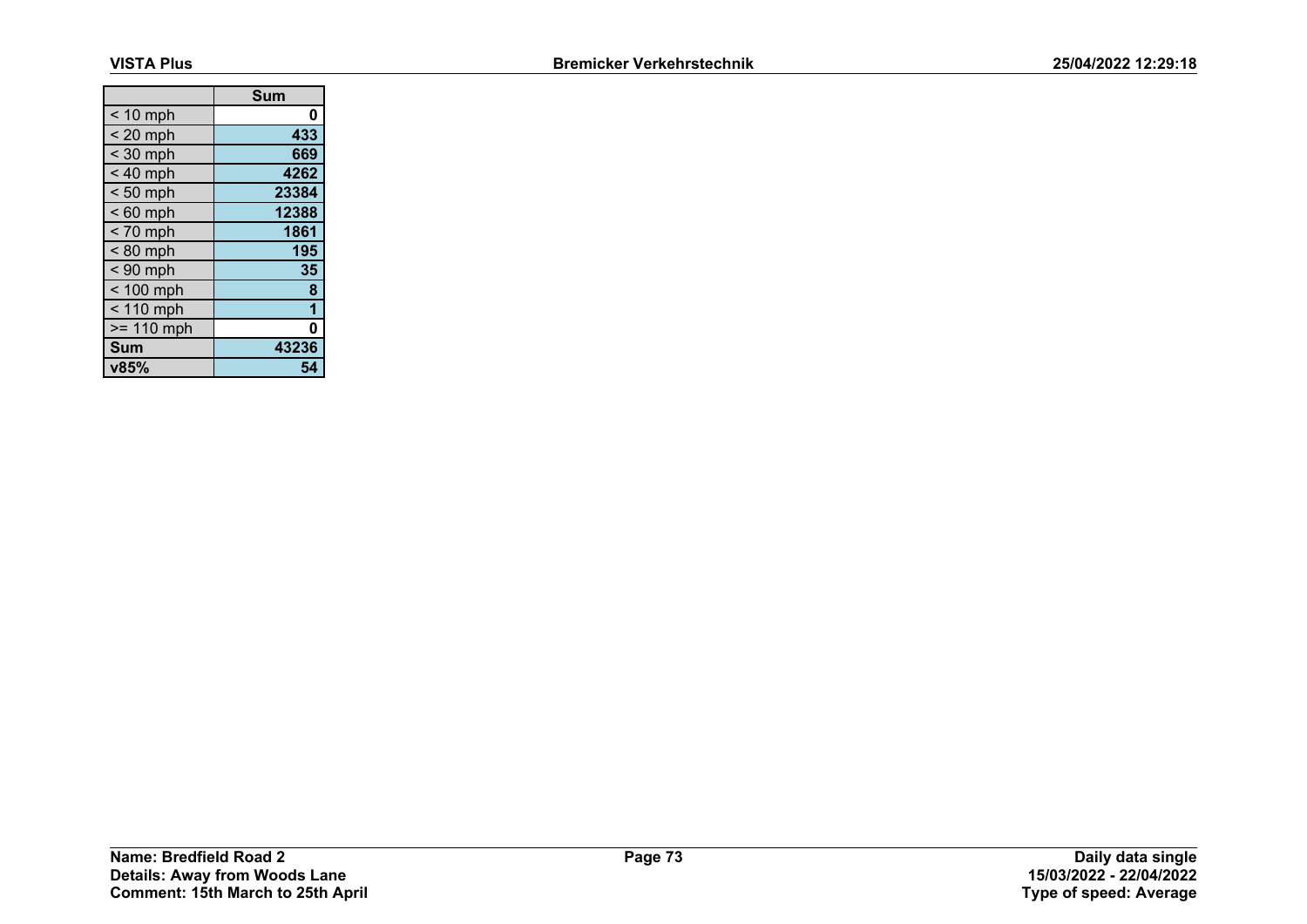| | Sum |
|---|---|
| < 10 mph | 0 |
| < 20 mph | 433 |
| < 30 mph | 669 |
| < 40 mph | 4262 |
| < 50 mph | 23384 |
| < 60 mph | 12388 |
| < 70 mph | 1861 |
| < 80 mph | 195 |
| < 90 mph | 35 |
| < 100 mph | 8 |
| < 110 mph | 1 |
| >= 110 mph | 0 |
| **Sum** | **43236** |
| **v85%** | **54** |

**Name: Bredfield Road 2**
**Details: Away from Woods Lane**
**Comment: 15th March to 25th April**

**Daily data single**
**15/03/2022 - 22/04/2022**
**Type of speed: Average**